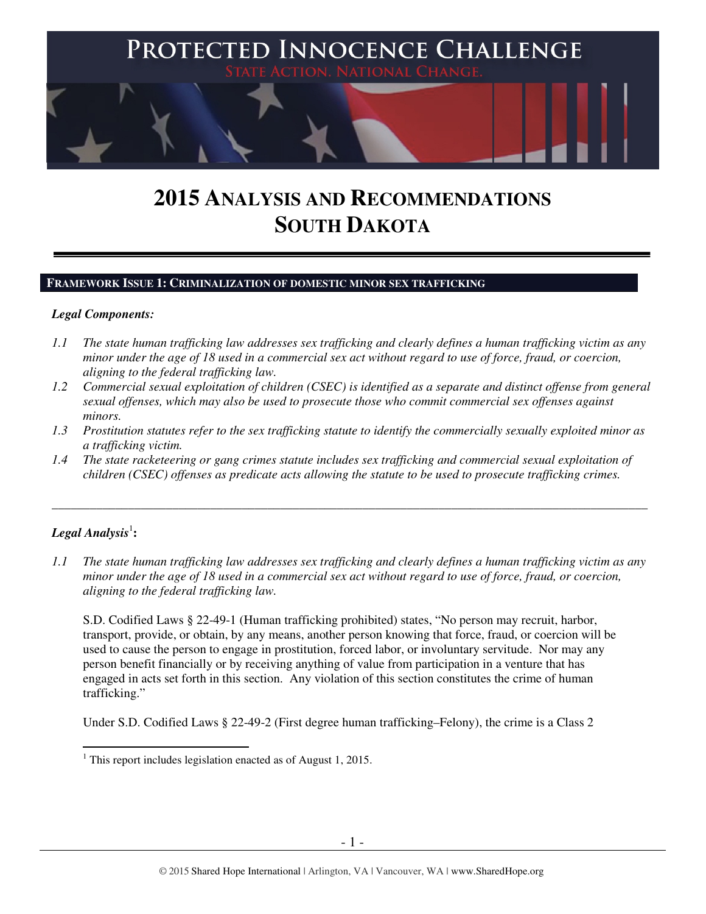# PROTECTED INNOCENCE CHALLENGE

STATE ACTION. NATIONAL CHANGE.

# 2015 ANALYSIS AND RECOMMENDATIONS SOUTH DAKOTA

## FRAMEWORK ISSUE 1: CRIMINALIZATION OF DOMESTIC MINOR SEX TRAFFICKING

***Legal Components:***

*1.1 The state human trafficking law addresses sex trafficking and clearly defines a human trafficking victim as any minor under the age of 18 used in a commercial sex act without regard to use of force, fraud, or coercion, aligning to the federal trafficking law.*

*1.2 Commercial sexual exploitation of children (CSEC) is identified as a separate and distinct offense from general sexual offenses, which may also be used to prosecute those who commit commercial sex offenses against minors.*

*1.3 Prostitution statutes refer to the sex trafficking statute to identify the commercially sexually exploited minor as a trafficking victim.*

*1.4 The state racketeering or gang crimes statute includes sex trafficking and commercial sexual exploitation of children (CSEC) offenses as predicate acts allowing the statute to be used to prosecute trafficking crimes.*

---

***Legal Analysis*[1]:**

*1.1 The state human trafficking law addresses sex trafficking and clearly defines a human trafficking victim as any minor under the age of 18 used in a commercial sex act without regard to use of force, fraud, or coercion, aligning to the federal trafficking law.*

S.D. Codified Laws § 22-49-1 (Human trafficking prohibited) states, "No person may recruit, harbor, transport, provide, or obtain, by any means, another person knowing that force, fraud, or coercion will be used to cause the person to engage in prostitution, forced labor, or involuntary servitude. Nor may any person benefit financially or by receiving anything of value from participation in a venture that has engaged in acts set forth in this section. Any violation of this section constitutes the crime of human trafficking."

Under S.D. Codified Laws § 22-49-2 (First degree human trafficking–Felony), the crime is a Class 2

---

[1] This report includes legislation enacted as of August 1, 2015.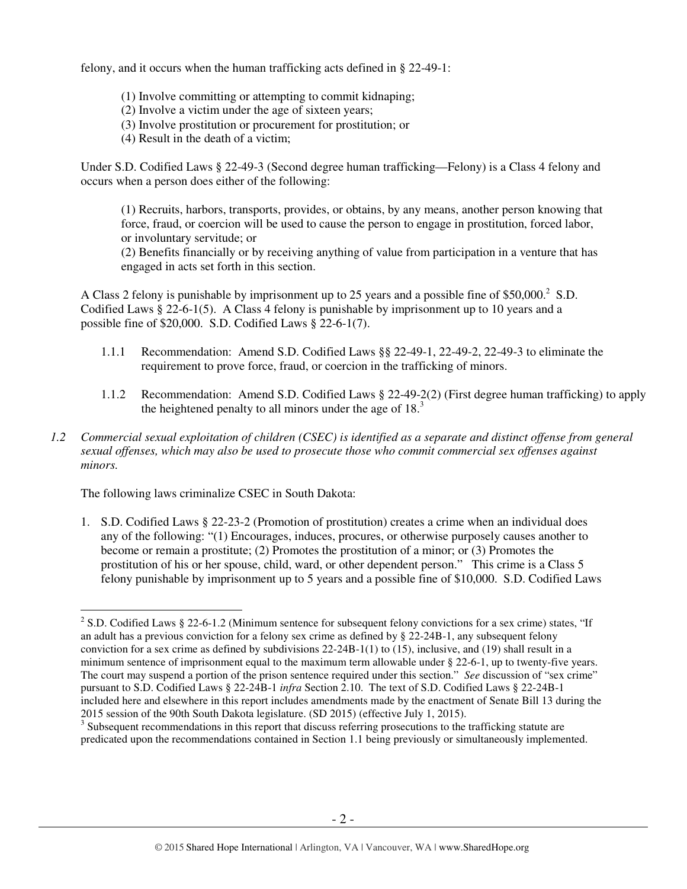felony, and it occurs when the human trafficking acts defined in § 22-49-1:

> (1) Involve committing or attempting to commit kidnaping;
> (2) Involve a victim under the age of sixteen years;
> (3) Involve prostitution or procurement for prostitution; or
> (4) Result in the death of a victim;

Under S.D. Codified Laws § 22-49-3 (Second degree human trafficking—Felony) is a Class 4 felony and occurs when a person does either of the following:

> (1) Recruits, harbors, transports, provides, or obtains, by any means, another person knowing that force, fraud, or coercion will be used to cause the person to engage in prostitution, forced labor, or involuntary servitude; or
> (2) Benefits financially or by receiving anything of value from participation in a venture that has engaged in acts set forth in this section.

A Class 2 felony is punishable by imprisonment up to 25 years and a possible fine of $50,000.[2] S.D. Codified Laws § 22-6-1(5). A Class 4 felony is punishable by imprisonment up to 10 years and a possible fine of $20,000. S.D. Codified Laws § 22-6-1(7).

1.1.1 Recommendation: Amend S.D. Codified Laws §§ 22-49-1, 22-49-2, 22-49-3 to eliminate the requirement to prove force, fraud, or coercion in the trafficking of minors.

1.1.2 Recommendation: Amend S.D. Codified Laws § 22-49-2(2) (First degree human trafficking) to apply the heightened penalty to all minors under the age of 18.[3]

*1.2 Commercial sexual exploitation of children (CSEC) is identified as a separate and distinct offense from general sexual offenses, which may also be used to prosecute those who commit commercial sex offenses against minors.*

The following laws criminalize CSEC in South Dakota:

1. S.D. Codified Laws § 22-23-2 (Promotion of prostitution) creates a crime when an individual does any of the following: "(1) Encourages, induces, procures, or otherwise purposely causes another to become or remain a prostitute; (2) Promotes the prostitution of a minor; or (3) Promotes the prostitution of his or her spouse, child, ward, or other dependent person." This crime is a Class 5 felony punishable by imprisonment up to 5 years and a possible fine of $10,000. S.D. Codified Laws

---

[2] S.D. Codified Laws § 22-6-1.2 (Minimum sentence for subsequent felony convictions for a sex crime) states, "If an adult has a previous conviction for a felony sex crime as defined by § 22-24B-1, any subsequent felony conviction for a sex crime as defined by subdivisions 22-24B-1(1) to (15), inclusive, and (19) shall result in a minimum sentence of imprisonment equal to the maximum term allowable under § 22-6-1, up to twenty-five years. The court may suspend a portion of the prison sentence required under this section." *See* discussion of "sex crime" pursuant to S.D. Codified Laws § 22-24B-1 *infra* Section 2.10. The text of S.D. Codified Laws § 22-24B-1 included here and elsewhere in this report includes amendments made by the enactment of Senate Bill 13 during the 2015 session of the 90th South Dakota legislature. (SD 2015) (effective July 1, 2015).

[3] Subsequent recommendations in this report that discuss referring prosecutions to the trafficking statute are predicated upon the recommendations contained in Section 1.1 being previously or simultaneously implemented.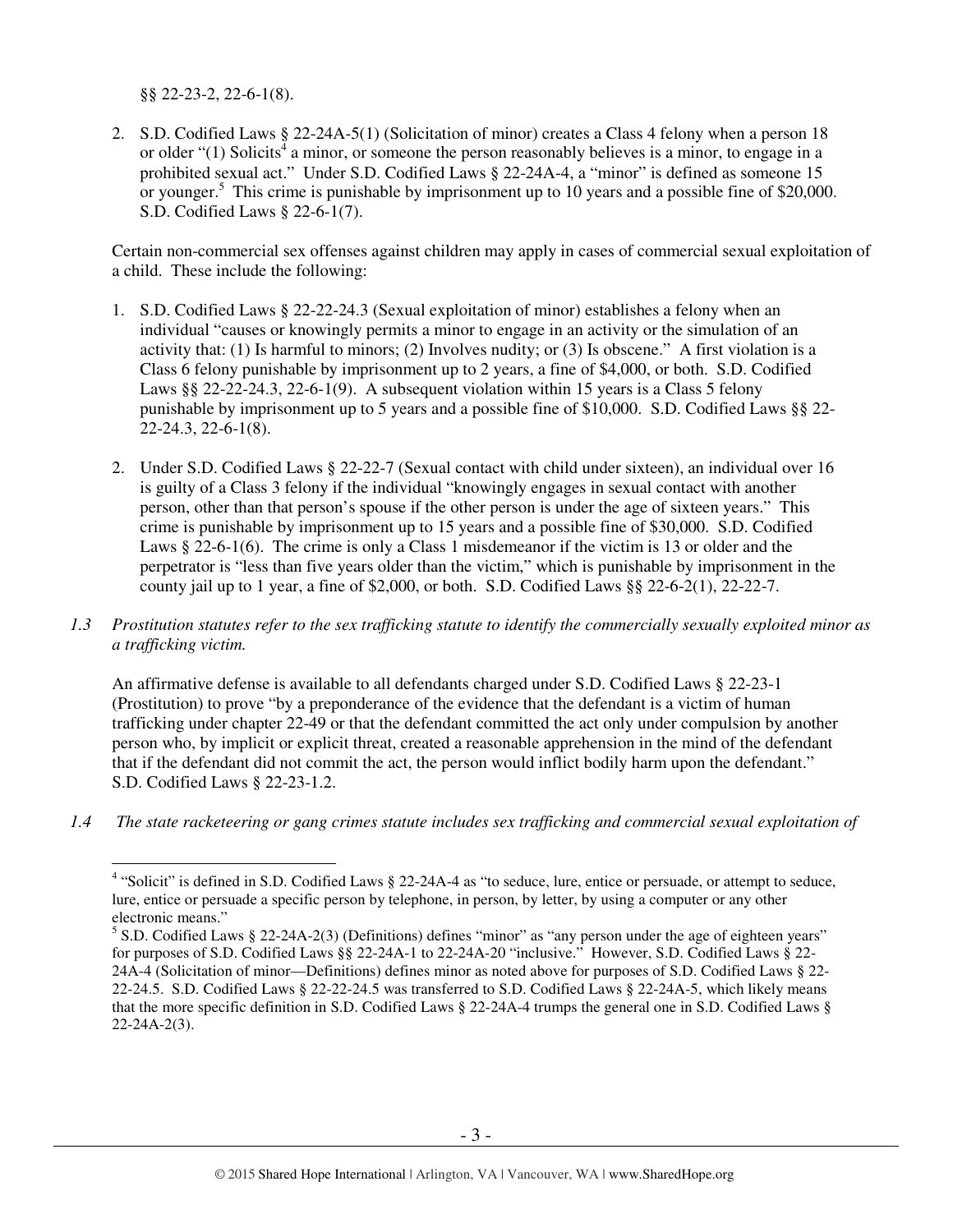§§ 22-23-2, 22-6-1(8).

2. S.D. Codified Laws § 22-24A-5(1) (Solicitation of minor) creates a Class 4 felony when a person 18 or older "(1) Solicits[4] a minor, or someone the person reasonably believes is a minor, to engage in a prohibited sexual act." Under S.D. Codified Laws § 22-24A-4, a "minor" is defined as someone 15 or younger.[5] This crime is punishable by imprisonment up to 10 years and a possible fine of $20,000. S.D. Codified Laws § 22-6-1(7).

Certain non-commercial sex offenses against children may apply in cases of commercial sexual exploitation of a child. These include the following:

1. S.D. Codified Laws § 22-22-24.3 (Sexual exploitation of minor) establishes a felony when an individual "causes or knowingly permits a minor to engage in an activity or the simulation of an activity that: (1) Is harmful to minors; (2) Involves nudity; or (3) Is obscene." A first violation is a Class 6 felony punishable by imprisonment up to 2 years, a fine of $4,000, or both. S.D. Codified Laws §§ 22-22-24.3, 22-6-1(9). A subsequent violation within 15 years is a Class 5 felony punishable by imprisonment up to 5 years and a possible fine of $10,000. S.D. Codified Laws §§ 22-22-24.3, 22-6-1(8).

2. Under S.D. Codified Laws § 22-22-7 (Sexual contact with child under sixteen), an individual over 16 is guilty of a Class 3 felony if the individual "knowingly engages in sexual contact with another person, other than that person's spouse if the other person is under the age of sixteen years." This crime is punishable by imprisonment up to 15 years and a possible fine of $30,000. S.D. Codified Laws § 22-6-1(6). The crime is only a Class 1 misdemeanor if the victim is 13 or older and the perpetrator is "less than five years older than the victim," which is punishable by imprisonment in the county jail up to 1 year, a fine of $2,000, or both. S.D. Codified Laws §§ 22-6-2(1), 22-22-7.

*1.3 Prostitution statutes refer to the sex trafficking statute to identify the commercially sexually exploited minor as a trafficking victim.*

An affirmative defense is available to all defendants charged under S.D. Codified Laws § 22-23-1 (Prostitution) to prove "by a preponderance of the evidence that the defendant is a victim of human trafficking under chapter 22-49 or that the defendant committed the act only under compulsion by another person who, by implicit or explicit threat, created a reasonable apprehension in the mind of the defendant that if the defendant did not commit the act, the person would inflict bodily harm upon the defendant." S.D. Codified Laws § 22-23-1.2.

*1.4 The state racketeering or gang crimes statute includes sex trafficking and commercial sexual exploitation of*

---

[4] "Solicit" is defined in S.D. Codified Laws § 22-24A-4 as "to seduce, lure, entice or persuade, or attempt to seduce, lure, entice or persuade a specific person by telephone, in person, by letter, by using a computer or any other electronic means."

[5] S.D. Codified Laws § 22-24A-2(3) (Definitions) defines "minor" as "any person under the age of eighteen years" for purposes of S.D. Codified Laws §§ 22-24A-1 to 22-24A-20 "inclusive." However, S.D. Codified Laws § 22-24A-4 (Solicitation of minor—Definitions) defines minor as noted above for purposes of S.D. Codified Laws § 22-22-24.5. S.D. Codified Laws § 22-22-24.5 was transferred to S.D. Codified Laws § 22-24A-5, which likely means that the more specific definition in S.D. Codified Laws § 22-24A-4 trumps the general one in S.D. Codified Laws § 22-24A-2(3).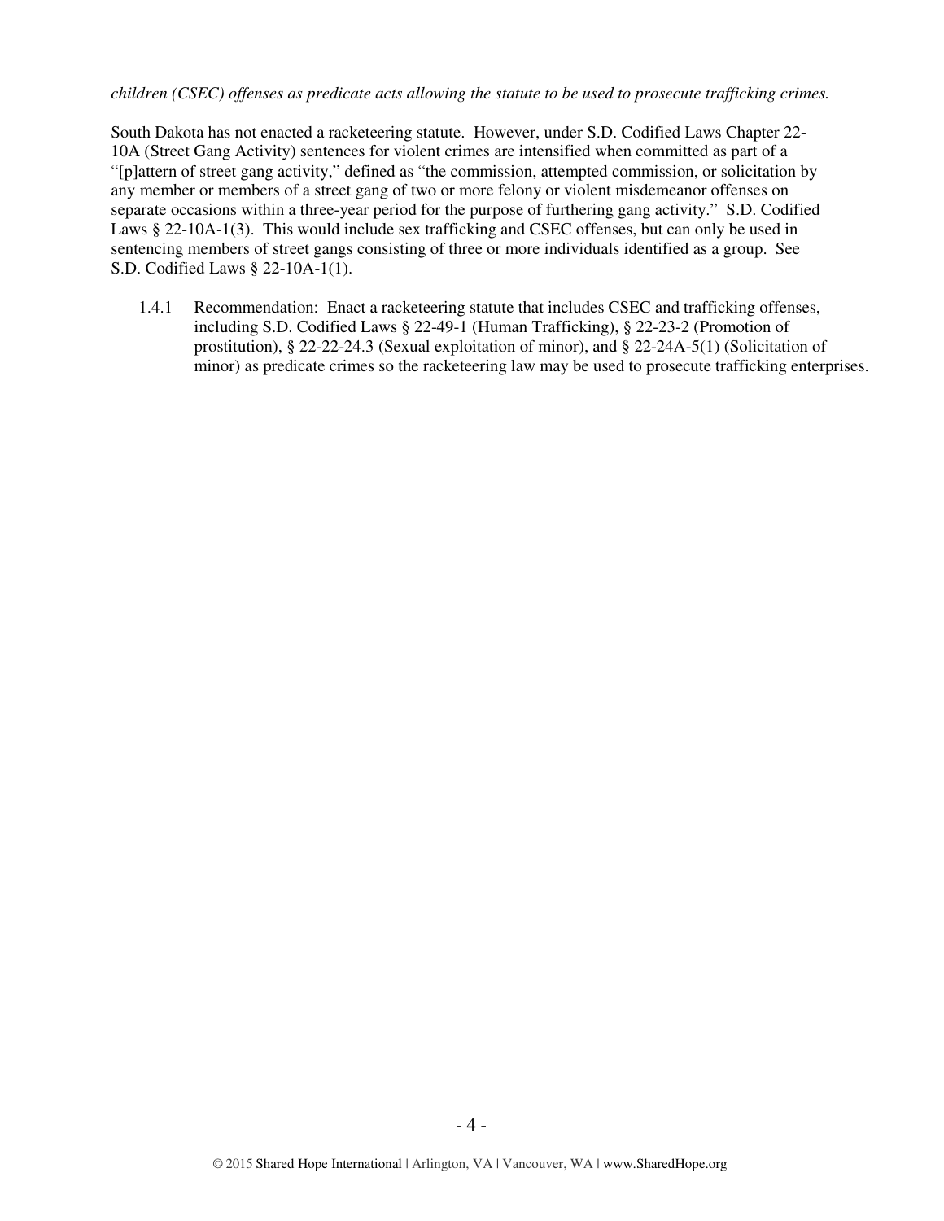*children (CSEC) offenses as predicate acts allowing the statute to be used to prosecute trafficking crimes.*

South Dakota has not enacted a racketeering statute. However, under S.D. Codified Laws Chapter 22-10A (Street Gang Activity) sentences for violent crimes are intensified when committed as part of a "[p]attern of street gang activity," defined as "the commission, attempted commission, or solicitation by any member or members of a street gang of two or more felony or violent misdemeanor offenses on separate occasions within a three-year period for the purpose of furthering gang activity." S.D. Codified Laws § 22-10A-1(3). This would include sex trafficking and CSEC offenses, but can only be used in sentencing members of street gangs consisting of three or more individuals identified as a group. See S.D. Codified Laws § 22-10A-1(1).

1.4.1 Recommendation: Enact a racketeering statute that includes CSEC and trafficking offenses, including S.D. Codified Laws § 22-49-1 (Human Trafficking), § 22-23-2 (Promotion of prostitution), § 22-22-24.3 (Sexual exploitation of minor), and § 22-24A-5(1) (Solicitation of minor) as predicate crimes so the racketeering law may be used to prosecute trafficking enterprises.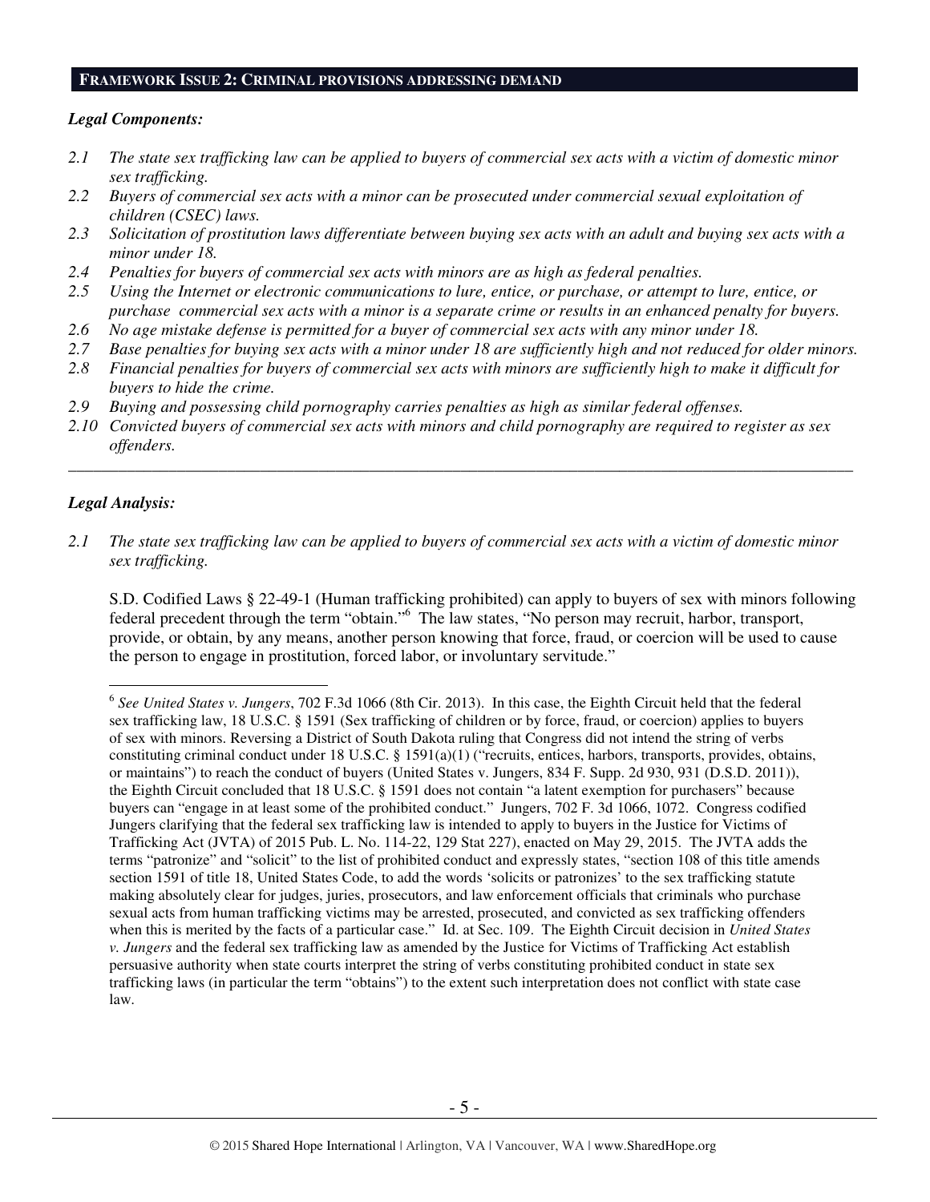## FRAMEWORK ISSUE 2: CRIMINAL PROVISIONS ADDRESSING DEMAND

### *Legal Components:*

*2.1 The state sex trafficking law can be applied to buyers of commercial sex acts with a victim of domestic minor sex trafficking.*

*2.2 Buyers of commercial sex acts with a minor can be prosecuted under commercial sexual exploitation of children (CSEC) laws.*

*2.3 Solicitation of prostitution laws differentiate between buying sex acts with an adult and buying sex acts with a minor under 18.*

*2.4 Penalties for buyers of commercial sex acts with minors are as high as federal penalties.*

*2.5 Using the Internet or electronic communications to lure, entice, or purchase, or attempt to lure, entice, or purchase commercial sex acts with a minor is a separate crime or results in an enhanced penalty for buyers.*

*2.6 No age mistake defense is permitted for a buyer of commercial sex acts with any minor under 18.*

*2.7 Base penalties for buying sex acts with a minor under 18 are sufficiently high and not reduced for older minors.*

*2.8 Financial penalties for buyers of commercial sex acts with minors are sufficiently high to make it difficult for buyers to hide the crime.*

*2.9 Buying and possessing child pornography carries penalties as high as similar federal offenses.*

*2.10 Convicted buyers of commercial sex acts with minors and child pornography are required to register as sex offenders.*

---

### *Legal Analysis:*

*2.1 The state sex trafficking law can be applied to buyers of commercial sex acts with a victim of domestic minor sex trafficking.*

S.D. Codified Laws § 22-49-1 (Human trafficking prohibited) can apply to buyers of sex with minors following federal precedent through the term "obtain."[6] The law states, "No person may recruit, harbor, transport, provide, or obtain, by any means, another person knowing that force, fraud, or coercion will be used to cause the person to engage in prostitution, forced labor, or involuntary servitude."

---

[6] *See United States v. Jungers*, 702 F.3d 1066 (8th Cir. 2013). In this case, the Eighth Circuit held that the federal sex trafficking law, 18 U.S.C. § 1591 (Sex trafficking of children or by force, fraud, or coercion) applies to buyers of sex with minors. Reversing a District of South Dakota ruling that Congress did not intend the string of verbs constituting criminal conduct under 18 U.S.C. § 1591(a)(1) ("recruits, entices, harbors, transports, provides, obtains, or maintains") to reach the conduct of buyers (United States v. Jungers, 834 F. Supp. 2d 930, 931 (D.S.D. 2011)), the Eighth Circuit concluded that 18 U.S.C. § 1591 does not contain "a latent exemption for purchasers" because buyers can "engage in at least some of the prohibited conduct." Jungers, 702 F. 3d 1066, 1072. Congress codified Jungers clarifying that the federal sex trafficking law is intended to apply to buyers in the Justice for Victims of Trafficking Act (JVTA) of 2015 Pub. L. No. 114-22, 129 Stat 227), enacted on May 29, 2015. The JVTA adds the terms "patronize" and "solicit" to the list of prohibited conduct and expressly states, "section 108 of this title amends section 1591 of title 18, United States Code, to add the words 'solicits or patronizes' to the sex trafficking statute making absolutely clear for judges, juries, prosecutors, and law enforcement officials that criminals who purchase sexual acts from human trafficking victims may be arrested, prosecuted, and convicted as sex trafficking offenders when this is merited by the facts of a particular case." Id. at Sec. 109. The Eighth Circuit decision in *United States v. Jungers* and the federal sex trafficking law as amended by the Justice for Victims of Trafficking Act establish persuasive authority when state courts interpret the string of verbs constituting prohibited conduct in state sex trafficking laws (in particular the term "obtains") to the extent such interpretation does not conflict with state case law.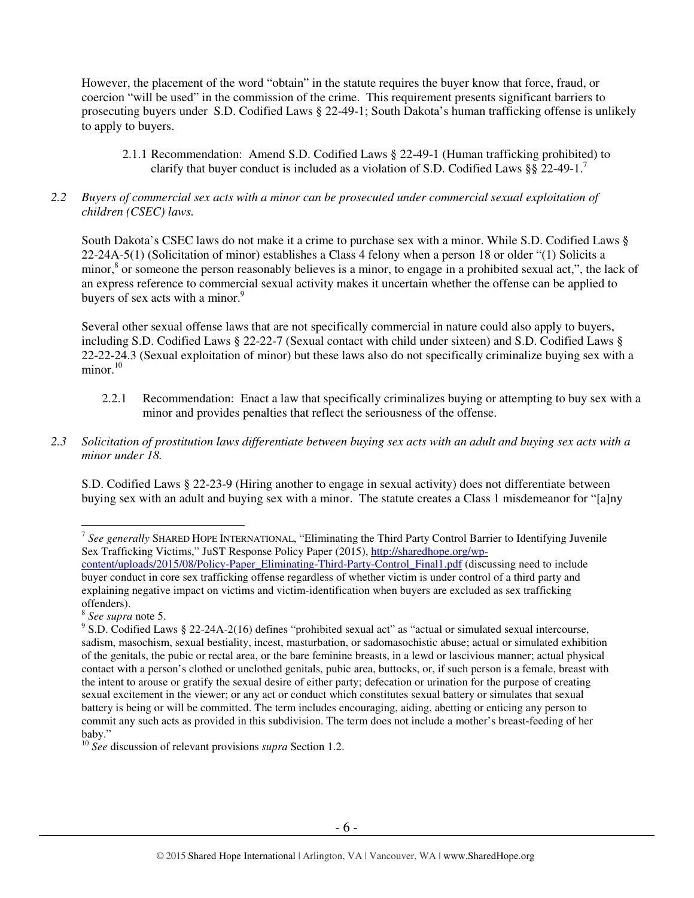However, the placement of the word "obtain" in the statute requires the buyer know that force, fraud, or coercion "will be used" in the commission of the crime. This requirement presents significant barriers to prosecuting buyers under S.D. Codified Laws § 22-49-1; South Dakota's human trafficking offense is unlikely to apply to buyers.

2.1.1 Recommendation: Amend S.D. Codified Laws § 22-49-1 (Human trafficking prohibited) to clarify that buyer conduct is included as a violation of S.D. Codified Laws §§ 22-49-1.[7]

*2.2 Buyers of commercial sex acts with a minor can be prosecuted under commercial sexual exploitation of children (CSEC) laws.*

South Dakota's CSEC laws do not make it a crime to purchase sex with a minor. While S.D. Codified Laws § 22-24A-5(1) (Solicitation of minor) establishes a Class 4 felony when a person 18 or older "(1) Solicits a minor,[8] or someone the person reasonably believes is a minor, to engage in a prohibited sexual act,", the lack of an express reference to commercial sexual activity makes it uncertain whether the offense can be applied to buyers of sex acts with a minor.[9]

Several other sexual offense laws that are not specifically commercial in nature could also apply to buyers, including S.D. Codified Laws § 22-22-7 (Sexual contact with child under sixteen) and S.D. Codified Laws § 22-22-24.3 (Sexual exploitation of minor) but these laws also do not specifically criminalize buying sex with a minor.[10]

2.2.1 Recommendation: Enact a law that specifically criminalizes buying or attempting to buy sex with a minor and provides penalties that reflect the seriousness of the offense.

*2.3 Solicitation of prostitution laws differentiate between buying sex acts with an adult and buying sex acts with a minor under 18.*

S.D. Codified Laws § 22-23-9 (Hiring another to engage in sexual activity) does not differentiate between buying sex with an adult and buying sex with a minor. The statute creates a Class 1 misdemeanor for "[a]ny

---

[7] *See generally* SHARED HOPE INTERNATIONAL, "Eliminating the Third Party Control Barrier to Identifying Juvenile Sex Trafficking Victims," JuST Response Policy Paper (2015), http://sharedhope.org/wp-content/uploads/2015/08/Policy-Paper_Eliminating-Third-Party-Control_Final1.pdf (discussing need to include buyer conduct in core sex trafficking offense regardless of whether victim is under control of a third party and explaining negative impact on victims and victim-identification when buyers are excluded as sex trafficking offenders).

[8] *See supra* note 5.

[9] S.D. Codified Laws § 22-24A-2(16) defines "prohibited sexual act" as "actual or simulated sexual intercourse, sadism, masochism, sexual bestiality, incest, masturbation, or sadomasochistic abuse; actual or simulated exhibition of the genitals, the pubic or rectal area, or the bare feminine breasts, in a lewd or lascivious manner; actual physical contact with a person's clothed or unclothed genitals, pubic area, buttocks, or, if such person is a female, breast with the intent to arouse or gratify the sexual desire of either party; defecation or urination for the purpose of creating sexual excitement in the viewer; or any act or conduct which constitutes sexual battery or simulates that sexual battery is being or will be committed. The term includes encouraging, aiding, abetting or enticing any person to commit any such acts as provided in this subdivision. The term does not include a mother's breast-feeding of her baby."

[10] *See* discussion of relevant provisions *supra* Section 1.2.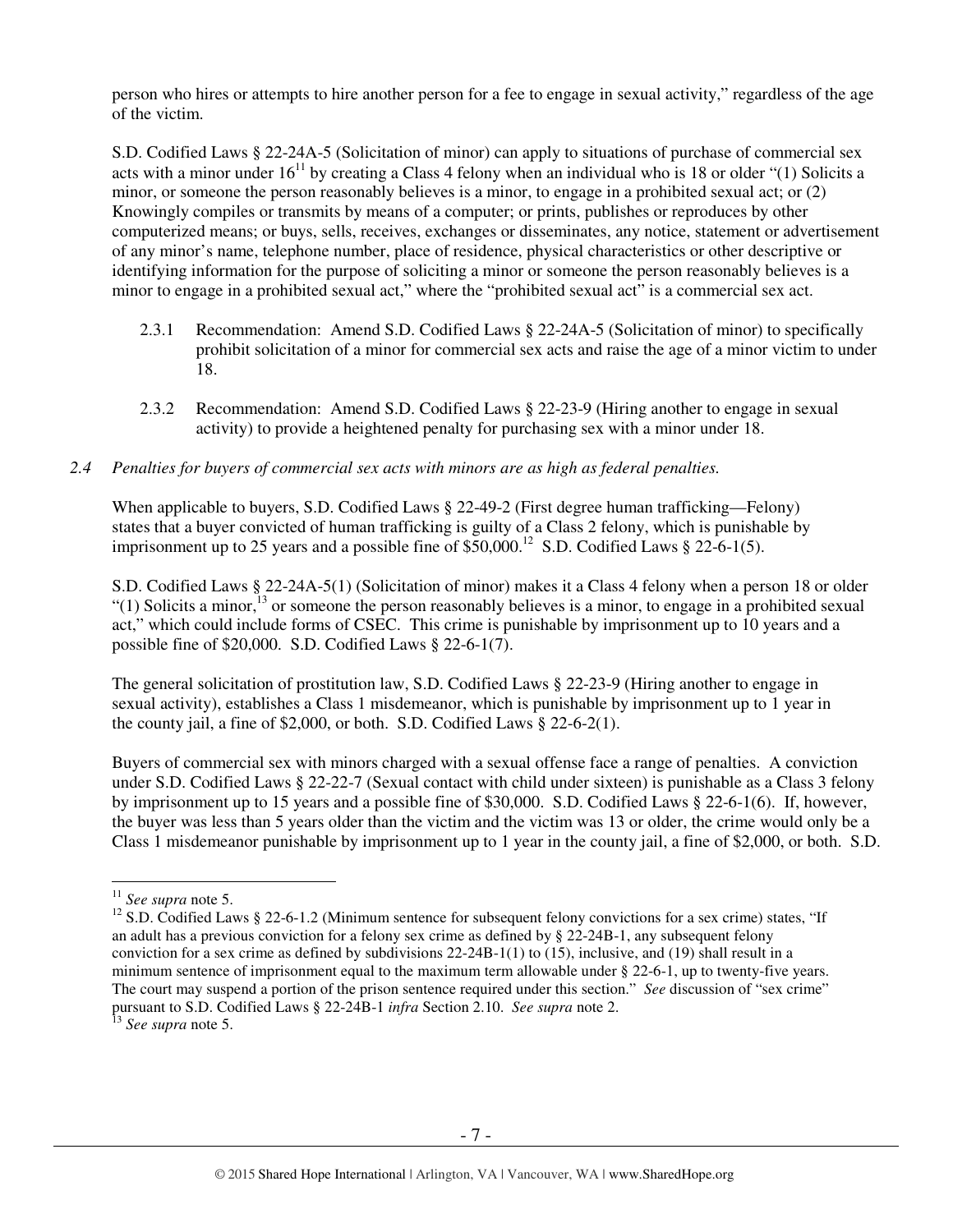person who hires or attempts to hire another person for a fee to engage in sexual activity," regardless of the age of the victim.

S.D. Codified Laws § 22-24A-5 (Solicitation of minor) can apply to situations of purchase of commercial sex acts with a minor under 16[11] by creating a Class 4 felony when an individual who is 18 or older "(1) Solicits a minor, or someone the person reasonably believes is a minor, to engage in a prohibited sexual act; or (2) Knowingly compiles or transmits by means of a computer; or prints, publishes or reproduces by other computerized means; or buys, sells, receives, exchanges or disseminates, any notice, statement or advertisement of any minor's name, telephone number, place of residence, physical characteristics or other descriptive or identifying information for the purpose of soliciting a minor or someone the person reasonably believes is a minor to engage in a prohibited sexual act," where the "prohibited sexual act" is a commercial sex act.

2.3.1 Recommendation: Amend S.D. Codified Laws § 22-24A-5 (Solicitation of minor) to specifically prohibit solicitation of a minor for commercial sex acts and raise the age of a minor victim to under 18.

2.3.2 Recommendation: Amend S.D. Codified Laws § 22-23-9 (Hiring another to engage in sexual activity) to provide a heightened penalty for purchasing sex with a minor under 18.

*2.4 Penalties for buyers of commercial sex acts with minors are as high as federal penalties.*

When applicable to buyers, S.D. Codified Laws § 22-49-2 (First degree human trafficking—Felony) states that a buyer convicted of human trafficking is guilty of a Class 2 felony, which is punishable by imprisonment up to 25 years and a possible fine of $50,000.[12] S.D. Codified Laws § 22-6-1(5).

S.D. Codified Laws § 22-24A-5(1) (Solicitation of minor) makes it a Class 4 felony when a person 18 or older "(1) Solicits a minor,[13] or someone the person reasonably believes is a minor, to engage in a prohibited sexual act," which could include forms of CSEC. This crime is punishable by imprisonment up to 10 years and a possible fine of $20,000. S.D. Codified Laws § 22-6-1(7).

The general solicitation of prostitution law, S.D. Codified Laws § 22-23-9 (Hiring another to engage in sexual activity), establishes a Class 1 misdemeanor, which is punishable by imprisonment up to 1 year in the county jail, a fine of $2,000, or both. S.D. Codified Laws § 22-6-2(1).

Buyers of commercial sex with minors charged with a sexual offense face a range of penalties. A conviction under S.D. Codified Laws § 22-22-7 (Sexual contact with child under sixteen) is punishable as a Class 3 felony by imprisonment up to 15 years and a possible fine of $30,000. S.D. Codified Laws § 22-6-1(6). If, however, the buyer was less than 5 years older than the victim and the victim was 13 or older, the crime would only be a Class 1 misdemeanor punishable by imprisonment up to 1 year in the county jail, a fine of $2,000, or both. S.D.

---

[11] *See supra* note 5.

[12] S.D. Codified Laws § 22-6-1.2 (Minimum sentence for subsequent felony convictions for a sex crime) states, "If an adult has a previous conviction for a felony sex crime as defined by § 22-24B-1, any subsequent felony conviction for a sex crime as defined by subdivisions 22-24B-1(1) to (15), inclusive, and (19) shall result in a minimum sentence of imprisonment equal to the maximum term allowable under § 22-6-1, up to twenty-five years. The court may suspend a portion of the prison sentence required under this section." *See* discussion of "sex crime" pursuant to S.D. Codified Laws § 22-24B-1 *infra* Section 2.10. *See supra* note 2.

[13] *See supra* note 5.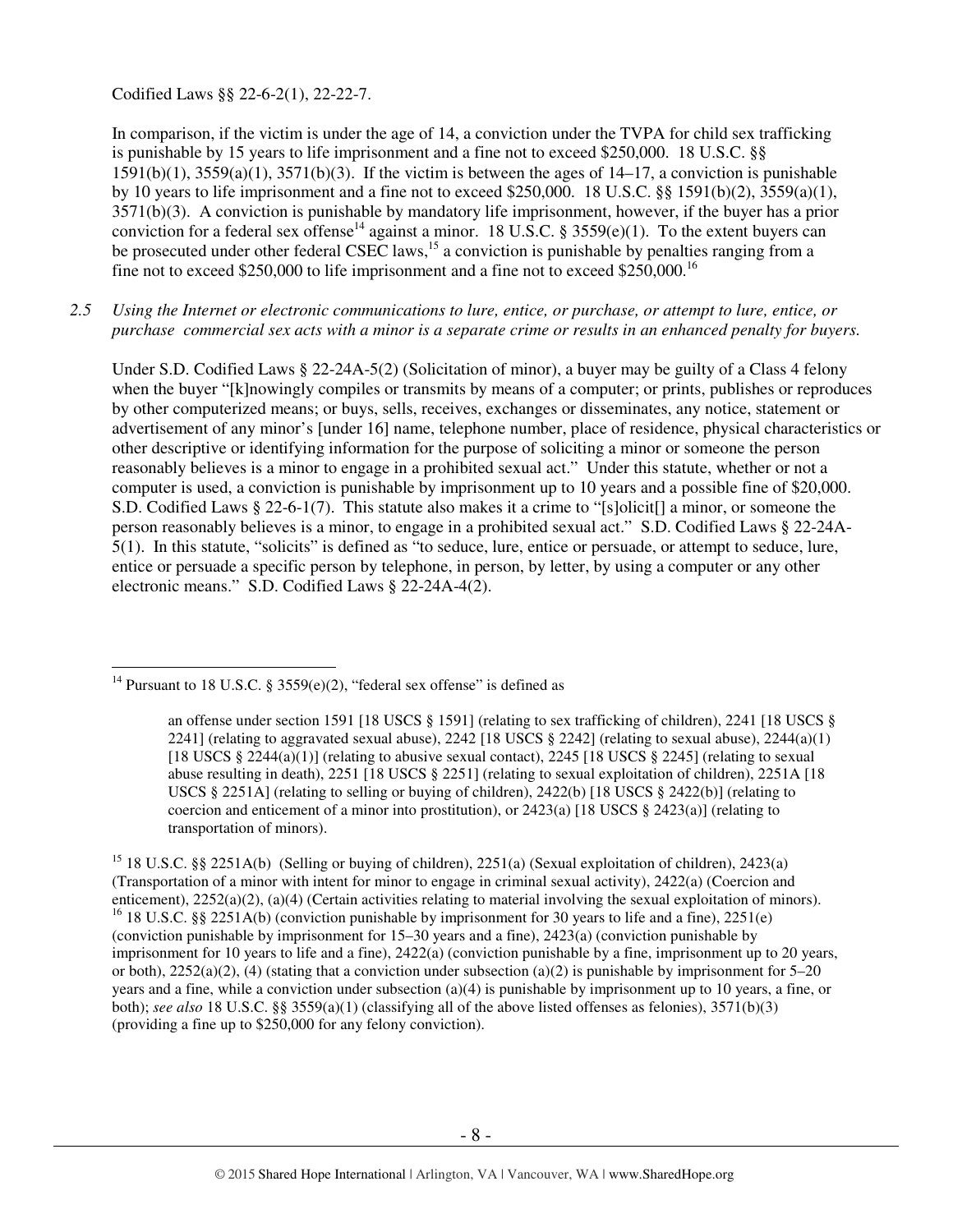Codified Laws §§ 22-6-2(1), 22-22-7.

In comparison, if the victim is under the age of 14, a conviction under the TVPA for child sex trafficking is punishable by 15 years to life imprisonment and a fine not to exceed $250,000. 18 U.S.C. §§ 1591(b)(1), 3559(a)(1), 3571(b)(3). If the victim is between the ages of 14–17, a conviction is punishable by 10 years to life imprisonment and a fine not to exceed $250,000. 18 U.S.C. §§ 1591(b)(2), 3559(a)(1), 3571(b)(3). A conviction is punishable by mandatory life imprisonment, however, if the buyer has a prior conviction for a federal sex offense[14] against a minor. 18 U.S.C. § 3559(e)(1). To the extent buyers can be prosecuted under other federal CSEC laws,[15] a conviction is punishable by penalties ranging from a fine not to exceed $250,000 to life imprisonment and a fine not to exceed $250,000.[16]

*2.5 Using the Internet or electronic communications to lure, entice, or purchase, or attempt to lure, entice, or purchase commercial sex acts with a minor is a separate crime or results in an enhanced penalty for buyers.*

Under S.D. Codified Laws § 22-24A-5(2) (Solicitation of minor), a buyer may be guilty of a Class 4 felony when the buyer "[k]nowingly compiles or transmits by means of a computer; or prints, publishes or reproduces by other computerized means; or buys, sells, receives, exchanges or disseminates, any notice, statement or advertisement of any minor's [under 16] name, telephone number, place of residence, physical characteristics or other descriptive or identifying information for the purpose of soliciting a minor or someone the person reasonably believes is a minor to engage in a prohibited sexual act." Under this statute, whether or not a computer is used, a conviction is punishable by imprisonment up to 10 years and a possible fine of $20,000. S.D. Codified Laws § 22-6-1(7). This statute also makes it a crime to "[s]olicit[] a minor, or someone the person reasonably believes is a minor, to engage in a prohibited sexual act." S.D. Codified Laws § 22-24A-5(1). In this statute, "solicits" is defined as "to seduce, lure, entice or persuade, or attempt to seduce, lure, entice or persuade a specific person by telephone, in person, by letter, by using a computer or any other electronic means." S.D. Codified Laws § 22-24A-4(2).

---

[14] Pursuant to 18 U.S.C. § 3559(e)(2), "federal sex offense" is defined as

> an offense under section 1591 [18 USCS § 1591] (relating to sex trafficking of children), 2241 [18 USCS § 2241] (relating to aggravated sexual abuse), 2242 [18 USCS § 2242] (relating to sexual abuse), 2244(a)(1) [18 USCS § 2244(a)(1)] (relating to abusive sexual contact), 2245 [18 USCS § 2245] (relating to sexual abuse resulting in death), 2251 [18 USCS § 2251] (relating to sexual exploitation of children), 2251A [18 USCS § 2251A] (relating to selling or buying of children), 2422(b) [18 USCS § 2422(b)] (relating to coercion and enticement of a minor into prostitution), or 2423(a) [18 USCS § 2423(a)] (relating to transportation of minors).

[15] 18 U.S.C. §§ 2251A(b) (Selling or buying of children), 2251(a) (Sexual exploitation of children), 2423(a) (Transportation of a minor with intent for minor to engage in criminal sexual activity), 2422(a) (Coercion and enticement), 2252(a)(2), (a)(4) (Certain activities relating to material involving the sexual exploitation of minors).

[16] 18 U.S.C. §§ 2251A(b) (conviction punishable by imprisonment for 30 years to life and a fine), 2251(e) (conviction punishable by imprisonment for 15–30 years and a fine), 2423(a) (conviction punishable by imprisonment for 10 years to life and a fine), 2422(a) (conviction punishable by a fine, imprisonment up to 20 years, or both), 2252(a)(2), (4) (stating that a conviction under subsection (a)(2) is punishable by imprisonment for 5–20 years and a fine, while a conviction under subsection (a)(4) is punishable by imprisonment up to 10 years, a fine, or both); *see also* 18 U.S.C. §§ 3559(a)(1) (classifying all of the above listed offenses as felonies), 3571(b)(3) (providing a fine up to $250,000 for any felony conviction).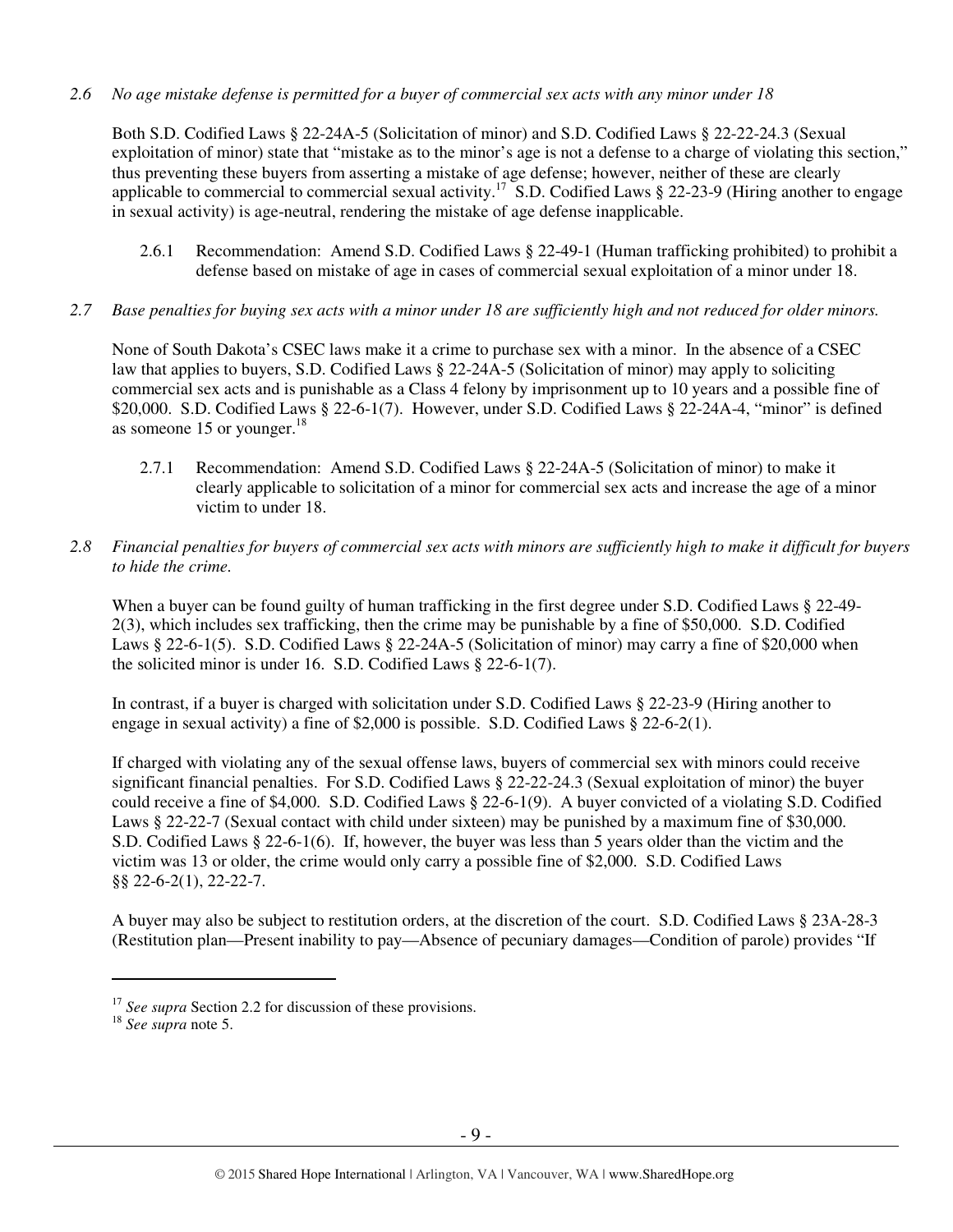*2.6 No age mistake defense is permitted for a buyer of commercial sex acts with any minor under 18*

Both S.D. Codified Laws § 22-24A-5 (Solicitation of minor) and S.D. Codified Laws § 22-22-24.3 (Sexual exploitation of minor) state that "mistake as to the minor's age is not a defense to a charge of violating this section," thus preventing these buyers from asserting a mistake of age defense; however, neither of these are clearly applicable to commercial to commercial sexual activity.[17] S.D. Codified Laws § 22-23-9 (Hiring another to engage in sexual activity) is age-neutral, rendering the mistake of age defense inapplicable.

2.6.1 Recommendation: Amend S.D. Codified Laws § 22-49-1 (Human trafficking prohibited) to prohibit a defense based on mistake of age in cases of commercial sexual exploitation of a minor under 18.

*2.7 Base penalties for buying sex acts with a minor under 18 are sufficiently high and not reduced for older minors.*

None of South Dakota's CSEC laws make it a crime to purchase sex with a minor. In the absence of a CSEC law that applies to buyers, S.D. Codified Laws § 22-24A-5 (Solicitation of minor) may apply to soliciting commercial sex acts and is punishable as a Class 4 felony by imprisonment up to 10 years and a possible fine of \$20,000. S.D. Codified Laws § 22-6-1(7). However, under S.D. Codified Laws § 22-24A-4, "minor" is defined as someone 15 or younger.[18]

2.7.1 Recommendation: Amend S.D. Codified Laws § 22-24A-5 (Solicitation of minor) to make it clearly applicable to solicitation of a minor for commercial sex acts and increase the age of a minor victim to under 18.

*2.8 Financial penalties for buyers of commercial sex acts with minors are sufficiently high to make it difficult for buyers to hide the crime.*

When a buyer can be found guilty of human trafficking in the first degree under S.D. Codified Laws § 22-49-2(3), which includes sex trafficking, then the crime may be punishable by a fine of \$50,000. S.D. Codified Laws § 22-6-1(5). S.D. Codified Laws § 22-24A-5 (Solicitation of minor) may carry a fine of \$20,000 when the solicited minor is under 16. S.D. Codified Laws § 22-6-1(7).

In contrast, if a buyer is charged with solicitation under S.D. Codified Laws § 22-23-9 (Hiring another to engage in sexual activity) a fine of \$2,000 is possible. S.D. Codified Laws § 22-6-2(1).

If charged with violating any of the sexual offense laws, buyers of commercial sex with minors could receive significant financial penalties. For S.D. Codified Laws § 22-22-24.3 (Sexual exploitation of minor) the buyer could receive a fine of \$4,000. S.D. Codified Laws § 22-6-1(9). A buyer convicted of a violating S.D. Codified Laws § 22-22-7 (Sexual contact with child under sixteen) may be punished by a maximum fine of \$30,000. S.D. Codified Laws § 22-6-1(6). If, however, the buyer was less than 5 years older than the victim and the victim was 13 or older, the crime would only carry a possible fine of \$2,000. S.D. Codified Laws §§ 22-6-2(1), 22-22-7.

A buyer may also be subject to restitution orders, at the discretion of the court. S.D. Codified Laws § 23A-28-3 (Restitution plan—Present inability to pay—Absence of pecuniary damages—Condition of parole) provides "If

---

[17] *See supra* Section 2.2 for discussion of these provisions.

[18] *See supra* note 5.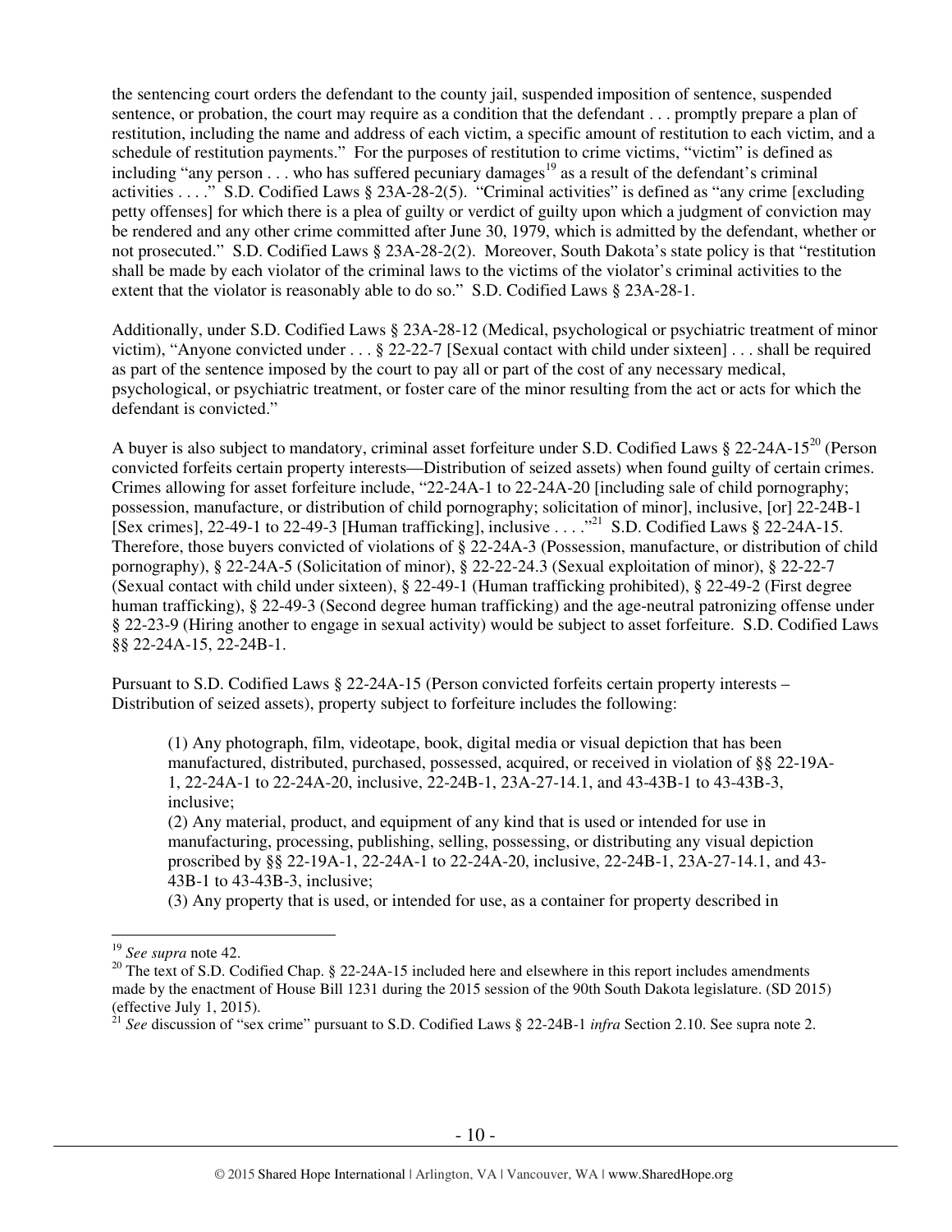the sentencing court orders the defendant to the county jail, suspended imposition of sentence, suspended sentence, or probation, the court may require as a condition that the defendant . . . promptly prepare a plan of restitution, including the name and address of each victim, a specific amount of restitution to each victim, and a schedule of restitution payments." For the purposes of restitution to crime victims, "victim" is defined as including "any person . . . who has suffered pecuniary damages[19] as a result of the defendant's criminal activities . . . ." S.D. Codified Laws § 23A-28-2(5). "Criminal activities" is defined as "any crime [excluding petty offenses] for which there is a plea of guilty or verdict of guilty upon which a judgment of conviction may be rendered and any other crime committed after June 30, 1979, which is admitted by the defendant, whether or not prosecuted." S.D. Codified Laws § 23A-28-2(2). Moreover, South Dakota's state policy is that "restitution shall be made by each violator of the criminal laws to the victims of the violator's criminal activities to the extent that the violator is reasonably able to do so." S.D. Codified Laws § 23A-28-1.

Additionally, under S.D. Codified Laws § 23A-28-12 (Medical, psychological or psychiatric treatment of minor victim), "Anyone convicted under . . . § 22-22-7 [Sexual contact with child under sixteen] . . . shall be required as part of the sentence imposed by the court to pay all or part of the cost of any necessary medical, psychological, or psychiatric treatment, or foster care of the minor resulting from the act or acts for which the defendant is convicted."

A buyer is also subject to mandatory, criminal asset forfeiture under S.D. Codified Laws § 22-24A-15[20] (Person convicted forfeits certain property interests—Distribution of seized assets) when found guilty of certain crimes. Crimes allowing for asset forfeiture include, "22-24A-1 to 22-24A-20 [including sale of child pornography; possession, manufacture, or distribution of child pornography; solicitation of minor], inclusive, [or] 22-24B-1 [Sex crimes], 22-49-1 to 22-49-3 [Human trafficking], inclusive . . . ."[21] S.D. Codified Laws § 22-24A-15. Therefore, those buyers convicted of violations of § 22-24A-3 (Possession, manufacture, or distribution of child pornography), § 22-24A-5 (Solicitation of minor), § 22-22-24.3 (Sexual exploitation of minor), § 22-22-7 (Sexual contact with child under sixteen), § 22-49-1 (Human trafficking prohibited), § 22-49-2 (First degree human trafficking), § 22-49-3 (Second degree human trafficking) and the age-neutral patronizing offense under § 22-23-9 (Hiring another to engage in sexual activity) would be subject to asset forfeiture. S.D. Codified Laws §§ 22-24A-15, 22-24B-1.

Pursuant to S.D. Codified Laws § 22-24A-15 (Person convicted forfeits certain property interests – Distribution of seized assets), property subject to forfeiture includes the following:

> (1) Any photograph, film, videotape, book, digital media or visual depiction that has been manufactured, distributed, purchased, possessed, acquired, or received in violation of §§ 22-19A-1, 22-24A-1 to 22-24A-20, inclusive, 22-24B-1, 23A-27-14.1, and 43-43B-1 to 43-43B-3, inclusive;
> (2) Any material, product, and equipment of any kind that is used or intended for use in manufacturing, processing, publishing, selling, possessing, or distributing any visual depiction proscribed by §§ 22-19A-1, 22-24A-1 to 22-24A-20, inclusive, 22-24B-1, 23A-27-14.1, and 43-43B-1 to 43-43B-3, inclusive;
> (3) Any property that is used, or intended for use, as a container for property described in

---

[19] *See supra* note 42.

[20] The text of S.D. Codified Chap. § 22-24A-15 included here and elsewhere in this report includes amendments made by the enactment of House Bill 1231 during the 2015 session of the 90th South Dakota legislature. (SD 2015) (effective July 1, 2015).

[21] *See* discussion of "sex crime" pursuant to S.D. Codified Laws § 22-24B-1 *infra* Section 2.10. See supra note 2.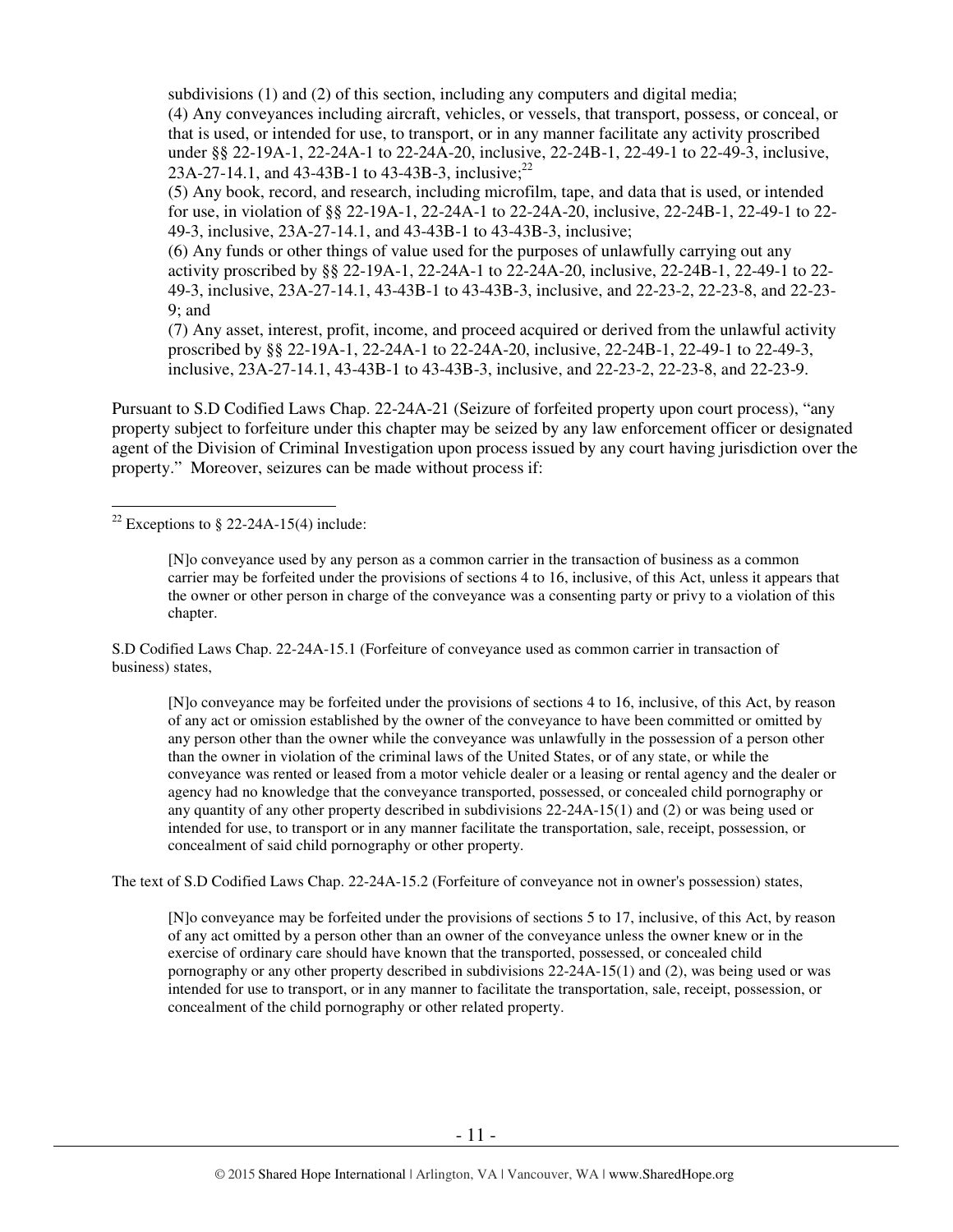subdivisions (1) and (2) of this section, including any computers and digital media;

(4) Any conveyances including aircraft, vehicles, or vessels, that transport, possess, or conceal, or that is used, or intended for use, to transport, or in any manner facilitate any activity proscribed under §§ 22-19A-1, 22-24A-1 to 22-24A-20, inclusive, 22-24B-1, 22-49-1 to 22-49-3, inclusive, 23A-27-14.1, and 43-43B-1 to 43-43B-3, inclusive;[22]

(5) Any book, record, and research, including microfilm, tape, and data that is used, or intended for use, in violation of §§ 22-19A-1, 22-24A-1 to 22-24A-20, inclusive, 22-24B-1, 22-49-1 to 22-49-3, inclusive, 23A-27-14.1, and 43-43B-1 to 43-43B-3, inclusive;

(6) Any funds or other things of value used for the purposes of unlawfully carrying out any activity proscribed by §§ 22-19A-1, 22-24A-1 to 22-24A-20, inclusive, 22-24B-1, 22-49-1 to 22-49-3, inclusive, 23A-27-14.1, 43-43B-1 to 43-43B-3, inclusive, and 22-23-2, 22-23-8, and 22-23-9; and

(7) Any asset, interest, profit, income, and proceed acquired or derived from the unlawful activity proscribed by §§ 22-19A-1, 22-24A-1 to 22-24A-20, inclusive, 22-24B-1, 22-49-1 to 22-49-3, inclusive, 23A-27-14.1, 43-43B-1 to 43-43B-3, inclusive, and 22-23-2, 22-23-8, and 22-23-9.

Pursuant to S.D Codified Laws Chap. 22-24A-21 (Seizure of forfeited property upon court process), "any property subject to forfeiture under this chapter may be seized by any law enforcement officer or designated agent of the Division of Criminal Investigation upon process issued by any court having jurisdiction over the property." Moreover, seizures can be made without process if:

---

[22] Exceptions to § 22-24A-15(4) include:

> [N]o conveyance used by any person as a common carrier in the transaction of business as a common carrier may be forfeited under the provisions of sections 4 to 16, inclusive, of this Act, unless it appears that the owner or other person in charge of the conveyance was a consenting party or privy to a violation of this chapter.

S.D Codified Laws Chap. 22-24A-15.1 (Forfeiture of conveyance used as common carrier in transaction of business) states,

> [N]o conveyance may be forfeited under the provisions of sections 4 to 16, inclusive, of this Act, by reason of any act or omission established by the owner of the conveyance to have been committed or omitted by any person other than the owner while the conveyance was unlawfully in the possession of a person other than the owner in violation of the criminal laws of the United States, or of any state, or while the conveyance was rented or leased from a motor vehicle dealer or a leasing or rental agency and the dealer or agency had no knowledge that the conveyance transported, possessed, or concealed child pornography or any quantity of any other property described in subdivisions 22-24A-15(1) and (2) or was being used or intended for use, to transport or in any manner facilitate the transportation, sale, receipt, possession, or concealment of said child pornography or other property.

The text of S.D Codified Laws Chap. 22-24A-15.2 (Forfeiture of conveyance not in owner's possession) states,

> [N]o conveyance may be forfeited under the provisions of sections 5 to 17, inclusive, of this Act, by reason of any act omitted by a person other than an owner of the conveyance unless the owner knew or in the exercise of ordinary care should have known that the transported, possessed, or concealed child pornography or any other property described in subdivisions 22-24A-15(1) and (2), was being used or was intended for use to transport, or in any manner to facilitate the transportation, sale, receipt, possession, or concealment of the child pornography or other related property.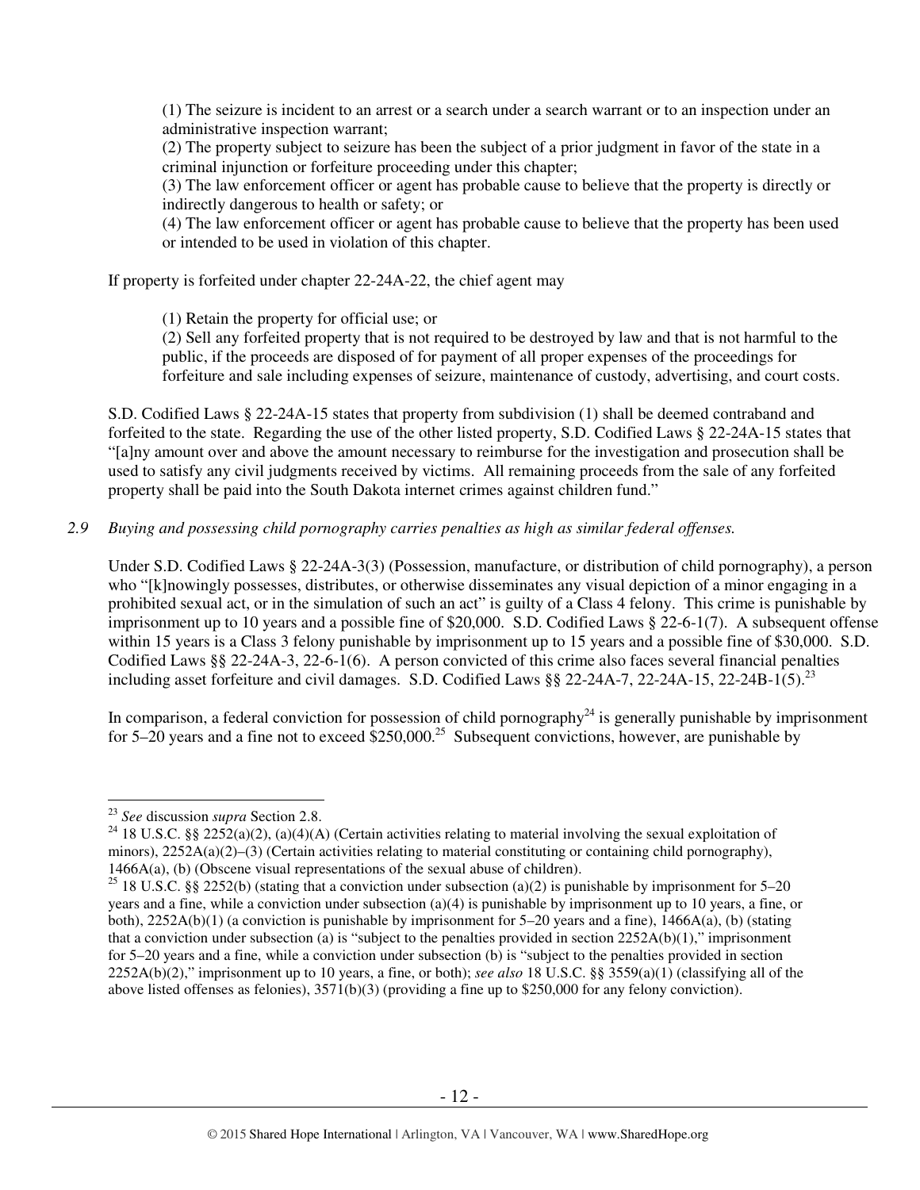(1) The seizure is incident to an arrest or a search under a search warrant or to an inspection under an administrative inspection warrant;
(2) The property subject to seizure has been the subject of a prior judgment in favor of the state in a criminal injunction or forfeiture proceeding under this chapter;
(3) The law enforcement officer or agent has probable cause to believe that the property is directly or indirectly dangerous to health or safety; or
(4) The law enforcement officer or agent has probable cause to believe that the property has been used or intended to be used in violation of this chapter.

If property is forfeited under chapter 22-24A-22, the chief agent may

(1) Retain the property for official use; or
(2) Sell any forfeited property that is not required to be destroyed by law and that is not harmful to the public, if the proceeds are disposed of for payment of all proper expenses of the proceedings for forfeiture and sale including expenses of seizure, maintenance of custody, advertising, and court costs.

S.D. Codified Laws § 22-24A-15 states that property from subdivision (1) shall be deemed contraband and forfeited to the state. Regarding the use of the other listed property, S.D. Codified Laws § 22-24A-15 states that "[a]ny amount over and above the amount necessary to reimburse for the investigation and prosecution shall be used to satisfy any civil judgments received by victims. All remaining proceeds from the sale of any forfeited property shall be paid into the South Dakota internet crimes against children fund."

*2.9 Buying and possessing child pornography carries penalties as high as similar federal offenses.*

Under S.D. Codified Laws § 22-24A-3(3) (Possession, manufacture, or distribution of child pornography), a person who "[k]nowingly possesses, distributes, or otherwise disseminates any visual depiction of a minor engaging in a prohibited sexual act, or in the simulation of such an act" is guilty of a Class 4 felony. This crime is punishable by imprisonment up to 10 years and a possible fine of $20,000. S.D. Codified Laws § 22-6-1(7). A subsequent offense within 15 years is a Class 3 felony punishable by imprisonment up to 15 years and a possible fine of $30,000. S.D. Codified Laws §§ 22-24A-3, 22-6-1(6). A person convicted of this crime also faces several financial penalties including asset forfeiture and civil damages. S.D. Codified Laws §§ 22-24A-7, 22-24A-15, 22-24B-1(5).[23]

In comparison, a federal conviction for possession of child pornography[24] is generally punishable by imprisonment for 5–20 years and a fine not to exceed $250,000.[25] Subsequent convictions, however, are punishable by

---

[23] *See* discussion *supra* Section 2.8.

[24] 18 U.S.C. §§ 2252(a)(2), (a)(4)(A) (Certain activities relating to material involving the sexual exploitation of minors), 2252A(a)(2)–(3) (Certain activities relating to material constituting or containing child pornography), 1466A(a), (b) (Obscene visual representations of the sexual abuse of children).

[25] 18 U.S.C. §§ 2252(b) (stating that a conviction under subsection (a)(2) is punishable by imprisonment for 5–20 years and a fine, while a conviction under subsection (a)(4) is punishable by imprisonment up to 10 years, a fine, or both), 2252A(b)(1) (a conviction is punishable by imprisonment for 5–20 years and a fine), 1466A(a), (b) (stating that a conviction under subsection (a) is "subject to the penalties provided in section 2252A(b)(1)," imprisonment for 5–20 years and a fine, while a conviction under subsection (b) is "subject to the penalties provided in section 2252A(b)(2)," imprisonment up to 10 years, a fine, or both); *see also* 18 U.S.C. §§ 3559(a)(1) (classifying all of the above listed offenses as felonies), 3571(b)(3) (providing a fine up to $250,000 for any felony conviction).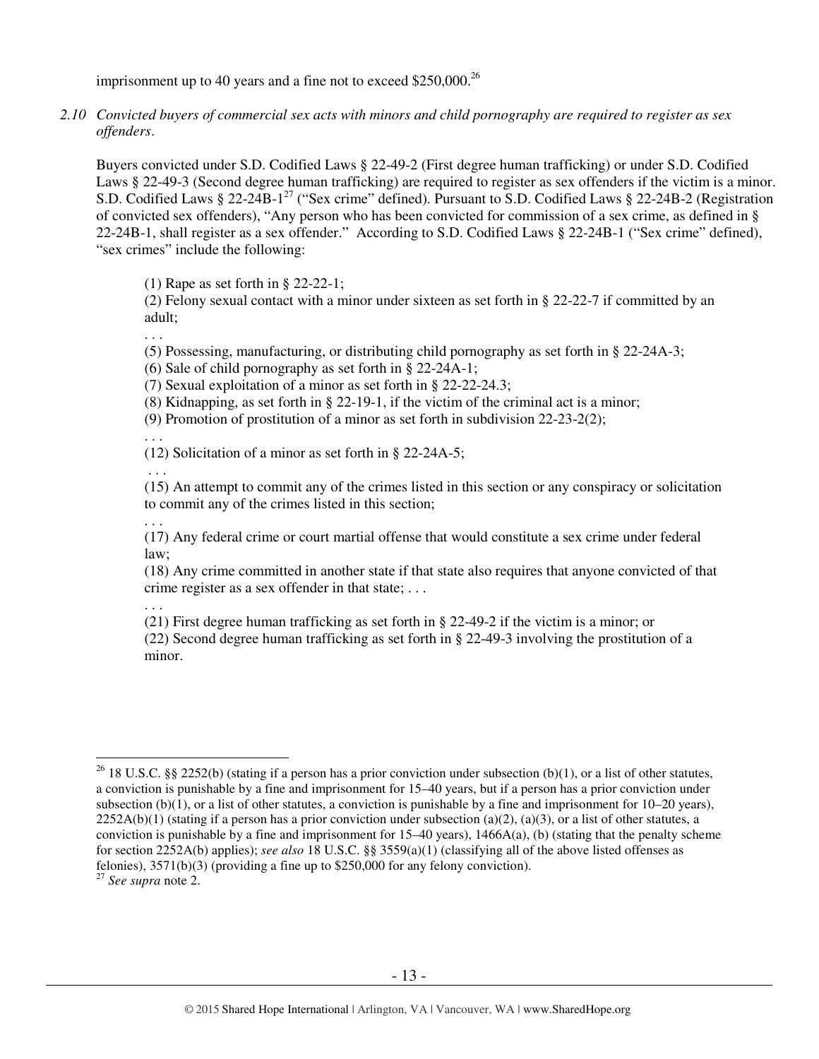imprisonment up to 40 years and a fine not to exceed $250,000.[26]

*2.10 Convicted buyers of commercial sex acts with minors and child pornography are required to register as sex offenders.*

Buyers convicted under S.D. Codified Laws § 22-49-2 (First degree human trafficking) or under S.D. Codified Laws § 22-49-3 (Second degree human trafficking) are required to register as sex offenders if the victim is a minor. S.D. Codified Laws § 22-24B-1[27] ("Sex crime" defined). Pursuant to S.D. Codified Laws § 22-24B-2 (Registration of convicted sex offenders), "Any person who has been convicted for commission of a sex crime, as defined in § 22-24B-1, shall register as a sex offender." According to S.D. Codified Laws § 22-24B-1 ("Sex crime" defined), "sex crimes" include the following:

> (1) Rape as set forth in § 22-22-1;
> (2) Felony sexual contact with a minor under sixteen as set forth in § 22-22-7 if committed by an adult;
> . . .
> (5) Possessing, manufacturing, or distributing child pornography as set forth in § 22-24A-3;
> (6) Sale of child pornography as set forth in § 22-24A-1;
> (7) Sexual exploitation of a minor as set forth in § 22-22-24.3;
> (8) Kidnapping, as set forth in § 22-19-1, if the victim of the criminal act is a minor;
> (9) Promotion of prostitution of a minor as set forth in subdivision 22-23-2(2);
> . . .
> (12) Solicitation of a minor as set forth in § 22-24A-5;
> . . .
> (15) An attempt to commit any of the crimes listed in this section or any conspiracy or solicitation to commit any of the crimes listed in this section;
> . . .
> (17) Any federal crime or court martial offense that would constitute a sex crime under federal law;
> (18) Any crime committed in another state if that state also requires that anyone convicted of that crime register as a sex offender in that state; . . .
> . . .
> (21) First degree human trafficking as set forth in § 22-49-2 if the victim is a minor; or
> (22) Second degree human trafficking as set forth in § 22-49-3 involving the prostitution of a minor.

---

[26] 18 U.S.C. §§ 2252(b) (stating if a person has a prior conviction under subsection (b)(1), or a list of other statutes, a conviction is punishable by a fine and imprisonment for 15–40 years, but if a person has a prior conviction under subsection (b)(1), or a list of other statutes, a conviction is punishable by a fine and imprisonment for 10–20 years), 2252A(b)(1) (stating if a person has a prior conviction under subsection (a)(2), (a)(3), or a list of other statutes, a conviction is punishable by a fine and imprisonment for 15–40 years), 1466A(a), (b) (stating that the penalty scheme for section 2252A(b) applies); *see also* 18 U.S.C. §§ 3559(a)(1) (classifying all of the above listed offenses as felonies), 3571(b)(3) (providing a fine up to $250,000 for any felony conviction).

[27] *See supra* note 2.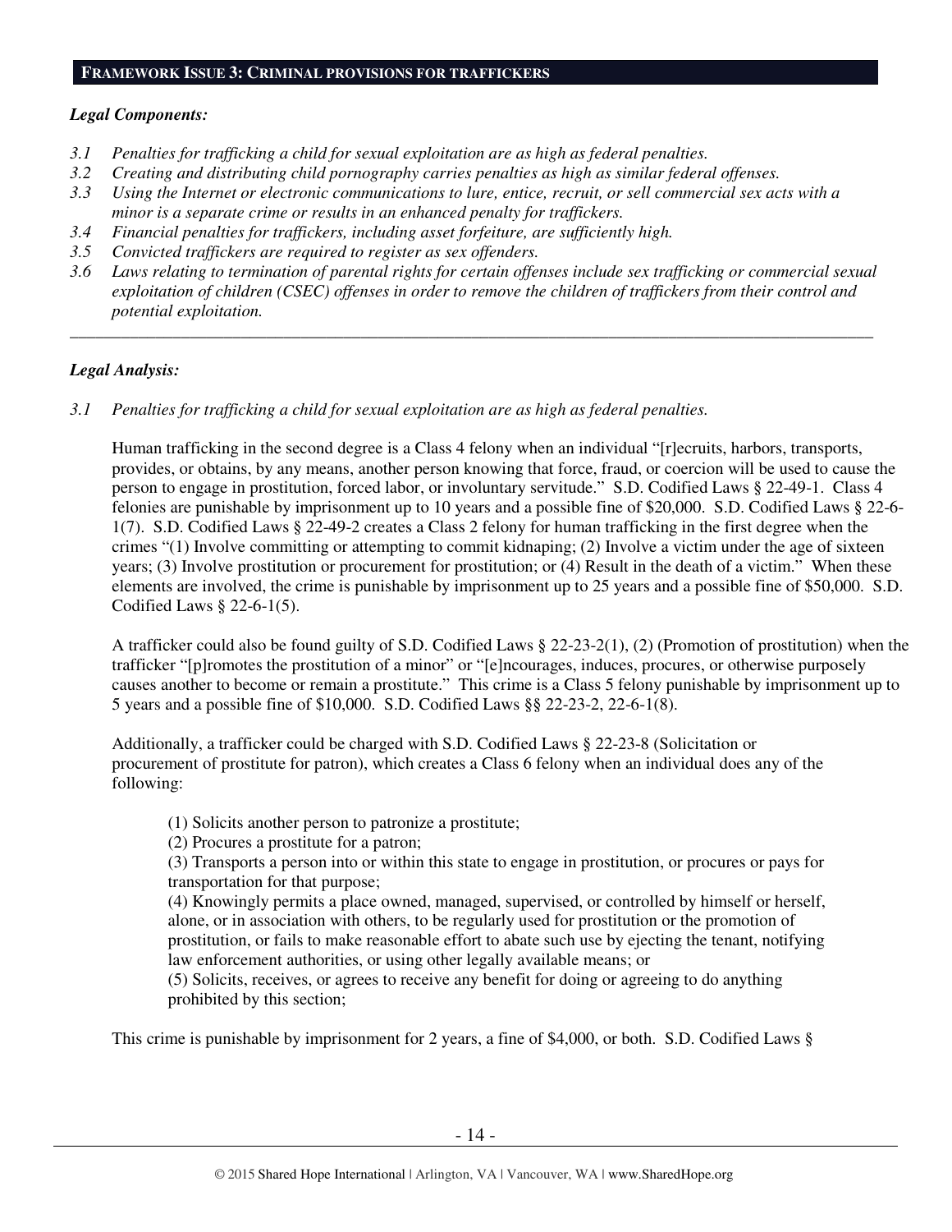## FRAMEWORK ISSUE 3: CRIMINAL PROVISIONS FOR TRAFFICKERS

### *Legal Components:*

*3.1 Penalties for trafficking a child for sexual exploitation are as high as federal penalties.*
*3.2 Creating and distributing child pornography carries penalties as high as similar federal offenses.*
*3.3 Using the Internet or electronic communications to lure, entice, recruit, or sell commercial sex acts with a minor is a separate crime or results in an enhanced penalty for traffickers.*
*3.4 Financial penalties for traffickers, including asset forfeiture, are sufficiently high.*
*3.5 Convicted traffickers are required to register as sex offenders.*
*3.6 Laws relating to termination of parental rights for certain offenses include sex trafficking or commercial sexual exploitation of children (CSEC) offenses in order to remove the children of traffickers from their control and potential exploitation.*

---

### *Legal Analysis:*

*3.1 Penalties for trafficking a child for sexual exploitation are as high as federal penalties.*

Human trafficking in the second degree is a Class 4 felony when an individual "[r]ecruits, harbors, transports, provides, or obtains, by any means, another person knowing that force, fraud, or coercion will be used to cause the person to engage in prostitution, forced labor, or involuntary servitude." S.D. Codified Laws § 22-49-1. Class 4 felonies are punishable by imprisonment up to 10 years and a possible fine of $20,000. S.D. Codified Laws § 22-6-1(7). S.D. Codified Laws § 22-49-2 creates a Class 2 felony for human trafficking in the first degree when the crimes "(1) Involve committing or attempting to commit kidnaping; (2) Involve a victim under the age of sixteen years; (3) Involve prostitution or procurement for prostitution; or (4) Result in the death of a victim." When these elements are involved, the crime is punishable by imprisonment up to 25 years and a possible fine of $50,000. S.D. Codified Laws § 22-6-1(5).

A trafficker could also be found guilty of S.D. Codified Laws § 22-23-2(1), (2) (Promotion of prostitution) when the trafficker "[p]romotes the prostitution of a minor" or "[e]ncourages, induces, procures, or otherwise purposely causes another to become or remain a prostitute." This crime is a Class 5 felony punishable by imprisonment up to 5 years and a possible fine of $10,000. S.D. Codified Laws §§ 22-23-2, 22-6-1(8).

Additionally, a trafficker could be charged with S.D. Codified Laws § 22-23-8 (Solicitation or procurement of prostitute for patron), which creates a Class 6 felony when an individual does any of the following:

> (1) Solicits another person to patronize a prostitute;
>
> (2) Procures a prostitute for a patron;
>
> (3) Transports a person into or within this state to engage in prostitution, or procures or pays for transportation for that purpose;
>
> (4) Knowingly permits a place owned, managed, supervised, or controlled by himself or herself, alone, or in association with others, to be regularly used for prostitution or the promotion of prostitution, or fails to make reasonable effort to abate such use by ejecting the tenant, notifying law enforcement authorities, or using other legally available means; or
>
> (5) Solicits, receives, or agrees to receive any benefit for doing or agreeing to do anything prohibited by this section;

This crime is punishable by imprisonment for 2 years, a fine of $4,000, or both. S.D. Codified Laws §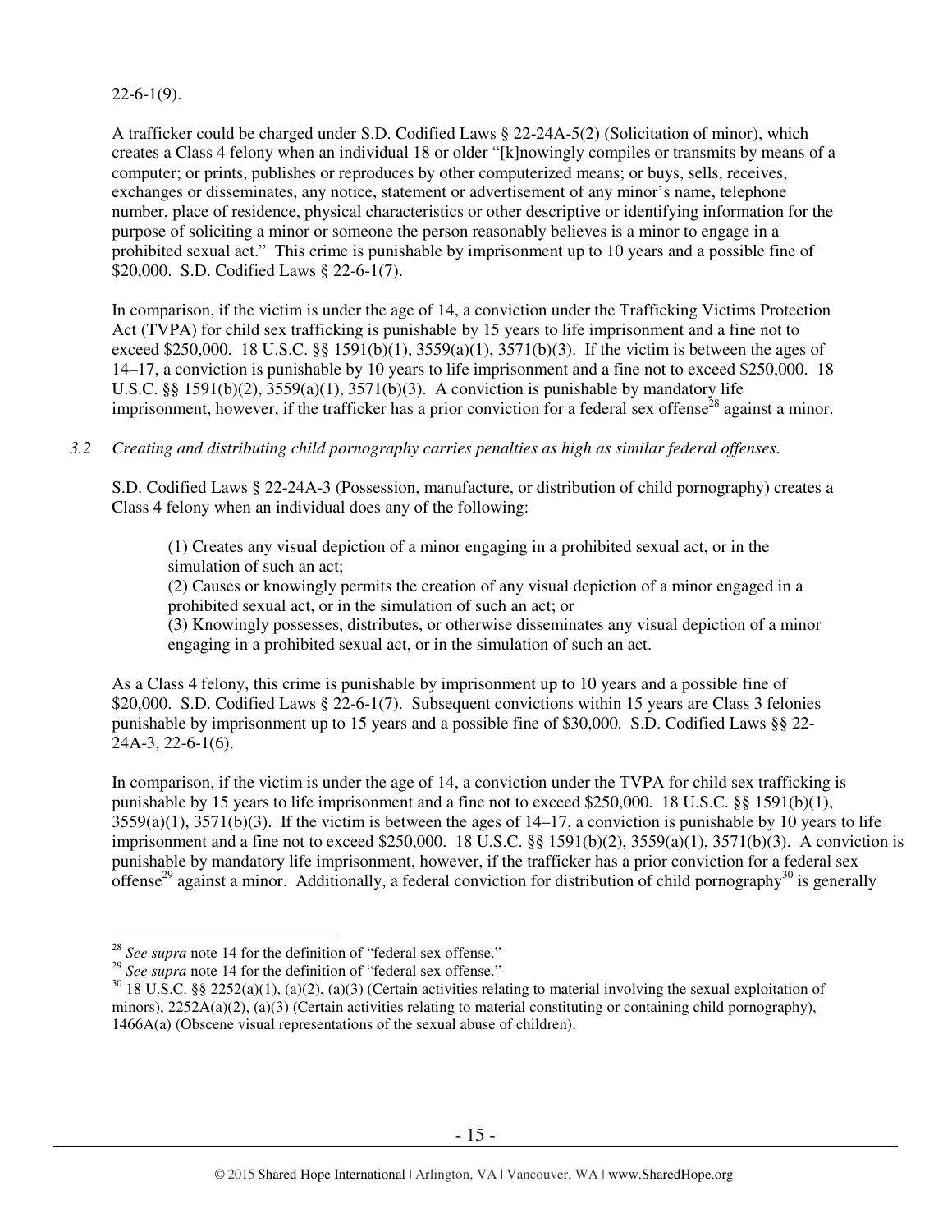22-6-1(9).

A trafficker could be charged under S.D. Codified Laws § 22-24A-5(2) (Solicitation of minor), which creates a Class 4 felony when an individual 18 or older "[k]nowingly compiles or transmits by means of a computer; or prints, publishes or reproduces by other computerized means; or buys, sells, receives, exchanges or disseminates, any notice, statement or advertisement of any minor's name, telephone number, place of residence, physical characteristics or other descriptive or identifying information for the purpose of soliciting a minor or someone the person reasonably believes is a minor to engage in a prohibited sexual act." This crime is punishable by imprisonment up to 10 years and a possible fine of $20,000. S.D. Codified Laws § 22-6-1(7).

In comparison, if the victim is under the age of 14, a conviction under the Trafficking Victims Protection Act (TVPA) for child sex trafficking is punishable by 15 years to life imprisonment and a fine not to exceed $250,000. 18 U.S.C. §§ 1591(b)(1), 3559(a)(1), 3571(b)(3). If the victim is between the ages of 14–17, a conviction is punishable by 10 years to life imprisonment and a fine not to exceed $250,000. 18 U.S.C. §§ 1591(b)(2), 3559(a)(1), 3571(b)(3). A conviction is punishable by mandatory life imprisonment, however, if the trafficker has a prior conviction for a federal sex offense[28] against a minor.

*3.2 Creating and distributing child pornography carries penalties as high as similar federal offenses.*

S.D. Codified Laws § 22-24A-3 (Possession, manufacture, or distribution of child pornography) creates a Class 4 felony when an individual does any of the following:

> (1) Creates any visual depiction of a minor engaging in a prohibited sexual act, or in the simulation of such an act;
> (2) Causes or knowingly permits the creation of any visual depiction of a minor engaged in a prohibited sexual act, or in the simulation of such an act; or
> (3) Knowingly possesses, distributes, or otherwise disseminates any visual depiction of a minor engaging in a prohibited sexual act, or in the simulation of such an act.

As a Class 4 felony, this crime is punishable by imprisonment up to 10 years and a possible fine of $20,000. S.D. Codified Laws § 22-6-1(7). Subsequent convictions within 15 years are Class 3 felonies punishable by imprisonment up to 15 years and a possible fine of $30,000. S.D. Codified Laws §§ 22-24A-3, 22-6-1(6).

In comparison, if the victim is under the age of 14, a conviction under the TVPA for child sex trafficking is punishable by 15 years to life imprisonment and a fine not to exceed $250,000. 18 U.S.C. §§ 1591(b)(1), 3559(a)(1), 3571(b)(3). If the victim is between the ages of 14–17, a conviction is punishable by 10 years to life imprisonment and a fine not to exceed $250,000. 18 U.S.C. §§ 1591(b)(2), 3559(a)(1), 3571(b)(3). A conviction is punishable by mandatory life imprisonment, however, if the trafficker has a prior conviction for a federal sex offense[29] against a minor. Additionally, a federal conviction for distribution of child pornography[30] is generally

---

[28] *See supra* note 14 for the definition of "federal sex offense."

[29] *See supra* note 14 for the definition of "federal sex offense."

[30] 18 U.S.C. §§ 2252(a)(1), (a)(2), (a)(3) (Certain activities relating to material involving the sexual exploitation of minors), 2252A(a)(2), (a)(3) (Certain activities relating to material constituting or containing child pornography), 1466A(a) (Obscene visual representations of the sexual abuse of children).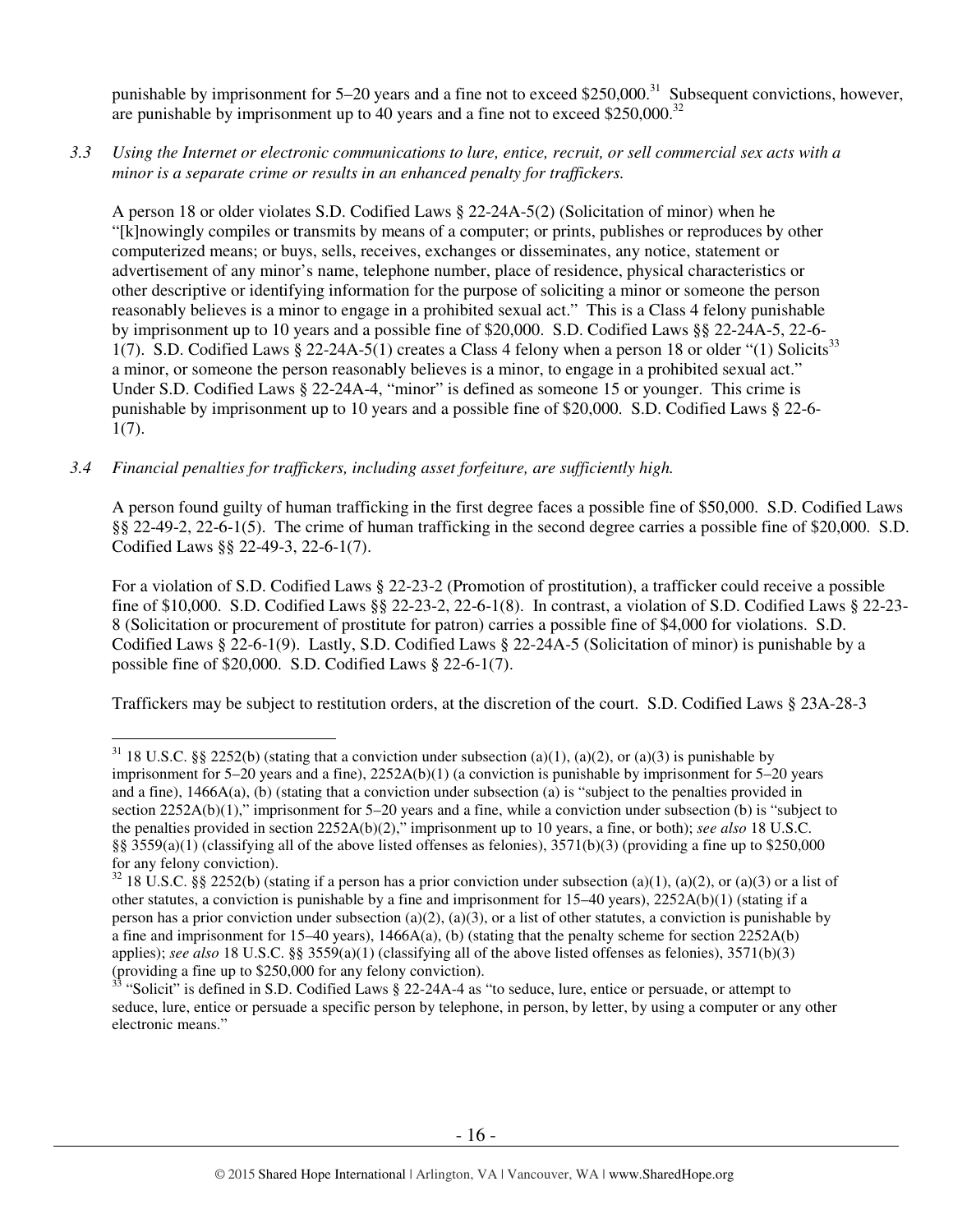punishable by imprisonment for 5–20 years and a fine not to exceed \$250,000.[31] Subsequent convictions, however, are punishable by imprisonment up to 40 years and a fine not to exceed \$250,000.[32]

*3.3 Using the Internet or electronic communications to lure, entice, recruit, or sell commercial sex acts with a minor is a separate crime or results in an enhanced penalty for traffickers.*

A person 18 or older violates S.D. Codified Laws § 22-24A-5(2) (Solicitation of minor) when he "[k]nowingly compiles or transmits by means of a computer; or prints, publishes or reproduces by other computerized means; or buys, sells, receives, exchanges or disseminates, any notice, statement or advertisement of any minor's name, telephone number, place of residence, physical characteristics or other descriptive or identifying information for the purpose of soliciting a minor or someone the person reasonably believes is a minor to engage in a prohibited sexual act." This is a Class 4 felony punishable by imprisonment up to 10 years and a possible fine of \$20,000. S.D. Codified Laws §§ 22-24A-5, 22-6-1(7). S.D. Codified Laws § 22-24A-5(1) creates a Class 4 felony when a person 18 or older "(1) Solicits[33] a minor, or someone the person reasonably believes is a minor, to engage in a prohibited sexual act." Under S.D. Codified Laws § 22-24A-4, "minor" is defined as someone 15 or younger. This crime is punishable by imprisonment up to 10 years and a possible fine of \$20,000. S.D. Codified Laws § 22-6-1(7).

*3.4 Financial penalties for traffickers, including asset forfeiture, are sufficiently high.*

A person found guilty of human trafficking in the first degree faces a possible fine of \$50,000. S.D. Codified Laws §§ 22-49-2, 22-6-1(5). The crime of human trafficking in the second degree carries a possible fine of \$20,000. S.D. Codified Laws §§ 22-49-3, 22-6-1(7).

For a violation of S.D. Codified Laws § 22-23-2 (Promotion of prostitution), a trafficker could receive a possible fine of \$10,000. S.D. Codified Laws §§ 22-23-2, 22-6-1(8). In contrast, a violation of S.D. Codified Laws § 22-23-8 (Solicitation or procurement of prostitute for patron) carries a possible fine of \$4,000 for violations. S.D. Codified Laws § 22-6-1(9). Lastly, S.D. Codified Laws § 22-24A-5 (Solicitation of minor) is punishable by a possible fine of \$20,000. S.D. Codified Laws § 22-6-1(7).

Traffickers may be subject to restitution orders, at the discretion of the court. S.D. Codified Laws § 23A-28-3

---

[31] 18 U.S.C. §§ 2252(b) (stating that a conviction under subsection (a)(1), (a)(2), or (a)(3) is punishable by imprisonment for 5–20 years and a fine), 2252A(b)(1) (a conviction is punishable by imprisonment for 5–20 years and a fine), 1466A(a), (b) (stating that a conviction under subsection (a) is "subject to the penalties provided in section 2252A(b)(1)," imprisonment for 5–20 years and a fine, while a conviction under subsection (b) is "subject to the penalties provided in section 2252A(b)(2)," imprisonment up to 10 years, a fine, or both); *see also* 18 U.S.C. §§ 3559(a)(1) (classifying all of the above listed offenses as felonies), 3571(b)(3) (providing a fine up to \$250,000 for any felony conviction).

[32] 18 U.S.C. §§ 2252(b) (stating if a person has a prior conviction under subsection (a)(1), (a)(2), or (a)(3) or a list of other statutes, a conviction is punishable by a fine and imprisonment for 15–40 years), 2252A(b)(1) (stating if a person has a prior conviction under subsection (a)(2), (a)(3), or a list of other statutes, a conviction is punishable by a fine and imprisonment for 15–40 years), 1466A(a), (b) (stating that the penalty scheme for section 2252A(b) applies); *see also* 18 U.S.C. §§ 3559(a)(1) (classifying all of the above listed offenses as felonies), 3571(b)(3) (providing a fine up to \$250,000 for any felony conviction).

[33] "Solicit" is defined in S.D. Codified Laws § 22-24A-4 as "to seduce, lure, entice or persuade, or attempt to seduce, lure, entice or persuade a specific person by telephone, in person, by letter, by using a computer or any other electronic means."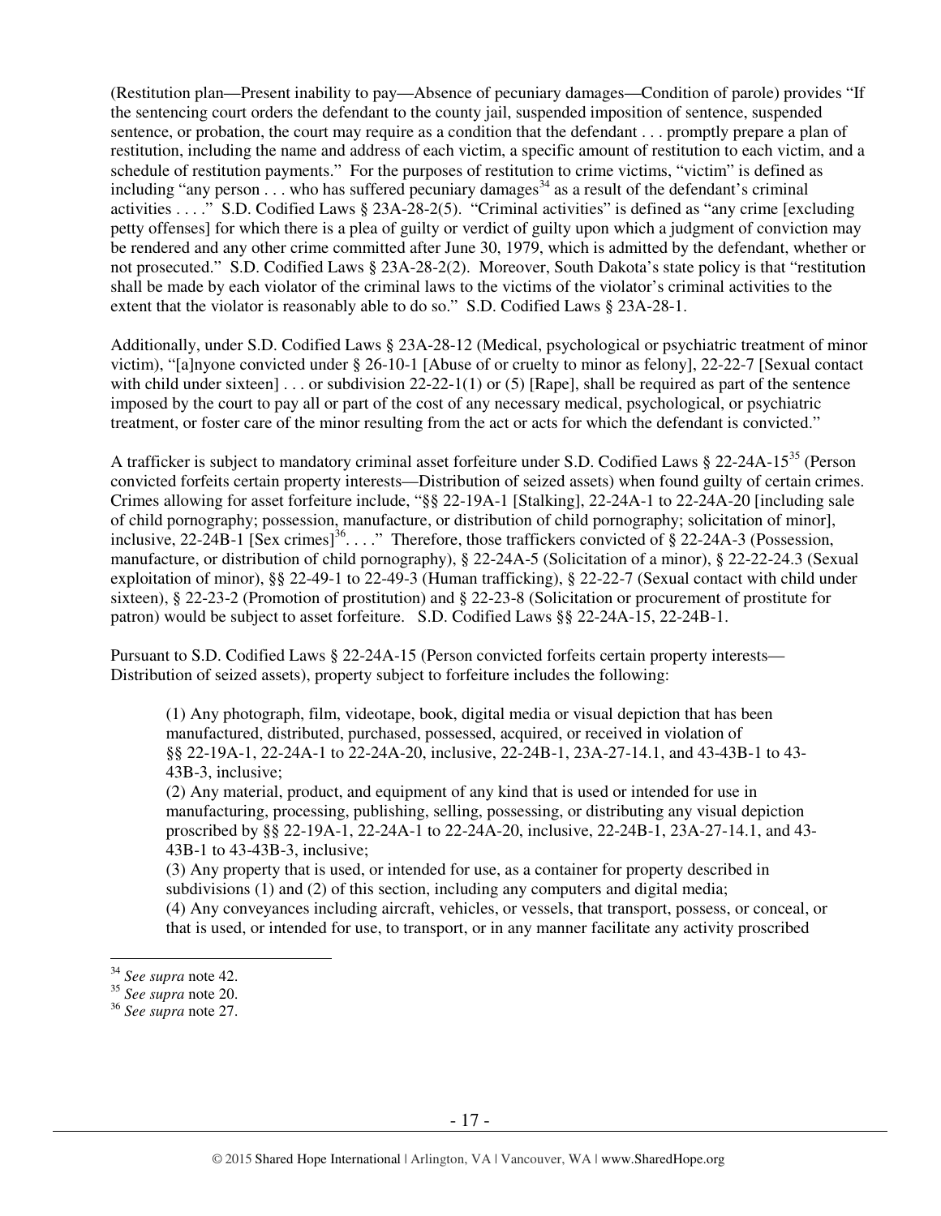(Restitution plan—Present inability to pay—Absence of pecuniary damages—Condition of parole) provides "If the sentencing court orders the defendant to the county jail, suspended imposition of sentence, suspended sentence, or probation, the court may require as a condition that the defendant . . . promptly prepare a plan of restitution, including the name and address of each victim, a specific amount of restitution to each victim, and a schedule of restitution payments." For the purposes of restitution to crime victims, "victim" is defined as including "any person . . . who has suffered pecuniary damages[34] as a result of the defendant's criminal activities . . . ." S.D. Codified Laws § 23A-28-2(5). "Criminal activities" is defined as "any crime [excluding petty offenses] for which there is a plea of guilty or verdict of guilty upon which a judgment of conviction may be rendered and any other crime committed after June 30, 1979, which is admitted by the defendant, whether or not prosecuted." S.D. Codified Laws § 23A-28-2(2). Moreover, South Dakota's state policy is that "restitution shall be made by each violator of the criminal laws to the victims of the violator's criminal activities to the extent that the violator is reasonably able to do so." S.D. Codified Laws § 23A-28-1.

Additionally, under S.D. Codified Laws § 23A-28-12 (Medical, psychological or psychiatric treatment of minor victim), "[a]nyone convicted under § 26-10-1 [Abuse of or cruelty to minor as felony], 22-22-7 [Sexual contact with child under sixteen] . . . or subdivision 22-22-1(1) or (5) [Rape], shall be required as part of the sentence imposed by the court to pay all or part of the cost of any necessary medical, psychological, or psychiatric treatment, or foster care of the minor resulting from the act or acts for which the defendant is convicted."

A trafficker is subject to mandatory criminal asset forfeiture under S.D. Codified Laws § 22-24A-15[35] (Person convicted forfeits certain property interests—Distribution of seized assets) when found guilty of certain crimes. Crimes allowing for asset forfeiture include, "§§ 22-19A-1 [Stalking], 22-24A-1 to 22-24A-20 [including sale of child pornography; possession, manufacture, or distribution of child pornography; solicitation of minor], inclusive, 22-24B-1 [Sex crimes][36]. . . ." Therefore, those traffickers convicted of § 22-24A-3 (Possession, manufacture, or distribution of child pornography), § 22-24A-5 (Solicitation of a minor), § 22-22-24.3 (Sexual exploitation of minor), §§ 22-49-1 to 22-49-3 (Human trafficking), § 22-22-7 (Sexual contact with child under sixteen), § 22-23-2 (Promotion of prostitution) and § 22-23-8 (Solicitation or procurement of prostitute for patron) would be subject to asset forfeiture. S.D. Codified Laws §§ 22-24A-15, 22-24B-1.

Pursuant to S.D. Codified Laws § 22-24A-15 (Person convicted forfeits certain property interests—Distribution of seized assets), property subject to forfeiture includes the following:

> (1) Any photograph, film, videotape, book, digital media or visual depiction that has been manufactured, distributed, purchased, possessed, acquired, or received in violation of §§ 22-19A-1, 22-24A-1 to 22-24A-20, inclusive, 22-24B-1, 23A-27-14.1, and 43-43B-1 to 43-43B-3, inclusive;
> (2) Any material, product, and equipment of any kind that is used or intended for use in manufacturing, processing, publishing, selling, possessing, or distributing any visual depiction proscribed by §§ 22-19A-1, 22-24A-1 to 22-24A-20, inclusive, 22-24B-1, 23A-27-14.1, and 43-43B-1 to 43-43B-3, inclusive;
> (3) Any property that is used, or intended for use, as a container for property described in subdivisions (1) and (2) of this section, including any computers and digital media;
> (4) Any conveyances including aircraft, vehicles, or vessels, that transport, possess, or conceal, or that is used, or intended for use, to transport, or in any manner facilitate any activity proscribed

---

[34] *See supra* note 42.
[35] *See supra* note 20.
[36] *See supra* note 27.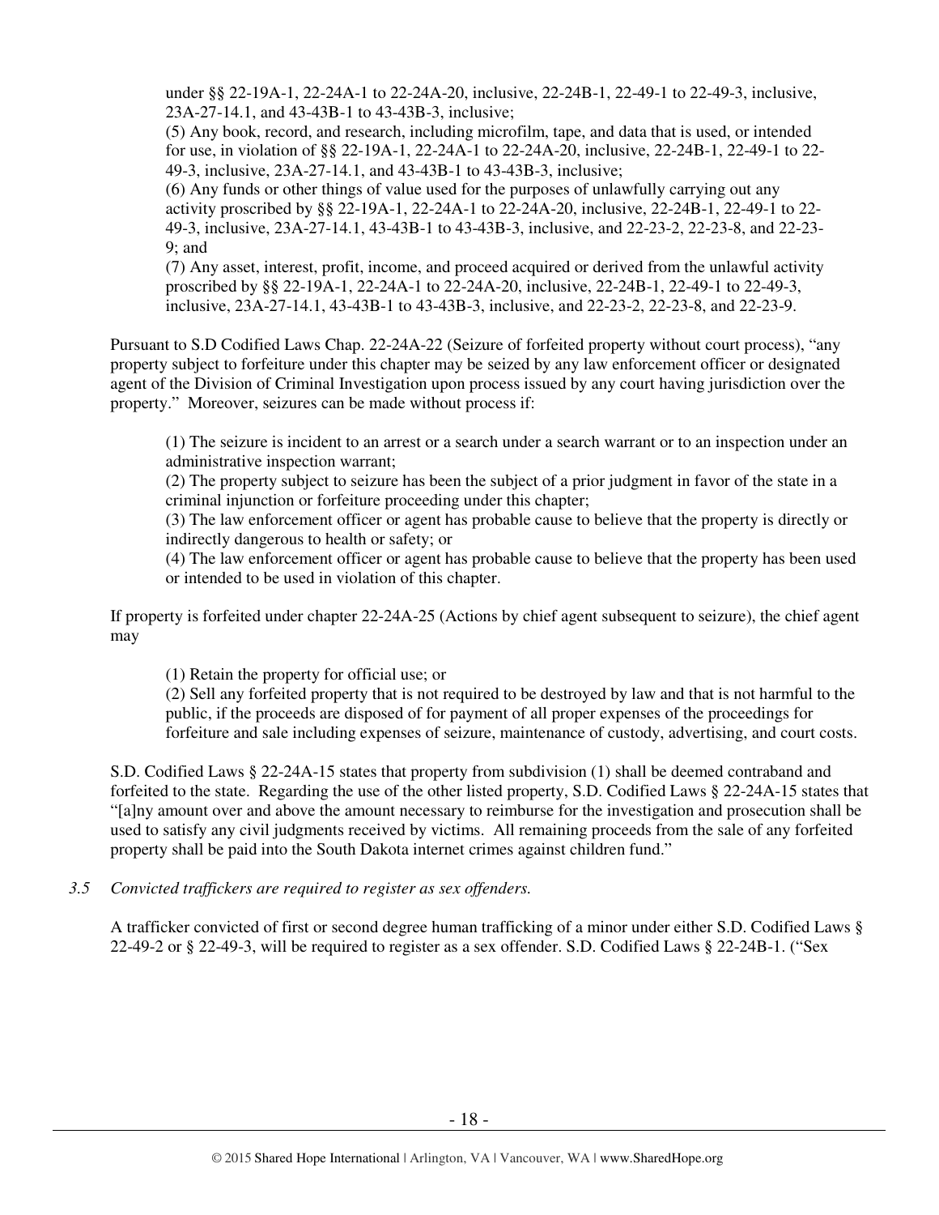under §§ 22-19A-1, 22-24A-1 to 22-24A-20, inclusive, 22-24B-1, 22-49-1 to 22-49-3, inclusive, 23A-27-14.1, and 43-43B-1 to 43-43B-3, inclusive;

(5) Any book, record, and research, including microfilm, tape, and data that is used, or intended for use, in violation of §§ 22-19A-1, 22-24A-1 to 22-24A-20, inclusive, 22-24B-1, 22-49-1 to 22-49-3, inclusive, 23A-27-14.1, and 43-43B-1 to 43-43B-3, inclusive;

(6) Any funds or other things of value used for the purposes of unlawfully carrying out any activity proscribed by §§ 22-19A-1, 22-24A-1 to 22-24A-20, inclusive, 22-24B-1, 22-49-1 to 22-49-3, inclusive, 23A-27-14.1, 43-43B-1 to 43-43B-3, inclusive, and 22-23-2, 22-23-8, and 22-23-9; and

(7) Any asset, interest, profit, income, and proceed acquired or derived from the unlawful activity proscribed by §§ 22-19A-1, 22-24A-1 to 22-24A-20, inclusive, 22-24B-1, 22-49-1 to 22-49-3, inclusive, 23A-27-14.1, 43-43B-1 to 43-43B-3, inclusive, and 22-23-2, 22-23-8, and 22-23-9.

Pursuant to S.D Codified Laws Chap. 22-24A-22 (Seizure of forfeited property without court process), "any property subject to forfeiture under this chapter may be seized by any law enforcement officer or designated agent of the Division of Criminal Investigation upon process issued by any court having jurisdiction over the property." Moreover, seizures can be made without process if:

(1) The seizure is incident to an arrest or a search under a search warrant or to an inspection under an administrative inspection warrant;

(2) The property subject to seizure has been the subject of a prior judgment in favor of the state in a criminal injunction or forfeiture proceeding under this chapter;

(3) The law enforcement officer or agent has probable cause to believe that the property is directly or indirectly dangerous to health or safety; or

(4) The law enforcement officer or agent has probable cause to believe that the property has been used or intended to be used in violation of this chapter.

If property is forfeited under chapter 22-24A-25 (Actions by chief agent subsequent to seizure), the chief agent may

(1) Retain the property for official use; or

(2) Sell any forfeited property that is not required to be destroyed by law and that is not harmful to the public, if the proceeds are disposed of for payment of all proper expenses of the proceedings for forfeiture and sale including expenses of seizure, maintenance of custody, advertising, and court costs.

S.D. Codified Laws § 22-24A-15 states that property from subdivision (1) shall be deemed contraband and forfeited to the state. Regarding the use of the other listed property, S.D. Codified Laws § 22-24A-15 states that "[a]ny amount over and above the amount necessary to reimburse for the investigation and prosecution shall be used to satisfy any civil judgments received by victims. All remaining proceeds from the sale of any forfeited property shall be paid into the South Dakota internet crimes against children fund."

*3.5 Convicted traffickers are required to register as sex offenders.*

A trafficker convicted of first or second degree human trafficking of a minor under either S.D. Codified Laws § 22-49-2 or § 22-49-3, will be required to register as a sex offender. S.D. Codified Laws § 22-24B-1. ("Sex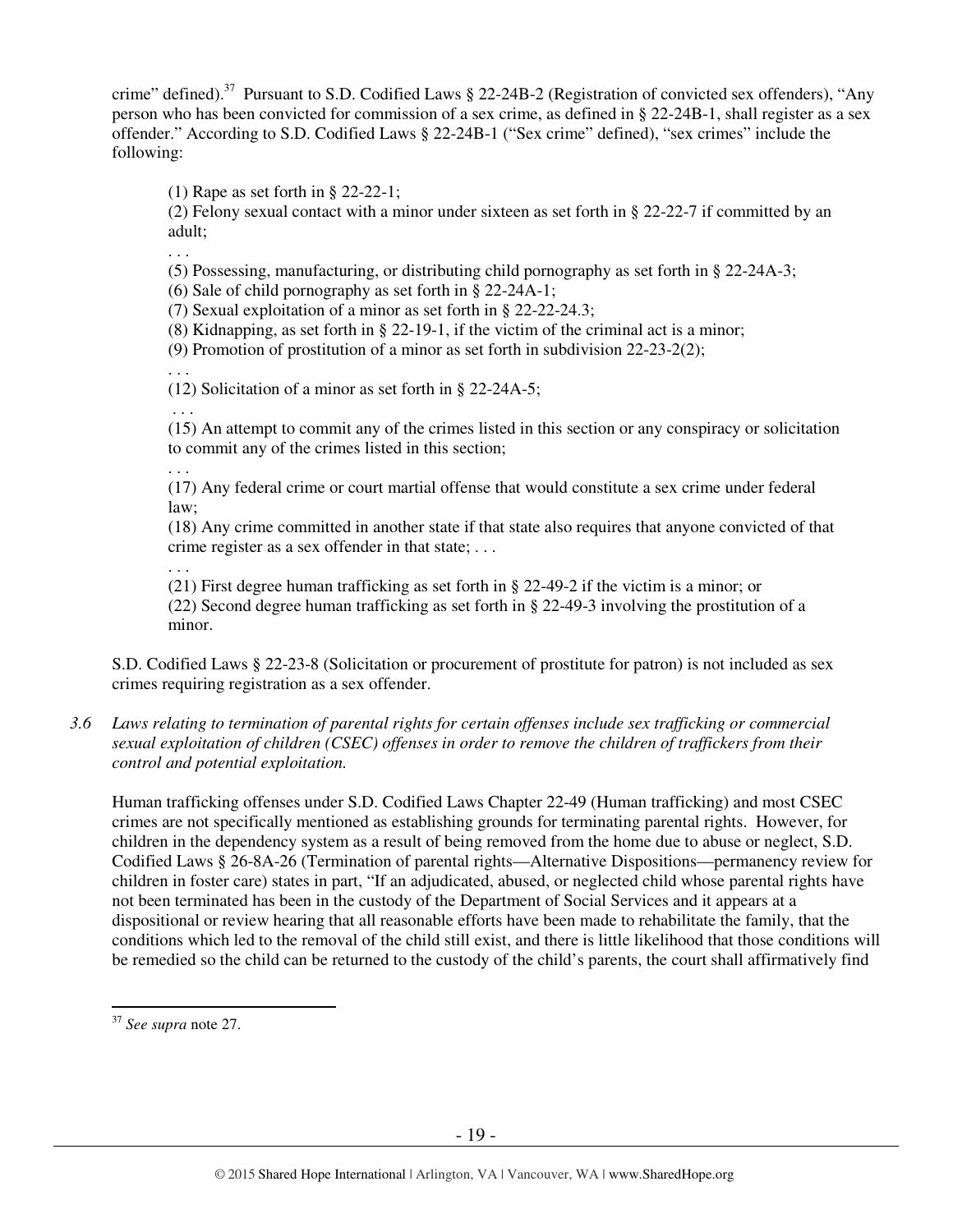crime" defined).[37] Pursuant to S.D. Codified Laws § 22-24B-2 (Registration of convicted sex offenders), "Any person who has been convicted for commission of a sex crime, as defined in § 22-24B-1, shall register as a sex offender." According to S.D. Codified Laws § 22-24B-1 ("Sex crime" defined), "sex crimes" include the following:

> (1) Rape as set forth in § 22-22-1;
> (2) Felony sexual contact with a minor under sixteen as set forth in § 22-22-7 if committed by an adult;
> . . .
> (5) Possessing, manufacturing, or distributing child pornography as set forth in § 22-24A-3;
> (6) Sale of child pornography as set forth in § 22-24A-1;
> (7) Sexual exploitation of a minor as set forth in § 22-22-24.3;
> (8) Kidnapping, as set forth in § 22-19-1, if the victim of the criminal act is a minor;
> (9) Promotion of prostitution of a minor as set forth in subdivision 22-23-2(2);
> . . .
> (12) Solicitation of a minor as set forth in § 22-24A-5;
> . . .
> (15) An attempt to commit any of the crimes listed in this section or any conspiracy or solicitation to commit any of the crimes listed in this section;
> . . .
> (17) Any federal crime or court martial offense that would constitute a sex crime under federal law;
> (18) Any crime committed in another state if that state also requires that anyone convicted of that crime register as a sex offender in that state; . . .
> . . .
> (21) First degree human trafficking as set forth in § 22-49-2 if the victim is a minor; or
> (22) Second degree human trafficking as set forth in § 22-49-3 involving the prostitution of a minor.

S.D. Codified Laws § 22-23-8 (Solicitation or procurement of prostitute for patron) is not included as sex crimes requiring registration as a sex offender.

*3.6 Laws relating to termination of parental rights for certain offenses include sex trafficking or commercial sexual exploitation of children (CSEC) offenses in order to remove the children of traffickers from their control and potential exploitation.*

Human trafficking offenses under S.D. Codified Laws Chapter 22-49 (Human trafficking) and most CSEC crimes are not specifically mentioned as establishing grounds for terminating parental rights. However, for children in the dependency system as a result of being removed from the home due to abuse or neglect, S.D. Codified Laws § 26-8A-26 (Termination of parental rights—Alternative Dispositions—permanency review for children in foster care) states in part, "If an adjudicated, abused, or neglected child whose parental rights have not been terminated has been in the custody of the Department of Social Services and it appears at a dispositional or review hearing that all reasonable efforts have been made to rehabilitate the family, that the conditions which led to the removal of the child still exist, and there is little likelihood that those conditions will be remedied so the child can be returned to the custody of the child's parents, the court shall affirmatively find

---

[37] *See supra* note 27.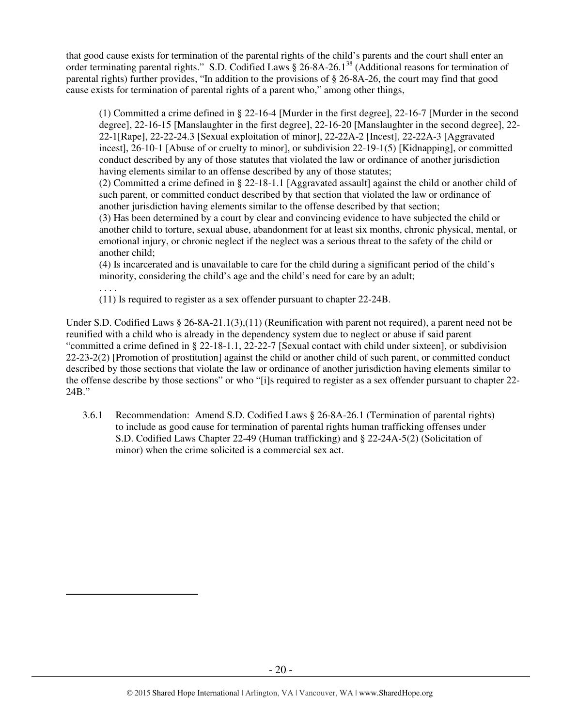that good cause exists for termination of the parental rights of the child's parents and the court shall enter an order terminating parental rights." S.D. Codified Laws § 26-8A-26.1[38] (Additional reasons for termination of parental rights) further provides, "In addition to the provisions of § 26-8A-26, the court may find that good cause exists for termination of parental rights of a parent who," among other things,

> (1) Committed a crime defined in § 22-16-4 [Murder in the first degree], 22-16-7 [Murder in the second degree], 22-16-15 [Manslaughter in the first degree], 22-16-20 [Manslaughter in the second degree], 22-22-1[Rape], 22-22-24.3 [Sexual exploitation of minor], 22-22A-2 [Incest], 22-22A-3 [Aggravated incest], 26-10-1 [Abuse of or cruelty to minor], or subdivision 22-19-1(5) [Kidnapping], or committed conduct described by any of those statutes that violated the law or ordinance of another jurisdiction having elements similar to an offense described by any of those statutes;
>
> (2) Committed a crime defined in § 22-18-1.1 [Aggravated assault] against the child or another child of such parent, or committed conduct described by that section that violated the law or ordinance of another jurisdiction having elements similar to the offense described by that section;
>
> (3) Has been determined by a court by clear and convincing evidence to have subjected the child or another child to torture, sexual abuse, abandonment for at least six months, chronic physical, mental, or emotional injury, or chronic neglect if the neglect was a serious threat to the safety of the child or another child;
>
> (4) Is incarcerated and is unavailable to care for the child during a significant period of the child's minority, considering the child's age and the child's need for care by an adult;
>
> . . . .
>
> (11) Is required to register as a sex offender pursuant to chapter 22-24B.

Under S.D. Codified Laws § 26-8A-21.1(3),(11) (Reunification with parent not required), a parent need not be reunified with a child who is already in the dependency system due to neglect or abuse if said parent "committed a crime defined in § 22-18-1.1, 22-22-7 [Sexual contact with child under sixteen], or subdivision 22-23-2(2) [Promotion of prostitution] against the child or another child of such parent, or committed conduct described by those sections that violate the law or ordinance of another jurisdiction having elements similar to the offense describe by those sections" or who "[i]s required to register as a sex offender pursuant to chapter 22-24B."

3.6.1 Recommendation: Amend S.D. Codified Laws § 26-8A-26.1 (Termination of parental rights) to include as good cause for termination of parental rights human trafficking offenses under S.D. Codified Laws Chapter 22-49 (Human trafficking) and § 22-24A-5(2) (Solicitation of minor) when the crime solicited is a commercial sex act.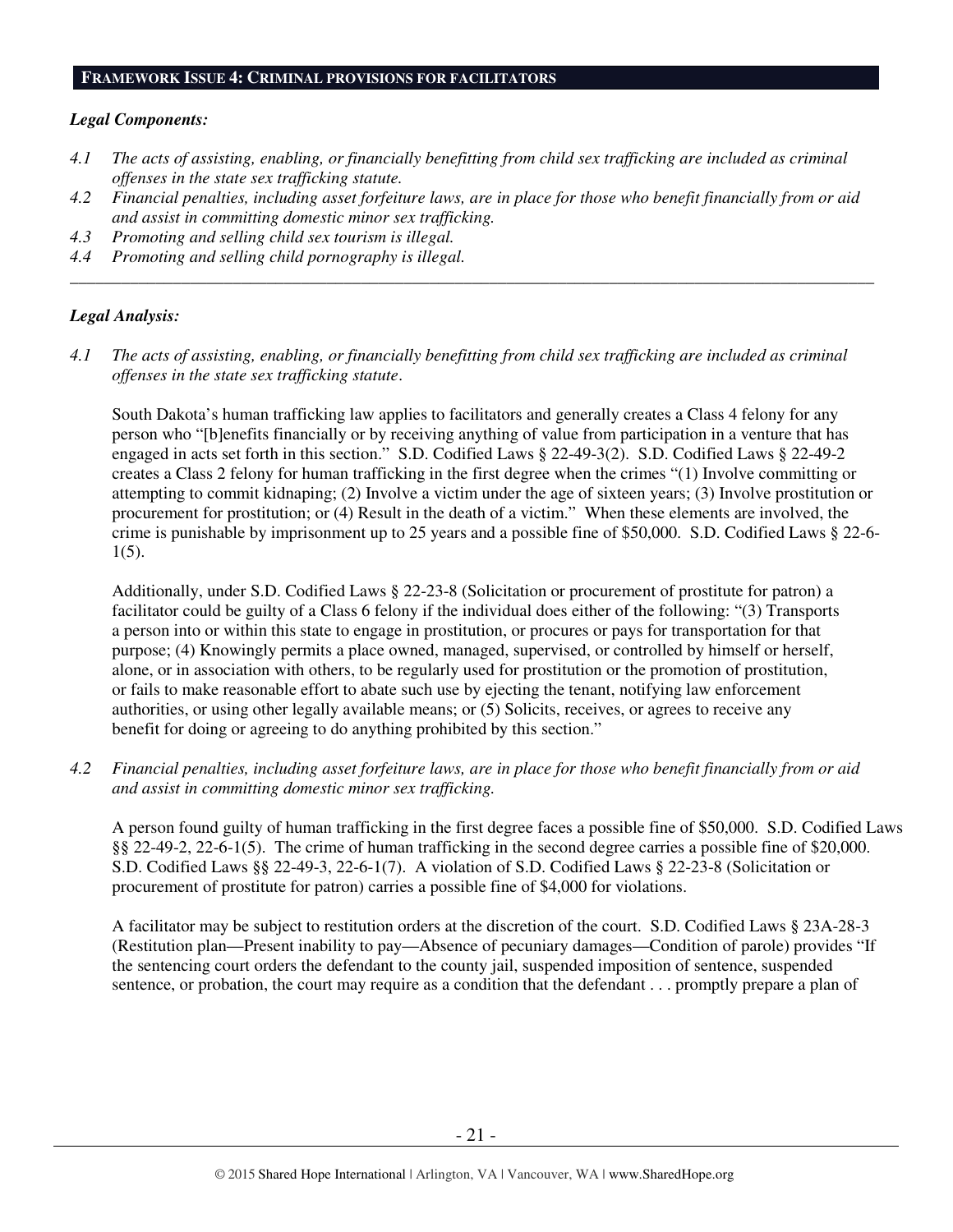## FRAMEWORK ISSUE 4: CRIMINAL PROVISIONS FOR FACILITATORS

***Legal Components:***

*4.1 The acts of assisting, enabling, or financially benefitting from child sex trafficking are included as criminal offenses in the state sex trafficking statute.*

*4.2 Financial penalties, including asset forfeiture laws, are in place for those who benefit financially from or aid and assist in committing domestic minor sex trafficking.*

*4.3 Promoting and selling child sex tourism is illegal.*

*4.4 Promoting and selling child pornography is illegal.*

---

***Legal Analysis:***

*4.1 The acts of assisting, enabling, or financially benefitting from child sex trafficking are included as criminal offenses in the state sex trafficking statute.*

South Dakota's human trafficking law applies to facilitators and generally creates a Class 4 felony for any person who "[b]enefits financially or by receiving anything of value from participation in a venture that has engaged in acts set forth in this section." S.D. Codified Laws § 22-49-3(2). S.D. Codified Laws § 22-49-2 creates a Class 2 felony for human trafficking in the first degree when the crimes "(1) Involve committing or attempting to commit kidnaping; (2) Involve a victim under the age of sixteen years; (3) Involve prostitution or procurement for prostitution; or (4) Result in the death of a victim." When these elements are involved, the crime is punishable by imprisonment up to 25 years and a possible fine of $50,000. S.D. Codified Laws § 22-6-1(5).

Additionally, under S.D. Codified Laws § 22-23-8 (Solicitation or procurement of prostitute for patron) a facilitator could be guilty of a Class 6 felony if the individual does either of the following: "(3) Transports a person into or within this state to engage in prostitution, or procures or pays for transportation for that purpose; (4) Knowingly permits a place owned, managed, supervised, or controlled by himself or herself, alone, or in association with others, to be regularly used for prostitution or the promotion of prostitution, or fails to make reasonable effort to abate such use by ejecting the tenant, notifying law enforcement authorities, or using other legally available means; or (5) Solicits, receives, or agrees to receive any benefit for doing or agreeing to do anything prohibited by this section."

*4.2 Financial penalties, including asset forfeiture laws, are in place for those who benefit financially from or aid and assist in committing domestic minor sex trafficking.*

A person found guilty of human trafficking in the first degree faces a possible fine of $50,000. S.D. Codified Laws §§ 22-49-2, 22-6-1(5). The crime of human trafficking in the second degree carries a possible fine of $20,000. S.D. Codified Laws §§ 22-49-3, 22-6-1(7). A violation of S.D. Codified Laws § 22-23-8 (Solicitation or procurement of prostitute for patron) carries a possible fine of $4,000 for violations.

A facilitator may be subject to restitution orders at the discretion of the court. S.D. Codified Laws § 23A-28-3 (Restitution plan—Present inability to pay—Absence of pecuniary damages—Condition of parole) provides "If the sentencing court orders the defendant to the county jail, suspended imposition of sentence, suspended sentence, or probation, the court may require as a condition that the defendant . . . promptly prepare a plan of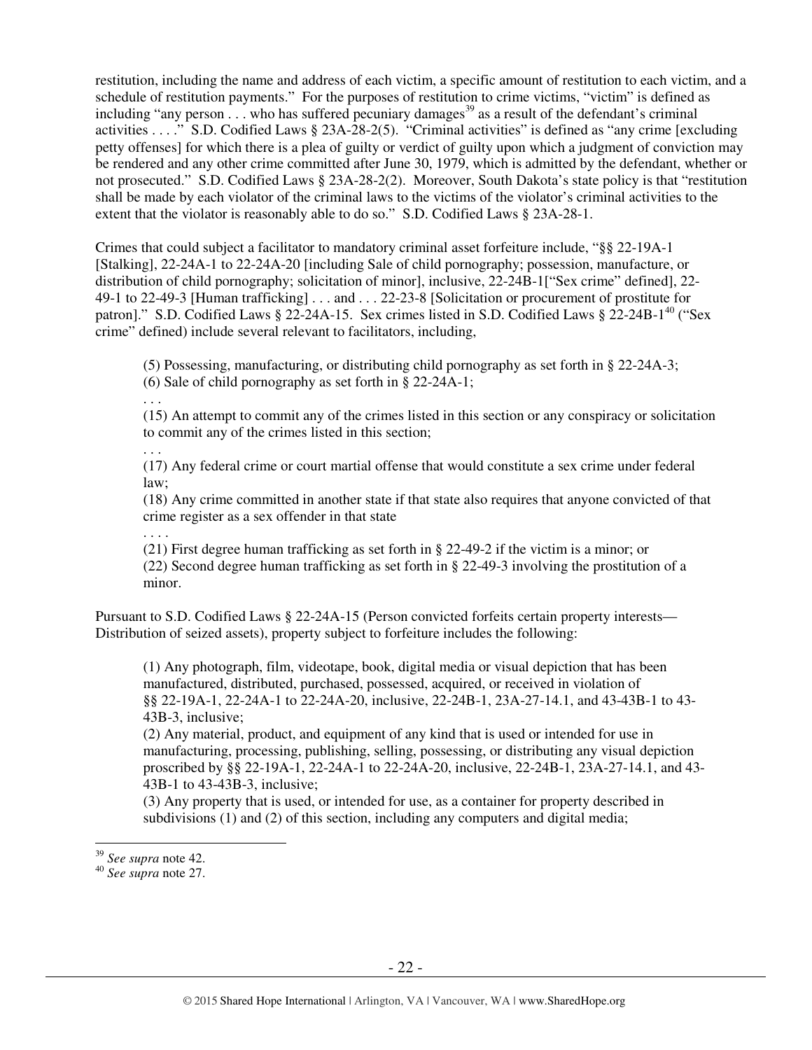restitution, including the name and address of each victim, a specific amount of restitution to each victim, and a schedule of restitution payments." For the purposes of restitution to crime victims, "victim" is defined as including "any person . . . who has suffered pecuniary damages[39] as a result of the defendant's criminal activities . . . ." S.D. Codified Laws § 23A-28-2(5). "Criminal activities" is defined as "any crime [excluding petty offenses] for which there is a plea of guilty or verdict of guilty upon which a judgment of conviction may be rendered and any other crime committed after June 30, 1979, which is admitted by the defendant, whether or not prosecuted." S.D. Codified Laws § 23A-28-2(2). Moreover, South Dakota's state policy is that "restitution shall be made by each violator of the criminal laws to the victims of the violator's criminal activities to the extent that the violator is reasonably able to do so." S.D. Codified Laws § 23A-28-1.

Crimes that could subject a facilitator to mandatory criminal asset forfeiture include, "§§ 22-19A-1 [Stalking], 22-24A-1 to 22-24A-20 [including Sale of child pornography; possession, manufacture, or distribution of child pornography; solicitation of minor], inclusive, 22-24B-1["Sex crime" defined], 22-49-1 to 22-49-3 [Human trafficking] . . . and . . . 22-23-8 [Solicitation or procurement of prostitute for patron]." S.D. Codified Laws § 22-24A-15. Sex crimes listed in S.D. Codified Laws § 22-24B-1[40] ("Sex crime" defined) include several relevant to facilitators, including,

> (5) Possessing, manufacturing, or distributing child pornography as set forth in § 22-24A-3;
> (6) Sale of child pornography as set forth in § 22-24A-1;
> . . .
> (15) An attempt to commit any of the crimes listed in this section or any conspiracy or solicitation to commit any of the crimes listed in this section;
> . . .
> (17) Any federal crime or court martial offense that would constitute a sex crime under federal law;
> (18) Any crime committed in another state if that state also requires that anyone convicted of that crime register as a sex offender in that state
> . . . .
> (21) First degree human trafficking as set forth in § 22-49-2 if the victim is a minor; or
> (22) Second degree human trafficking as set forth in § 22-49-3 involving the prostitution of a minor.

Pursuant to S.D. Codified Laws § 22-24A-15 (Person convicted forfeits certain property interests—Distribution of seized assets), property subject to forfeiture includes the following:

> (1) Any photograph, film, videotape, book, digital media or visual depiction that has been manufactured, distributed, purchased, possessed, acquired, or received in violation of §§ 22-19A-1, 22-24A-1 to 22-24A-20, inclusive, 22-24B-1, 23A-27-14.1, and 43-43B-1 to 43-43B-3, inclusive;
> (2) Any material, product, and equipment of any kind that is used or intended for use in manufacturing, processing, publishing, selling, possessing, or distributing any visual depiction proscribed by §§ 22-19A-1, 22-24A-1 to 22-24A-20, inclusive, 22-24B-1, 23A-27-14.1, and 43-43B-1 to 43-43B-3, inclusive;
> (3) Any property that is used, or intended for use, as a container for property described in subdivisions (1) and (2) of this section, including any computers and digital media;

---

[39] *See supra* note 42.

[40] *See supra* note 27.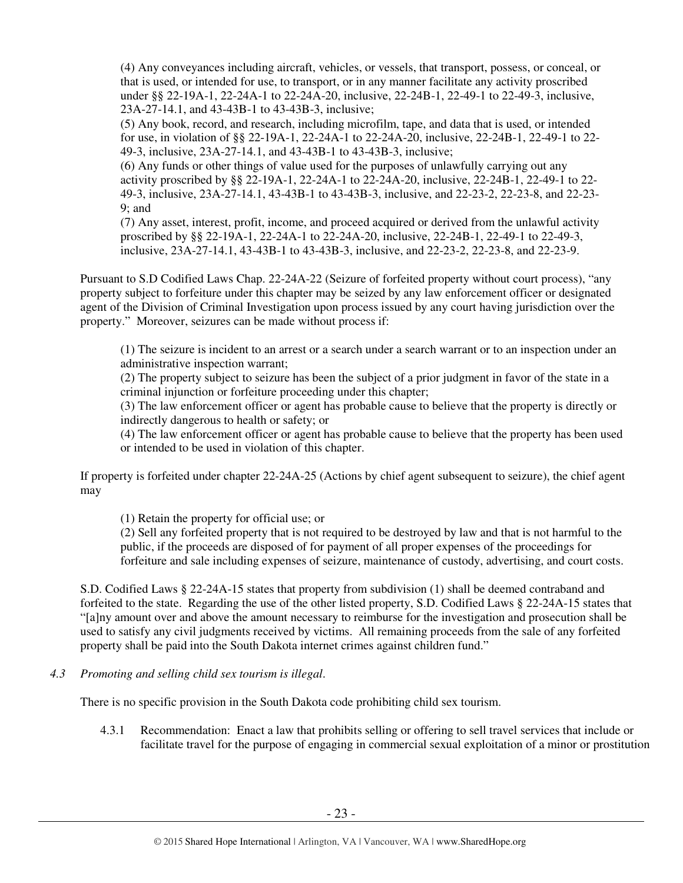(4) Any conveyances including aircraft, vehicles, or vessels, that transport, possess, or conceal, or that is used, or intended for use, to transport, or in any manner facilitate any activity proscribed under §§ 22-19A-1, 22-24A-1 to 22-24A-20, inclusive, 22-24B-1, 22-49-1 to 22-49-3, inclusive, 23A-27-14.1, and 43-43B-1 to 43-43B-3, inclusive;

(5) Any book, record, and research, including microfilm, tape, and data that is used, or intended for use, in violation of §§ 22-19A-1, 22-24A-1 to 22-24A-20, inclusive, 22-24B-1, 22-49-1 to 22-49-3, inclusive, 23A-27-14.1, and 43-43B-1 to 43-43B-3, inclusive;

(6) Any funds or other things of value used for the purposes of unlawfully carrying out any activity proscribed by §§ 22-19A-1, 22-24A-1 to 22-24A-20, inclusive, 22-24B-1, 22-49-1 to 22-49-3, inclusive, 23A-27-14.1, 43-43B-1 to 43-43B-3, inclusive, and 22-23-2, 22-23-8, and 22-23-9; and

(7) Any asset, interest, profit, income, and proceed acquired or derived from the unlawful activity proscribed by §§ 22-19A-1, 22-24A-1 to 22-24A-20, inclusive, 22-24B-1, 22-49-1 to 22-49-3, inclusive, 23A-27-14.1, 43-43B-1 to 43-43B-3, inclusive, and 22-23-2, 22-23-8, and 22-23-9.

Pursuant to S.D Codified Laws Chap. 22-24A-22 (Seizure of forfeited property without court process), "any property subject to forfeiture under this chapter may be seized by any law enforcement officer or designated agent of the Division of Criminal Investigation upon process issued by any court having jurisdiction over the property." Moreover, seizures can be made without process if:

(1) The seizure is incident to an arrest or a search under a search warrant or to an inspection under an administrative inspection warrant;

(2) The property subject to seizure has been the subject of a prior judgment in favor of the state in a criminal injunction or forfeiture proceeding under this chapter;

(3) The law enforcement officer or agent has probable cause to believe that the property is directly or indirectly dangerous to health or safety; or

(4) The law enforcement officer or agent has probable cause to believe that the property has been used or intended to be used in violation of this chapter.

If property is forfeited under chapter 22-24A-25 (Actions by chief agent subsequent to seizure), the chief agent may

(1) Retain the property for official use; or

(2) Sell any forfeited property that is not required to be destroyed by law and that is not harmful to the public, if the proceeds are disposed of for payment of all proper expenses of the proceedings for forfeiture and sale including expenses of seizure, maintenance of custody, advertising, and court costs.

S.D. Codified Laws § 22-24A-15 states that property from subdivision (1) shall be deemed contraband and forfeited to the state. Regarding the use of the other listed property, S.D. Codified Laws § 22-24A-15 states that "[a]ny amount over and above the amount necessary to reimburse for the investigation and prosecution shall be used to satisfy any civil judgments received by victims. All remaining proceeds from the sale of any forfeited property shall be paid into the South Dakota internet crimes against children fund."

*4.3 Promoting and selling child sex tourism is illegal.*

There is no specific provision in the South Dakota code prohibiting child sex tourism.

4.3.1 Recommendation: Enact a law that prohibits selling or offering to sell travel services that include or facilitate travel for the purpose of engaging in commercial sexual exploitation of a minor or prostitution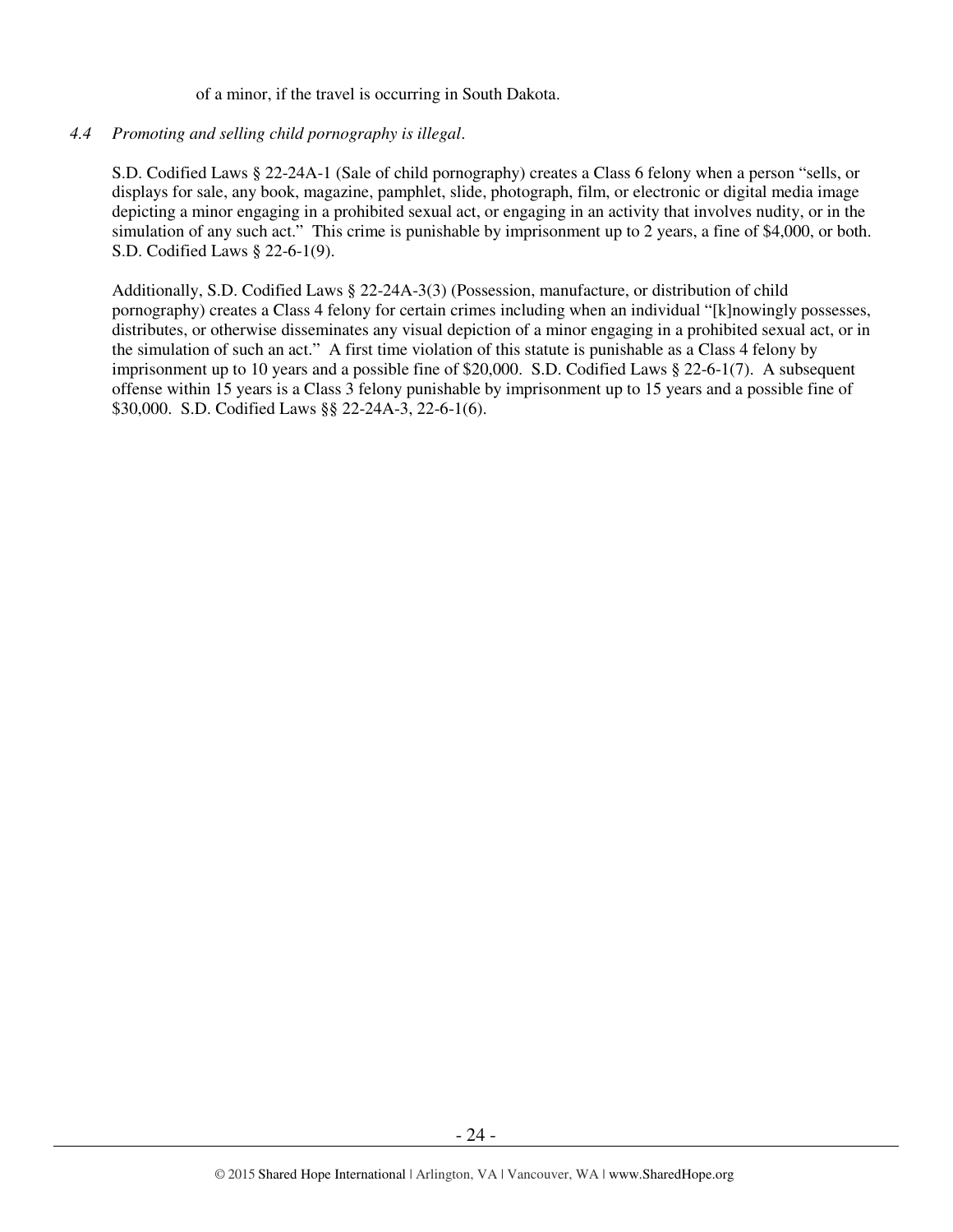of a minor, if the travel is occurring in South Dakota.

*4.4 Promoting and selling child pornography is illegal*.

S.D. Codified Laws § 22-24A-1 (Sale of child pornography) creates a Class 6 felony when a person "sells, or displays for sale, any book, magazine, pamphlet, slide, photograph, film, or electronic or digital media image depicting a minor engaging in a prohibited sexual act, or engaging in an activity that involves nudity, or in the simulation of any such act." This crime is punishable by imprisonment up to 2 years, a fine of $4,000, or both. S.D. Codified Laws § 22-6-1(9).

Additionally, S.D. Codified Laws § 22-24A-3(3) (Possession, manufacture, or distribution of child pornography) creates a Class 4 felony for certain crimes including when an individual "[k]nowingly possesses, distributes, or otherwise disseminates any visual depiction of a minor engaging in a prohibited sexual act, or in the simulation of such an act." A first time violation of this statute is punishable as a Class 4 felony by imprisonment up to 10 years and a possible fine of $20,000. S.D. Codified Laws § 22-6-1(7). A subsequent offense within 15 years is a Class 3 felony punishable by imprisonment up to 15 years and a possible fine of $30,000. S.D. Codified Laws §§ 22-24A-3, 22-6-1(6).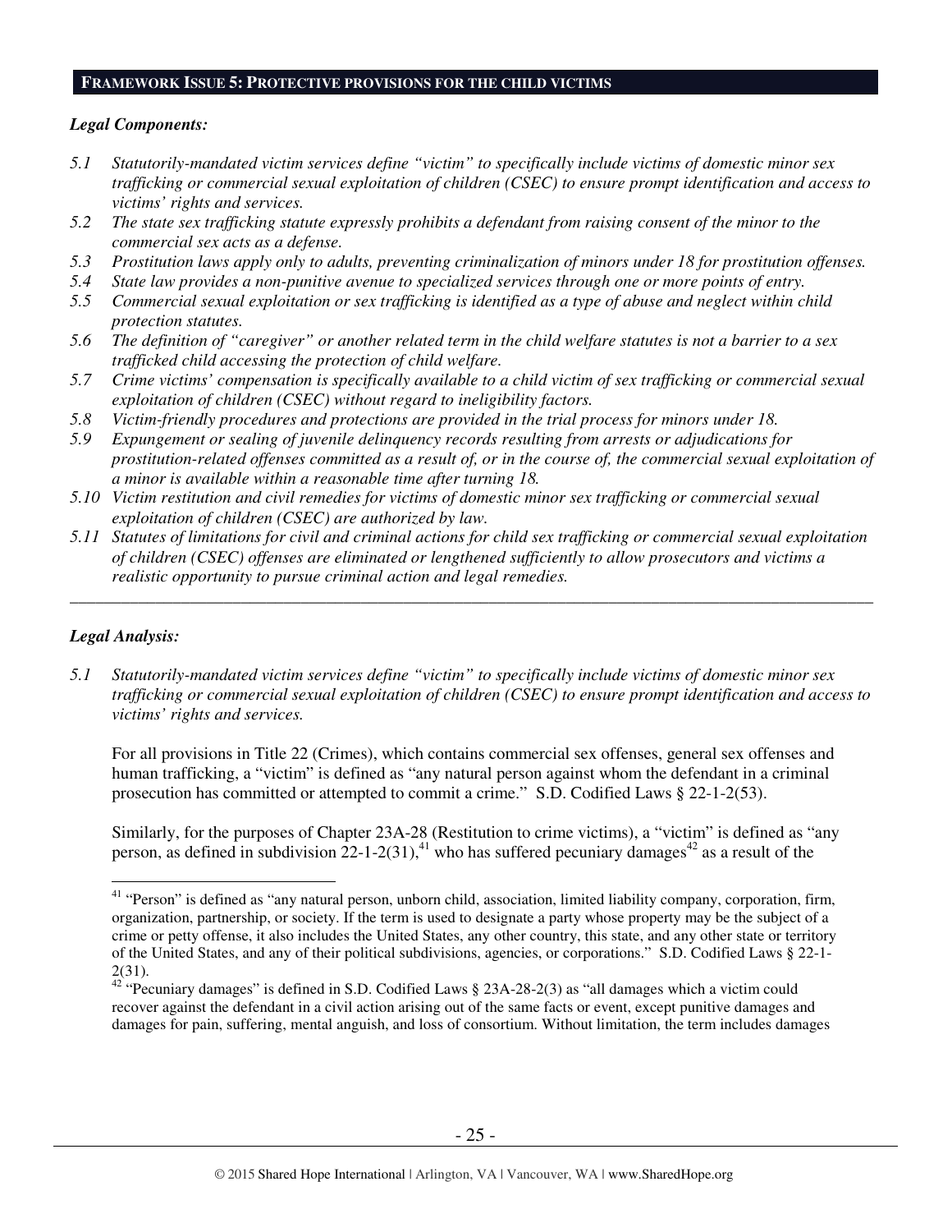## FRAMEWORK ISSUE 5: PROTECTIVE PROVISIONS FOR THE CHILD VICTIMS

### *Legal Components:*

*5.1 Statutorily-mandated victim services define "victim" to specifically include victims of domestic minor sex trafficking or commercial sexual exploitation of children (CSEC) to ensure prompt identification and access to victims' rights and services.*

*5.2 The state sex trafficking statute expressly prohibits a defendant from raising consent of the minor to the commercial sex acts as a defense.*

*5.3 Prostitution laws apply only to adults, preventing criminalization of minors under 18 for prostitution offenses.*

*5.4 State law provides a non-punitive avenue to specialized services through one or more points of entry.*

*5.5 Commercial sexual exploitation or sex trafficking is identified as a type of abuse and neglect within child protection statutes.*

*5.6 The definition of "caregiver" or another related term in the child welfare statutes is not a barrier to a sex trafficked child accessing the protection of child welfare.*

*5.7 Crime victims' compensation is specifically available to a child victim of sex trafficking or commercial sexual exploitation of children (CSEC) without regard to ineligibility factors.*

*5.8 Victim-friendly procedures and protections are provided in the trial process for minors under 18.*

*5.9 Expungement or sealing of juvenile delinquency records resulting from arrests or adjudications for prostitution-related offenses committed as a result of, or in the course of, the commercial sexual exploitation of a minor is available within a reasonable time after turning 18.*

*5.10 Victim restitution and civil remedies for victims of domestic minor sex trafficking or commercial sexual exploitation of children (CSEC) are authorized by law.*

*5.11 Statutes of limitations for civil and criminal actions for child sex trafficking or commercial sexual exploitation of children (CSEC) offenses are eliminated or lengthened sufficiently to allow prosecutors and victims a realistic opportunity to pursue criminal action and legal remedies.*

---

### *Legal Analysis:*

*5.1 Statutorily-mandated victim services define "victim" to specifically include victims of domestic minor sex trafficking or commercial sexual exploitation of children (CSEC) to ensure prompt identification and access to victims' rights and services.*

For all provisions in Title 22 (Crimes), which contains commercial sex offenses, general sex offenses and human trafficking, a "victim" is defined as "any natural person against whom the defendant in a criminal prosecution has committed or attempted to commit a crime." S.D. Codified Laws § 22-1-2(53).

Similarly, for the purposes of Chapter 23A-28 (Restitution to crime victims), a "victim" is defined as "any person, as defined in subdivision 22-1-2(31),[41] who has suffered pecuniary damages[42] as a result of the

---

[41] "Person" is defined as "any natural person, unborn child, association, limited liability company, corporation, firm, organization, partnership, or society. If the term is used to designate a party whose property may be the subject of a crime or petty offense, it also includes the United States, any other country, this state, and any other state or territory of the United States, and any of their political subdivisions, agencies, or corporations." S.D. Codified Laws § 22-1-2(31).

[42] "Pecuniary damages" is defined in S.D. Codified Laws § 23A-28-2(3) as "all damages which a victim could recover against the defendant in a civil action arising out of the same facts or event, except punitive damages and damages for pain, suffering, mental anguish, and loss of consortium. Without limitation, the term includes damages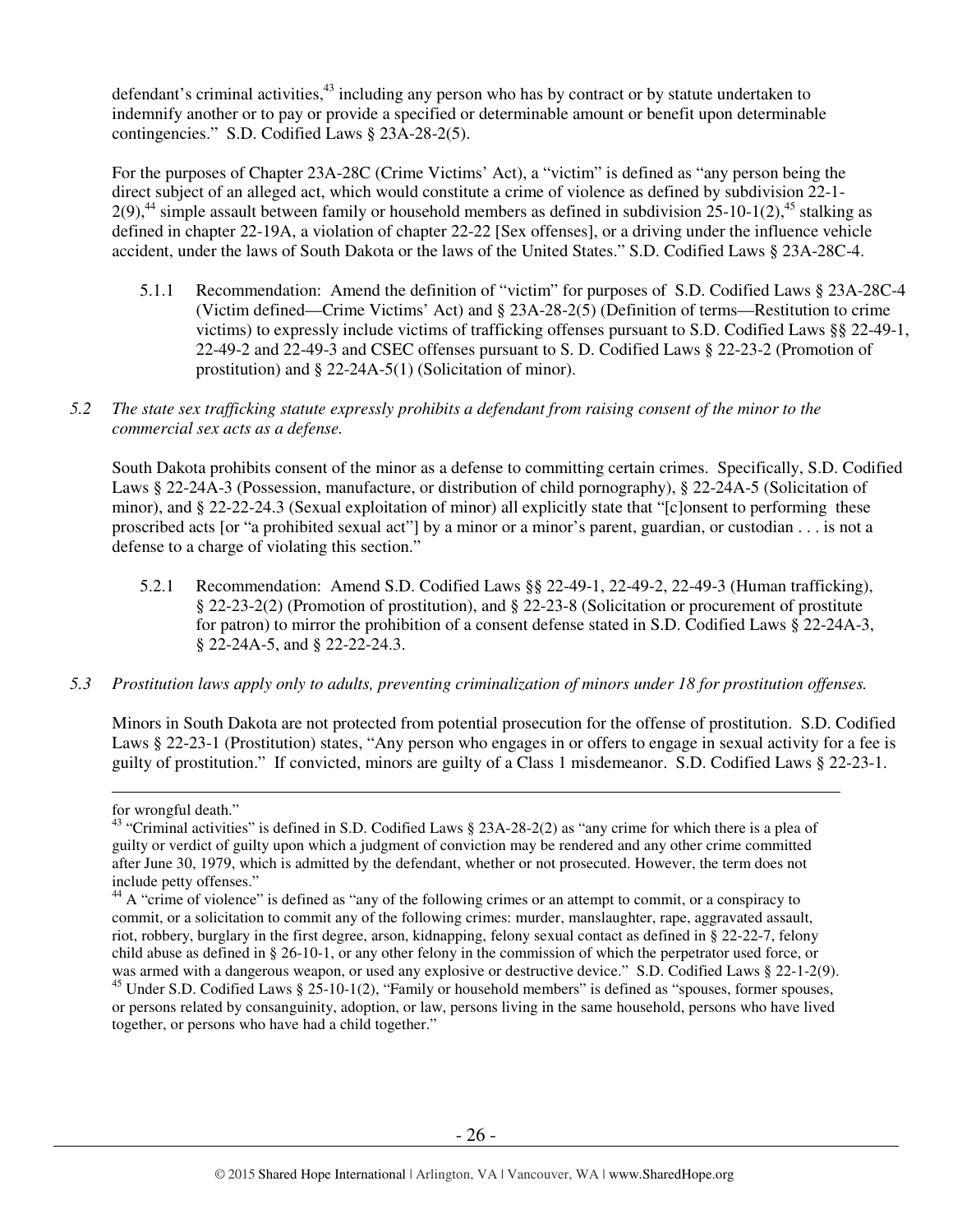defendant's criminal activities,[43] including any person who has by contract or by statute undertaken to indemnify another or to pay or provide a specified or determinable amount or benefit upon determinable contingencies." S.D. Codified Laws § 23A-28-2(5).

For the purposes of Chapter 23A-28C (Crime Victims' Act), a "victim" is defined as "any person being the direct subject of an alleged act, which would constitute a crime of violence as defined by subdivision 22-1-2(9),[44] simple assault between family or household members as defined in subdivision 25-10-1(2),[45] stalking as defined in chapter 22-19A, a violation of chapter 22-22 [Sex offenses], or a driving under the influence vehicle accident, under the laws of South Dakota or the laws of the United States." S.D. Codified Laws § 23A-28C-4.

5.1.1 Recommendation: Amend the definition of "victim" for purposes of S.D. Codified Laws § 23A-28C-4 (Victim defined—Crime Victims' Act) and § 23A-28-2(5) (Definition of terms—Restitution to crime victims) to expressly include victims of trafficking offenses pursuant to S.D. Codified Laws §§ 22-49-1, 22-49-2 and 22-49-3 and CSEC offenses pursuant to S. D. Codified Laws § 22-23-2 (Promotion of prostitution) and § 22-24A-5(1) (Solicitation of minor).

*5.2 The state sex trafficking statute expressly prohibits a defendant from raising consent of the minor to the commercial sex acts as a defense.*

South Dakota prohibits consent of the minor as a defense to committing certain crimes. Specifically, S.D. Codified Laws § 22-24A-3 (Possession, manufacture, or distribution of child pornography), § 22-24A-5 (Solicitation of minor), and § 22-22-24.3 (Sexual exploitation of minor) all explicitly state that "[c]onsent to performing these proscribed acts [or "a prohibited sexual act"] by a minor or a minor's parent, guardian, or custodian . . . is not a defense to a charge of violating this section."

5.2.1 Recommendation: Amend S.D. Codified Laws §§ 22-49-1, 22-49-2, 22-49-3 (Human trafficking), § 22-23-2(2) (Promotion of prostitution), and § 22-23-8 (Solicitation or procurement of prostitute for patron) to mirror the prohibition of a consent defense stated in S.D. Codified Laws § 22-24A-3, § 22-24A-5, and § 22-22-24.3.

*5.3 Prostitution laws apply only to adults, preventing criminalization of minors under 18 for prostitution offenses.*

Minors in South Dakota are not protected from potential prosecution for the offense of prostitution. S.D. Codified Laws § 22-23-1 (Prostitution) states, "Any person who engages in or offers to engage in sexual activity for a fee is guilty of prostitution." If convicted, minors are guilty of a Class 1 misdemeanor. S.D. Codified Laws § 22-23-1.

---

for wrongful death."

[43] "Criminal activities" is defined in S.D. Codified Laws § 23A-28-2(2) as "any crime for which there is a plea of guilty or verdict of guilty upon which a judgment of conviction may be rendered and any other crime committed after June 30, 1979, which is admitted by the defendant, whether or not prosecuted. However, the term does not include petty offenses."

[44] A "crime of violence" is defined as "any of the following crimes or an attempt to commit, or a conspiracy to commit, or a solicitation to commit any of the following crimes: murder, manslaughter, rape, aggravated assault, riot, robbery, burglary in the first degree, arson, kidnapping, felony sexual contact as defined in § 22-22-7, felony child abuse as defined in § 26-10-1, or any other felony in the commission of which the perpetrator used force, or was armed with a dangerous weapon, or used any explosive or destructive device." S.D. Codified Laws § 22-1-2(9).

[45] Under S.D. Codified Laws § 25-10-1(2), "Family or household members" is defined as "spouses, former spouses, or persons related by consanguinity, adoption, or law, persons living in the same household, persons who have lived together, or persons who have had a child together."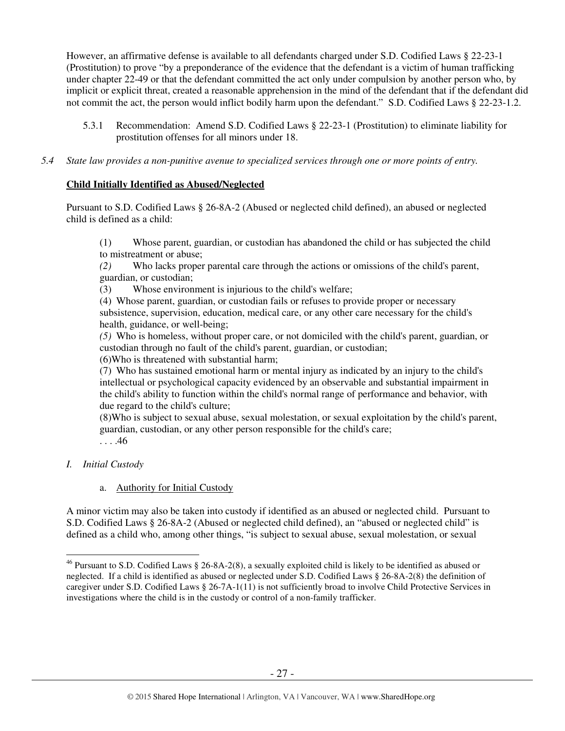However, an affirmative defense is available to all defendants charged under S.D. Codified Laws § 22-23-1 (Prostitution) to prove "by a preponderance of the evidence that the defendant is a victim of human trafficking under chapter 22-49 or that the defendant committed the act only under compulsion by another person who, by implicit or explicit threat, created a reasonable apprehension in the mind of the defendant that if the defendant did not commit the act, the person would inflict bodily harm upon the defendant." S.D. Codified Laws § 22-23-1.2.

5.3.1 Recommendation: Amend S.D. Codified Laws § 22-23-1 (Prostitution) to eliminate liability for prostitution offenses for all minors under 18.

*5.4 State law provides a non-punitive avenue to specialized services through one or more points of entry.*

**Child Initially Identified as Abused/Neglected**

Pursuant to S.D. Codified Laws § 26-8A-2 (Abused or neglected child defined), an abused or neglected child is defined as a child:

> (1) Whose parent, guardian, or custodian has abandoned the child or has subjected the child to mistreatment or abuse;
> *(2)* Who lacks proper parental care through the actions or omissions of the child's parent, guardian, or custodian;
> (3) Whose environment is injurious to the child's welfare;
> (4) Whose parent, guardian, or custodian fails or refuses to provide proper or necessary subsistence, supervision, education, medical care, or any other care necessary for the child's health, guidance, or well-being;
> *(5)* Who is homeless, without proper care, or not domiciled with the child's parent, guardian, or custodian through no fault of the child's parent, guardian, or custodian;
> (6)Who is threatened with substantial harm;
> (7) Who has sustained emotional harm or mental injury as indicated by an injury to the child's intellectual or psychological capacity evidenced by an observable and substantial impairment in the child's ability to function within the child's normal range of performance and behavior, with due regard to the child's culture;
> (8)Who is subject to sexual abuse, sexual molestation, or sexual exploitation by the child's parent, guardian, custodian, or any other person responsible for the child's care;
> . . . .[46]

*I. Initial Custody*

a. Authority for Initial Custody

A minor victim may also be taken into custody if identified as an abused or neglected child. Pursuant to S.D. Codified Laws § 26-8A-2 (Abused or neglected child defined), an "abused or neglected child" is defined as a child who, among other things, "is subject to sexual abuse, sexual molestation, or sexual

[46] Pursuant to S.D. Codified Laws § 26-8A-2(8), a sexually exploited child is likely to be identified as abused or neglected. If a child is identified as abused or neglected under S.D. Codified Laws § 26-8A-2(8) the definition of caregiver under S.D. Codified Laws § 26-7A-1(11) is not sufficiently broad to involve Child Protective Services in investigations where the child is in the custody or control of a non-family trafficker.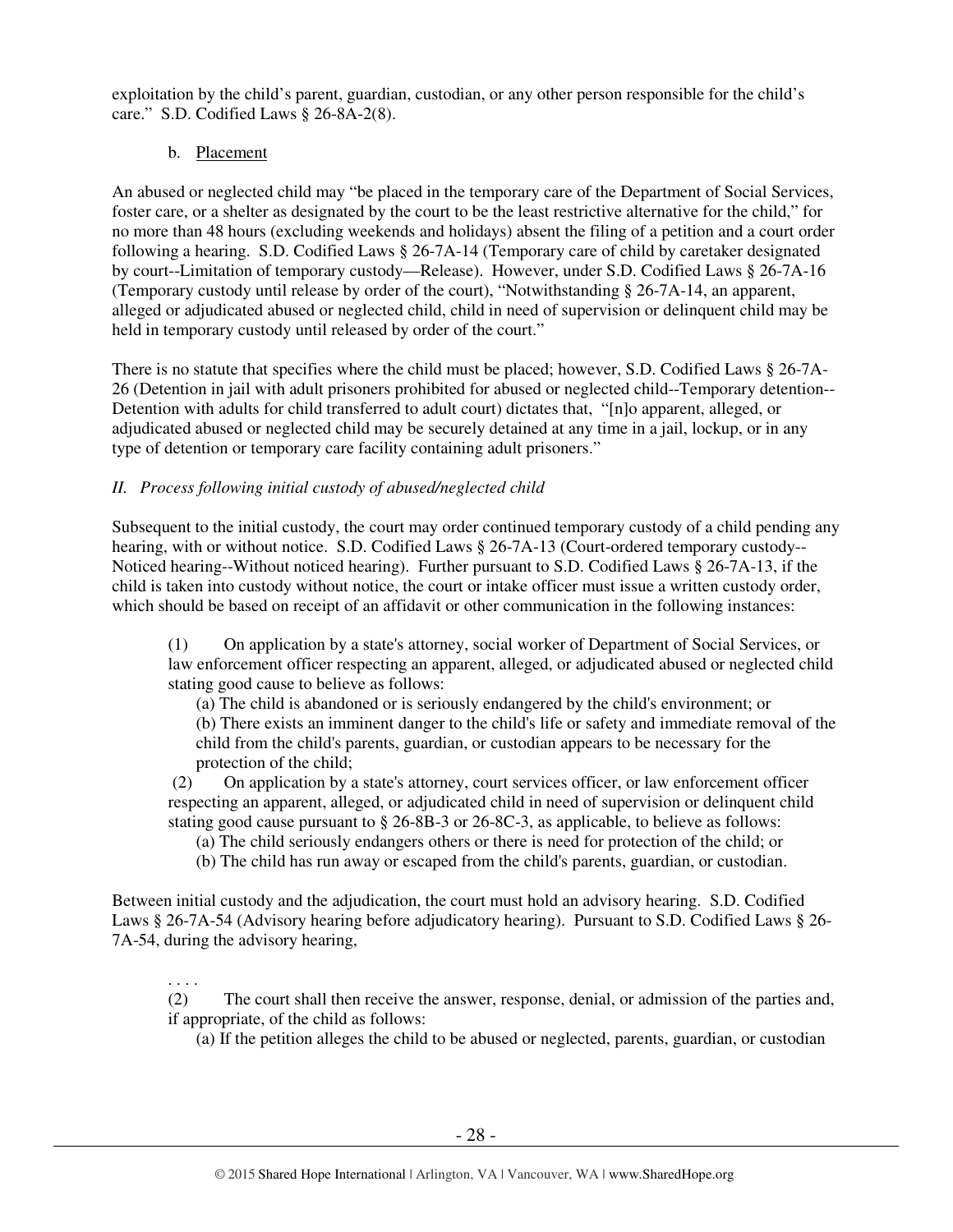exploitation by the child's parent, guardian, custodian, or any other person responsible for the child's care." S.D. Codified Laws § 26-8A-2(8).

b. Placement

An abused or neglected child may "be placed in the temporary care of the Department of Social Services, foster care, or a shelter as designated by the court to be the least restrictive alternative for the child," for no more than 48 hours (excluding weekends and holidays) absent the filing of a petition and a court order following a hearing. S.D. Codified Laws § 26-7A-14 (Temporary care of child by caretaker designated by court--Limitation of temporary custody—Release). However, under S.D. Codified Laws § 26-7A-16 (Temporary custody until release by order of the court), "Notwithstanding § 26-7A-14, an apparent, alleged or adjudicated abused or neglected child, child in need of supervision or delinquent child may be held in temporary custody until released by order of the court."

There is no statute that specifies where the child must be placed; however, S.D. Codified Laws § 26-7A-26 (Detention in jail with adult prisoners prohibited for abused or neglected child--Temporary detention--Detention with adults for child transferred to adult court) dictates that, "[n]o apparent, alleged, or adjudicated abused or neglected child may be securely detained at any time in a jail, lockup, or in any type of detention or temporary care facility containing adult prisoners."

*II. Process following initial custody of abused/neglected child*

Subsequent to the initial custody, the court may order continued temporary custody of a child pending any hearing, with or without notice. S.D. Codified Laws § 26-7A-13 (Court-ordered temporary custody--Noticed hearing--Without noticed hearing). Further pursuant to S.D. Codified Laws § 26-7A-13, if the child is taken into custody without notice, the court or intake officer must issue a written custody order, which should be based on receipt of an affidavit or other communication in the following instances:

> (1) On application by a state's attorney, social worker of Department of Social Services, or law enforcement officer respecting an apparent, alleged, or adjudicated abused or neglected child stating good cause to believe as follows:
>
> (a) The child is abandoned or is seriously endangered by the child's environment; or
>
> (b) There exists an imminent danger to the child's life or safety and immediate removal of the child from the child's parents, guardian, or custodian appears to be necessary for the protection of the child;
>
> (2) On application by a state's attorney, court services officer, or law enforcement officer respecting an apparent, alleged, or adjudicated child in need of supervision or delinquent child stating good cause pursuant to § 26-8B-3 or 26-8C-3, as applicable, to believe as follows:
>
> (a) The child seriously endangers others or there is need for protection of the child; or
>
> (b) The child has run away or escaped from the child's parents, guardian, or custodian.

Between initial custody and the adjudication, the court must hold an advisory hearing. S.D. Codified Laws § 26-7A-54 (Advisory hearing before adjudicatory hearing). Pursuant to S.D. Codified Laws § 26-7A-54, during the advisory hearing,

> . . . .
>
> (2) The court shall then receive the answer, response, denial, or admission of the parties and, if appropriate, of the child as follows:
>
> (a) If the petition alleges the child to be abused or neglected, parents, guardian, or custodian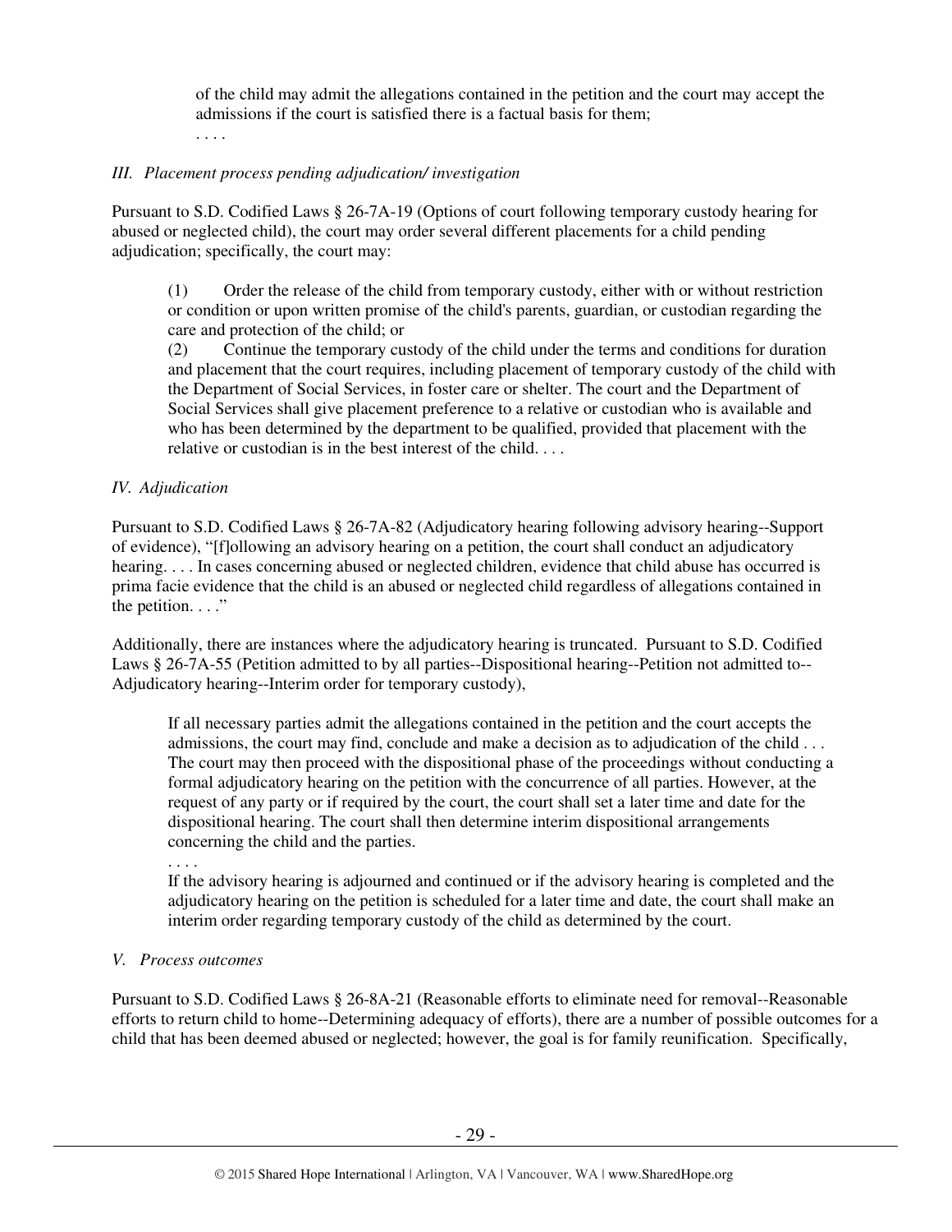of the child may admit the allegations contained in the petition and the court may accept the admissions if the court is satisfied there is a factual basis for them;

. . . .

*III. Placement process pending adjudication/ investigation*

Pursuant to S.D. Codified Laws § 26-7A-19 (Options of court following temporary custody hearing for abused or neglected child), the court may order several different placements for a child pending adjudication; specifically, the court may:

> (1) Order the release of the child from temporary custody, either with or without restriction or condition or upon written promise of the child's parents, guardian, or custodian regarding the care and protection of the child; or
>
> (2) Continue the temporary custody of the child under the terms and conditions for duration and placement that the court requires, including placement of temporary custody of the child with the Department of Social Services, in foster care or shelter. The court and the Department of Social Services shall give placement preference to a relative or custodian who is available and who has been determined by the department to be qualified, provided that placement with the relative or custodian is in the best interest of the child. . . .

*IV. Adjudication*

Pursuant to S.D. Codified Laws § 26-7A-82 (Adjudicatory hearing following advisory hearing--Support of evidence), "[f]ollowing an advisory hearing on a petition, the court shall conduct an adjudicatory hearing. . . . In cases concerning abused or neglected children, evidence that child abuse has occurred is prima facie evidence that the child is an abused or neglected child regardless of allegations contained in the petition. . . ."

Additionally, there are instances where the adjudicatory hearing is truncated. Pursuant to S.D. Codified Laws § 26-7A-55 (Petition admitted to by all parties--Dispositional hearing--Petition not admitted to--Adjudicatory hearing--Interim order for temporary custody),

> If all necessary parties admit the allegations contained in the petition and the court accepts the admissions, the court may find, conclude and make a decision as to adjudication of the child . . . The court may then proceed with the dispositional phase of the proceedings without conducting a formal adjudicatory hearing on the petition with the concurrence of all parties. However, at the request of any party or if required by the court, the court shall set a later time and date for the dispositional hearing. The court shall then determine interim dispositional arrangements concerning the child and the parties.
>
> . . . .
>
> If the advisory hearing is adjourned and continued or if the advisory hearing is completed and the adjudicatory hearing on the petition is scheduled for a later time and date, the court shall make an interim order regarding temporary custody of the child as determined by the court.

*V. Process outcomes*

Pursuant to S.D. Codified Laws § 26-8A-21 (Reasonable efforts to eliminate need for removal--Reasonable efforts to return child to home--Determining adequacy of efforts), there are a number of possible outcomes for a child that has been deemed abused or neglected; however, the goal is for family reunification. Specifically,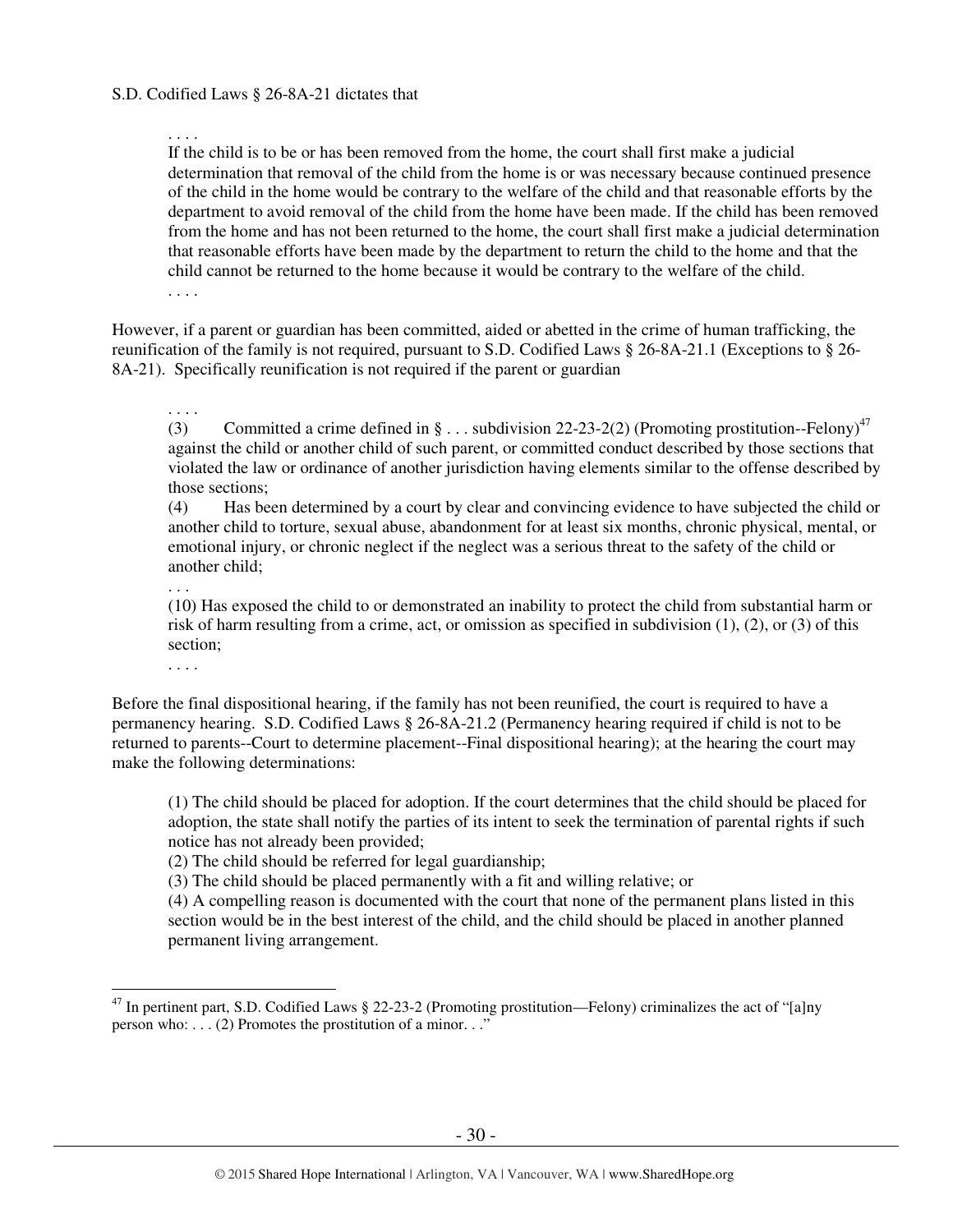S.D. Codified Laws § 26-8A-21 dictates that

> . . . .
> If the child is to be or has been removed from the home, the court shall first make a judicial determination that removal of the child from the home is or was necessary because continued presence of the child in the home would be contrary to the welfare of the child and that reasonable efforts by the department to avoid removal of the child from the home have been made. If the child has been removed from the home and has not been returned to the home, the court shall first make a judicial determination that reasonable efforts have been made by the department to return the child to the home and that the child cannot be returned to the home because it would be contrary to the welfare of the child.
> . . . .

However, if a parent or guardian has been committed, aided or abetted in the crime of human trafficking, the reunification of the family is not required, pursuant to S.D. Codified Laws § 26-8A-21.1 (Exceptions to § 26-8A-21). Specifically reunification is not required if the parent or guardian

> . . . .
> (3) Committed a crime defined in § . . . subdivision 22-23-2(2) (Promoting prostitution--Felony)[47] against the child or another child of such parent, or committed conduct described by those sections that violated the law or ordinance of another jurisdiction having elements similar to the offense described by those sections;
> (4) Has been determined by a court by clear and convincing evidence to have subjected the child or another child to torture, sexual abuse, abandonment for at least six months, chronic physical, mental, or emotional injury, or chronic neglect if the neglect was a serious threat to the safety of the child or another child;
> . . .
> (10) Has exposed the child to or demonstrated an inability to protect the child from substantial harm or risk of harm resulting from a crime, act, or omission as specified in subdivision (1), (2), or (3) of this section;
> . . . .

Before the final dispositional hearing, if the family has not been reunified, the court is required to have a permanency hearing. S.D. Codified Laws § 26-8A-21.2 (Permanency hearing required if child is not to be returned to parents--Court to determine placement--Final dispositional hearing); at the hearing the court may make the following determinations:

> (1) The child should be placed for adoption. If the court determines that the child should be placed for adoption, the state shall notify the parties of its intent to seek the termination of parental rights if such notice has not already been provided;
> (2) The child should be referred for legal guardianship;
> (3) The child should be placed permanently with a fit and willing relative; or
> (4) A compelling reason is documented with the court that none of the permanent plans listed in this section would be in the best interest of the child, and the child should be placed in another planned permanent living arrangement.

---

[47] In pertinent part, S.D. Codified Laws § 22-23-2 (Promoting prostitution—Felony) criminalizes the act of "[a]ny person who: . . . (2) Promotes the prostitution of a minor. . ."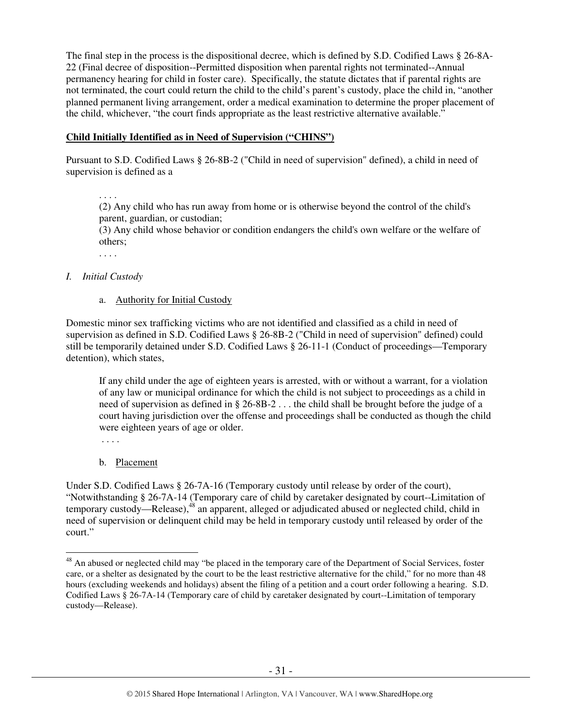The final step in the process is the dispositional decree, which is defined by S.D. Codified Laws § 26-8A-22 (Final decree of disposition--Permitted disposition when parental rights not terminated--Annual permanency hearing for child in foster care). Specifically, the statute dictates that if parental rights are not terminated, the court could return the child to the child's parent's custody, place the child in, "another planned permanent living arrangement, order a medical examination to determine the proper placement of the child, whichever, "the court finds appropriate as the least restrictive alternative available."

**Child Initially Identified as in Need of Supervision ("CHINS")**

Pursuant to S.D. Codified Laws § 26-8B-2 ("Child in need of supervision" defined), a child in need of supervision is defined as a

> . . . .
> (2) Any child who has run away from home or is otherwise beyond the control of the child's parent, guardian, or custodian;
> (3) Any child whose behavior or condition endangers the child's own welfare or the welfare of others;
> . . . .

*I. Initial Custody*

a. Authority for Initial Custody

Domestic minor sex trafficking victims who are not identified and classified as a child in need of supervision as defined in S.D. Codified Laws § 26-8B-2 ("Child in need of supervision" defined) could still be temporarily detained under S.D. Codified Laws § 26-11-1 (Conduct of proceedings—Temporary detention), which states,

> If any child under the age of eighteen years is arrested, with or without a warrant, for a violation of any law or municipal ordinance for which the child is not subject to proceedings as a child in need of supervision as defined in § 26-8B-2 . . . the child shall be brought before the judge of a court having jurisdiction over the offense and proceedings shall be conducted as though the child were eighteen years of age or older.
> . . . .

b. Placement

Under S.D. Codified Laws § 26-7A-16 (Temporary custody until release by order of the court), "Notwithstanding § 26-7A-14 (Temporary care of child by caretaker designated by court--Limitation of temporary custody—Release),[48] an apparent, alleged or adjudicated abused or neglected child, child in need of supervision or delinquent child may be held in temporary custody until released by order of the court."

[48] An abused or neglected child may "be placed in the temporary care of the Department of Social Services, foster care, or a shelter as designated by the court to be the least restrictive alternative for the child," for no more than 48 hours (excluding weekends and holidays) absent the filing of a petition and a court order following a hearing. S.D. Codified Laws § 26-7A-14 (Temporary care of child by caretaker designated by court--Limitation of temporary custody—Release).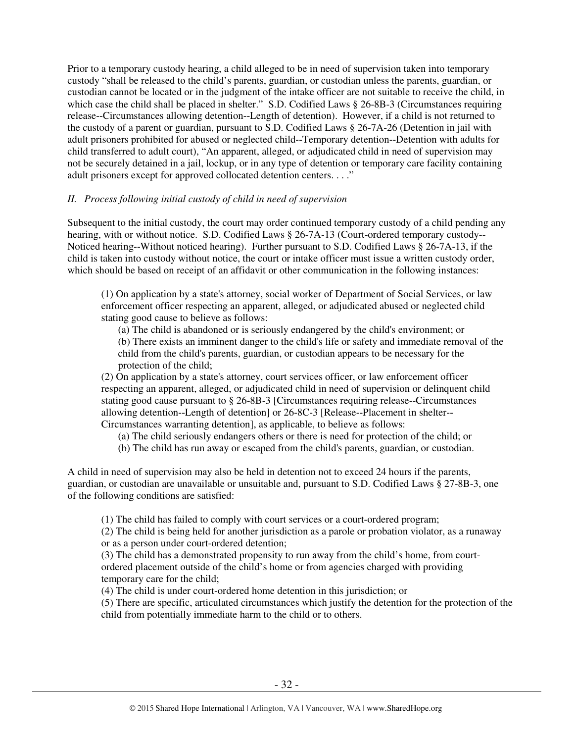Prior to a temporary custody hearing, a child alleged to be in need of supervision taken into temporary custody "shall be released to the child's parents, guardian, or custodian unless the parents, guardian, or custodian cannot be located or in the judgment of the intake officer are not suitable to receive the child, in which case the child shall be placed in shelter." S.D. Codified Laws § 26-8B-3 (Circumstances requiring release--Circumstances allowing detention--Length of detention). However, if a child is not returned to the custody of a parent or guardian, pursuant to S.D. Codified Laws § 26-7A-26 (Detention in jail with adult prisoners prohibited for abused or neglected child--Temporary detention--Detention with adults for child transferred to adult court), "An apparent, alleged, or adjudicated child in need of supervision may not be securely detained in a jail, lockup, or in any type of detention or temporary care facility containing adult prisoners except for approved collocated detention centers. . . ."

### *II. Process following initial custody of child in need of supervision*

Subsequent to the initial custody, the court may order continued temporary custody of a child pending any hearing, with or without notice. S.D. Codified Laws § 26-7A-13 (Court-ordered temporary custody--Noticed hearing--Without noticed hearing). Further pursuant to S.D. Codified Laws § 26-7A-13, if the child is taken into custody without notice, the court or intake officer must issue a written custody order, which should be based on receipt of an affidavit or other communication in the following instances:

> (1) On application by a state's attorney, social worker of Department of Social Services, or law enforcement officer respecting an apparent, alleged, or adjudicated abused or neglected child stating good cause to believe as follows:
>
> (a) The child is abandoned or is seriously endangered by the child's environment; or
>
> (b) There exists an imminent danger to the child's life or safety and immediate removal of the child from the child's parents, guardian, or custodian appears to be necessary for the protection of the child;
>
> (2) On application by a state's attorney, court services officer, or law enforcement officer respecting an apparent, alleged, or adjudicated child in need of supervision or delinquent child stating good cause pursuant to § 26-8B-3 [Circumstances requiring release--Circumstances allowing detention--Length of detention] or 26-8C-3 [Release--Placement in shelter--Circumstances warranting detention], as applicable, to believe as follows:
>
> (a) The child seriously endangers others or there is need for protection of the child; or
>
> (b) The child has run away or escaped from the child's parents, guardian, or custodian.

A child in need of supervision may also be held in detention not to exceed 24 hours if the parents, guardian, or custodian are unavailable or unsuitable and, pursuant to S.D. Codified Laws § 27-8B-3, one of the following conditions are satisfied:

> (1) The child has failed to comply with court services or a court-ordered program;
>
> (2) The child is being held for another jurisdiction as a parole or probation violator, as a runaway or as a person under court-ordered detention;
>
> (3) The child has a demonstrated propensity to run away from the child's home, from court-ordered placement outside of the child's home or from agencies charged with providing temporary care for the child;
>
> (4) The child is under court-ordered home detention in this jurisdiction; or
>
> (5) There are specific, articulated circumstances which justify the detention for the protection of the child from potentially immediate harm to the child or to others.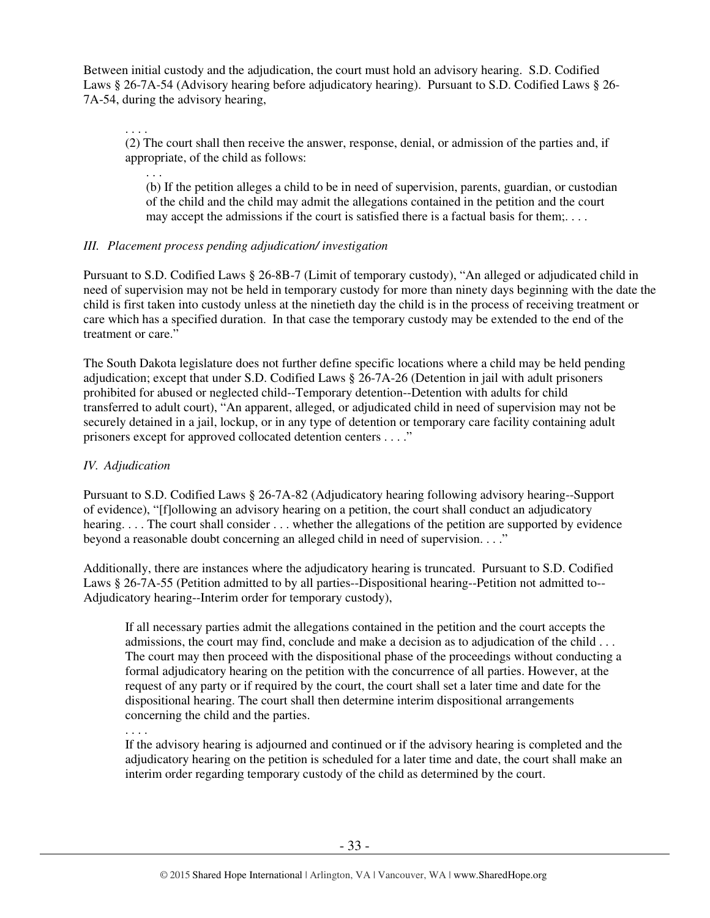Between initial custody and the adjudication, the court must hold an advisory hearing. S.D. Codified Laws § 26-7A-54 (Advisory hearing before adjudicatory hearing). Pursuant to S.D. Codified Laws § 26-7A-54, during the advisory hearing,

> . . . .
> (2) The court shall then receive the answer, response, denial, or admission of the parties and, if appropriate, of the child as follows:
>
> > . . .
> > (b) If the petition alleges a child to be in need of supervision, parents, guardian, or custodian of the child and the child may admit the allegations contained in the petition and the court may accept the admissions if the court is satisfied there is a factual basis for them;. . . .

*III. Placement process pending adjudication/ investigation*

Pursuant to S.D. Codified Laws § 26-8B-7 (Limit of temporary custody), "An alleged or adjudicated child in need of supervision may not be held in temporary custody for more than ninety days beginning with the date the child is first taken into custody unless at the ninetieth day the child is in the process of receiving treatment or care which has a specified duration. In that case the temporary custody may be extended to the end of the treatment or care."

The South Dakota legislature does not further define specific locations where a child may be held pending adjudication; except that under S.D. Codified Laws § 26-7A-26 (Detention in jail with adult prisoners prohibited for abused or neglected child--Temporary detention--Detention with adults for child transferred to adult court), "An apparent, alleged, or adjudicated child in need of supervision may not be securely detained in a jail, lockup, or in any type of detention or temporary care facility containing adult prisoners except for approved collocated detention centers . . . ."

*IV. Adjudication*

Pursuant to S.D. Codified Laws § 26-7A-82 (Adjudicatory hearing following advisory hearing--Support of evidence), "[f]ollowing an advisory hearing on a petition, the court shall conduct an adjudicatory hearing. . . . The court shall consider . . . whether the allegations of the petition are supported by evidence beyond a reasonable doubt concerning an alleged child in need of supervision. . . ."

Additionally, there are instances where the adjudicatory hearing is truncated. Pursuant to S.D. Codified Laws § 26-7A-55 (Petition admitted to by all parties--Dispositional hearing--Petition not admitted to--Adjudicatory hearing--Interim order for temporary custody),

> If all necessary parties admit the allegations contained in the petition and the court accepts the admissions, the court may find, conclude and make a decision as to adjudication of the child . . . The court may then proceed with the dispositional phase of the proceedings without conducting a formal adjudicatory hearing on the petition with the concurrence of all parties. However, at the request of any party or if required by the court, the court shall set a later time and date for the dispositional hearing. The court shall then determine interim dispositional arrangements concerning the child and the parties.
> . . . .
> If the advisory hearing is adjourned and continued or if the advisory hearing is completed and the adjudicatory hearing on the petition is scheduled for a later time and date, the court shall make an interim order regarding temporary custody of the child as determined by the court.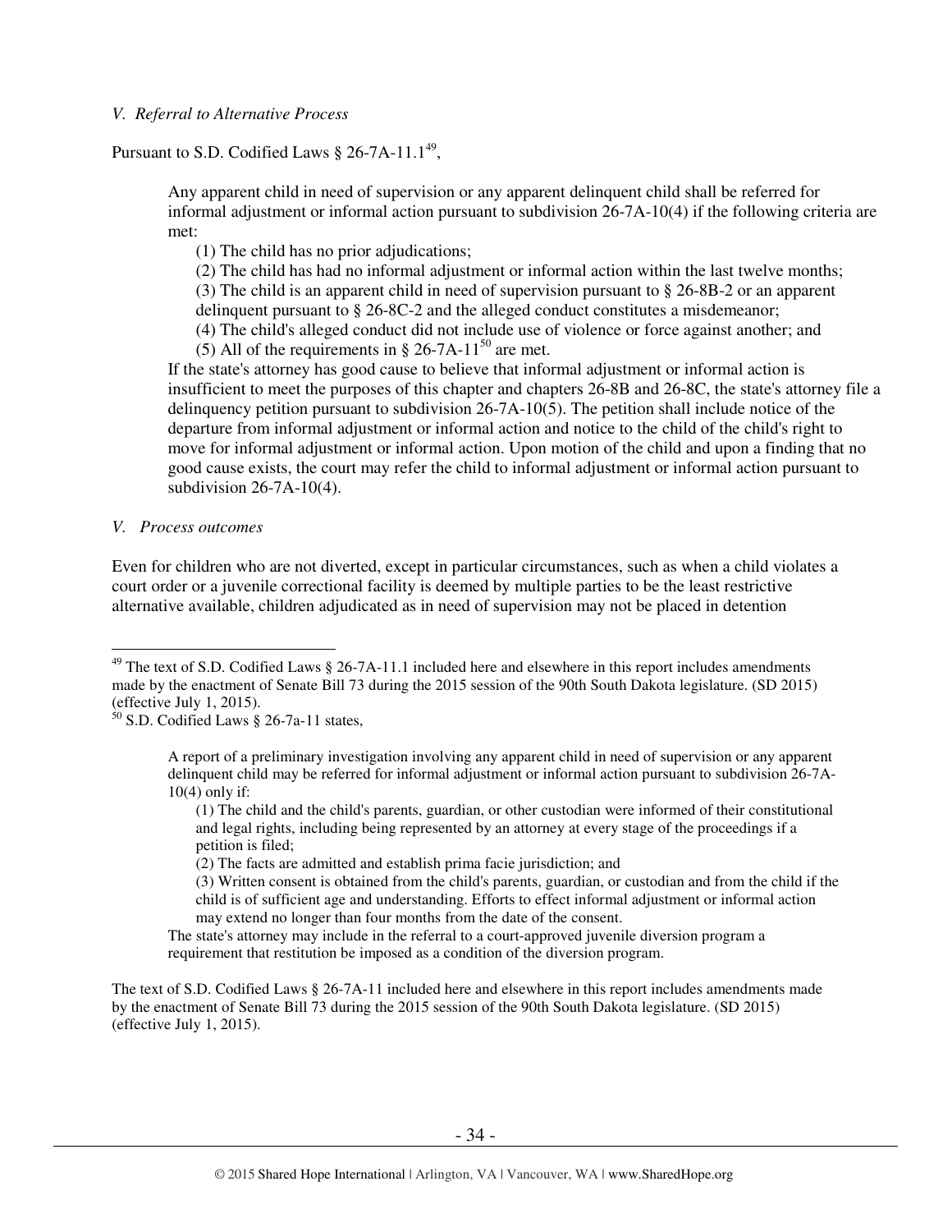*V. Referral to Alternative Process*

Pursuant to S.D. Codified Laws § 26-7A-11.1[49],

> Any apparent child in need of supervision or any apparent delinquent child shall be referred for informal adjustment or informal action pursuant to subdivision 26-7A-10(4) if the following criteria are met:
>
> (1) The child has no prior adjudications;
>
> (2) The child has had no informal adjustment or informal action within the last twelve months;
>
> (3) The child is an apparent child in need of supervision pursuant to § 26-8B-2 or an apparent delinquent pursuant to § 26-8C-2 and the alleged conduct constitutes a misdemeanor;
>
> (4) The child's alleged conduct did not include use of violence or force against another; and
>
> (5) All of the requirements in § 26-7A-11[50] are met.
>
> If the state's attorney has good cause to believe that informal adjustment or informal action is insufficient to meet the purposes of this chapter and chapters 26-8B and 26-8C, the state's attorney file a delinquency petition pursuant to subdivision 26-7A-10(5). The petition shall include notice of the departure from informal adjustment or informal action and notice to the child of the child's right to move for informal adjustment or informal action. Upon motion of the child and upon a finding that no good cause exists, the court may refer the child to informal adjustment or informal action pursuant to subdivision 26-7A-10(4).

*V. Process outcomes*

Even for children who are not diverted, except in particular circumstances, such as when a child violates a court order or a juvenile correctional facility is deemed by multiple parties to be the least restrictive alternative available, children adjudicated as in need of supervision may not be placed in detention

---

[49] The text of S.D. Codified Laws § 26-7A-11.1 included here and elsewhere in this report includes amendments made by the enactment of Senate Bill 73 during the 2015 session of the 90th South Dakota legislature. (SD 2015) (effective July 1, 2015).

[50] S.D. Codified Laws § 26-7a-11 states,

> A report of a preliminary investigation involving any apparent child in need of supervision or any apparent delinquent child may be referred for informal adjustment or informal action pursuant to subdivision 26-7A-10(4) only if:
>
> (1) The child and the child's parents, guardian, or other custodian were informed of their constitutional and legal rights, including being represented by an attorney at every stage of the proceedings if a petition is filed;
>
> (2) The facts are admitted and establish prima facie jurisdiction; and
>
> (3) Written consent is obtained from the child's parents, guardian, or custodian and from the child if the child is of sufficient age and understanding. Efforts to effect informal adjustment or informal action may extend no longer than four months from the date of the consent.
>
> The state's attorney may include in the referral to a court-approved juvenile diversion program a requirement that restitution be imposed as a condition of the diversion program.

The text of S.D. Codified Laws § 26-7A-11 included here and elsewhere in this report includes amendments made by the enactment of Senate Bill 73 during the 2015 session of the 90th South Dakota legislature. (SD 2015) (effective July 1, 2015).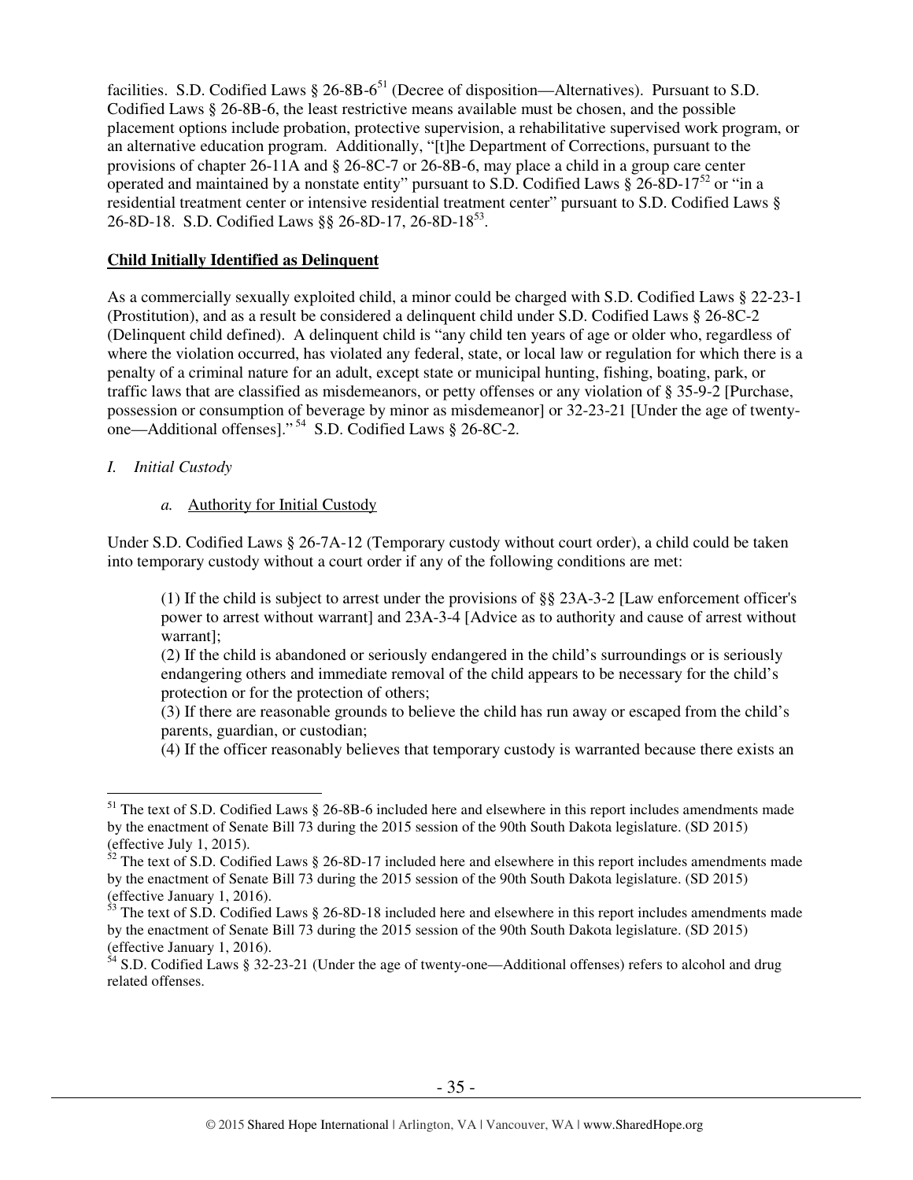facilities. S.D. Codified Laws § 26-8B-6[51] (Decree of disposition—Alternatives). Pursuant to S.D. Codified Laws § 26-8B-6, the least restrictive means available must be chosen, and the possible placement options include probation, protective supervision, a rehabilitative supervised work program, or an alternative education program. Additionally, "[t]he Department of Corrections, pursuant to the provisions of chapter 26-11A and § 26-8C-7 or 26-8B-6, may place a child in a group care center operated and maintained by a nonstate entity" pursuant to S.D. Codified Laws § 26-8D-17[52] or "in a residential treatment center or intensive residential treatment center" pursuant to S.D. Codified Laws § 26-8D-18. S.D. Codified Laws §§ 26-8D-17, 26-8D-18[53].

**Child Initially Identified as Delinquent**

As a commercially sexually exploited child, a minor could be charged with S.D. Codified Laws § 22-23-1 (Prostitution), and as a result be considered a delinquent child under S.D. Codified Laws § 26-8C-2 (Delinquent child defined). A delinquent child is "any child ten years of age or older who, regardless of where the violation occurred, has violated any federal, state, or local law or regulation for which there is a penalty of a criminal nature for an adult, except state or municipal hunting, fishing, boating, park, or traffic laws that are classified as misdemeanors, or petty offenses or any violation of § 35-9-2 [Purchase, possession or consumption of beverage by minor as misdemeanor] or 32-23-21 [Under the age of twenty-one—Additional offenses]."[54] S.D. Codified Laws § 26-8C-2.

*I. Initial Custody*

*a.* Authority for Initial Custody

Under S.D. Codified Laws § 26-7A-12 (Temporary custody without court order), a child could be taken into temporary custody without a court order if any of the following conditions are met:

> (1) If the child is subject to arrest under the provisions of §§ 23A-3-2 [Law enforcement officer's power to arrest without warrant] and 23A-3-4 [Advice as to authority and cause of arrest without warrant];
> (2) If the child is abandoned or seriously endangered in the child's surroundings or is seriously endangering others and immediate removal of the child appears to be necessary for the child's protection or for the protection of others;
> (3) If there are reasonable grounds to believe the child has run away or escaped from the child's parents, guardian, or custodian;
> (4) If the officer reasonably believes that temporary custody is warranted because there exists an

---

[51] The text of S.D. Codified Laws § 26-8B-6 included here and elsewhere in this report includes amendments made by the enactment of Senate Bill 73 during the 2015 session of the 90th South Dakota legislature. (SD 2015) (effective July 1, 2015).

[52] The text of S.D. Codified Laws § 26-8D-17 included here and elsewhere in this report includes amendments made by the enactment of Senate Bill 73 during the 2015 session of the 90th South Dakota legislature. (SD 2015) (effective January 1, 2016).

[53] The text of S.D. Codified Laws § 26-8D-18 included here and elsewhere in this report includes amendments made by the enactment of Senate Bill 73 during the 2015 session of the 90th South Dakota legislature. (SD 2015) (effective January 1, 2016).

[54] S.D. Codified Laws § 32-23-21 (Under the age of twenty-one—Additional offenses) refers to alcohol and drug related offenses.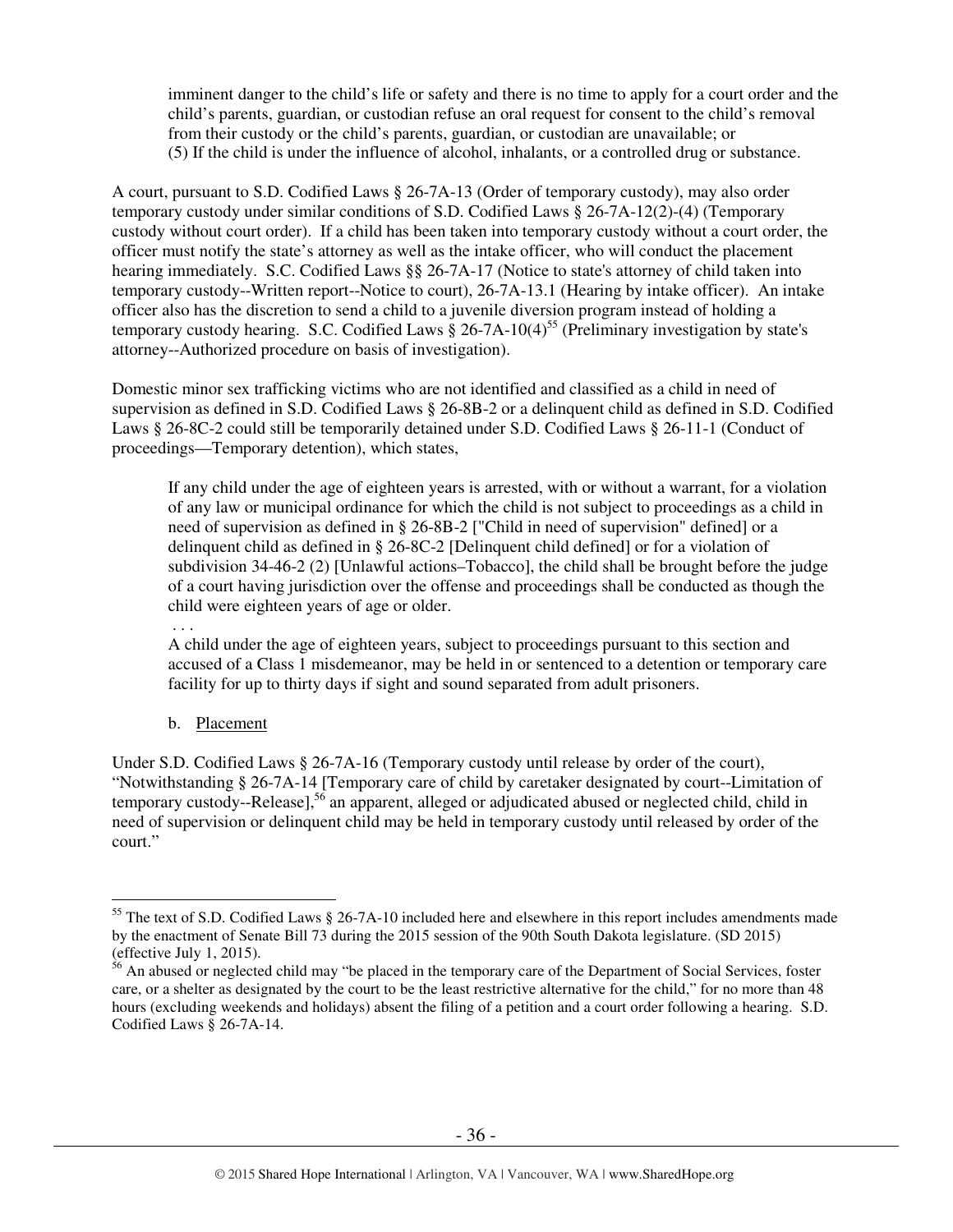imminent danger to the child's life or safety and there is no time to apply for a court order and the child's parents, guardian, or custodian refuse an oral request for consent to the child's removal from their custody or the child's parents, guardian, or custodian are unavailable; or
(5) If the child is under the influence of alcohol, inhalants, or a controlled drug or substance.

A court, pursuant to S.D. Codified Laws § 26-7A-13 (Order of temporary custody), may also order temporary custody under similar conditions of S.D. Codified Laws § 26-7A-12(2)-(4) (Temporary custody without court order). If a child has been taken into temporary custody without a court order, the officer must notify the state's attorney as well as the intake officer, who will conduct the placement hearing immediately. S.C. Codified Laws §§ 26-7A-17 (Notice to state's attorney of child taken into temporary custody--Written report--Notice to court), 26-7A-13.1 (Hearing by intake officer). An intake officer also has the discretion to send a child to a juvenile diversion program instead of holding a temporary custody hearing. S.C. Codified Laws § 26-7A-10(4)[55] (Preliminary investigation by state's attorney--Authorized procedure on basis of investigation).

Domestic minor sex trafficking victims who are not identified and classified as a child in need of supervision as defined in S.D. Codified Laws § 26-8B-2 or a delinquent child as defined in S.D. Codified Laws § 26-8C-2 could still be temporarily detained under S.D. Codified Laws § 26-11-1 (Conduct of proceedings—Temporary detention), which states,

> If any child under the age of eighteen years is arrested, with or without a warrant, for a violation of any law or municipal ordinance for which the child is not subject to proceedings as a child in need of supervision as defined in § 26-8B-2 ["Child in need of supervision" defined] or a delinquent child as defined in § 26-8C-2 [Delinquent child defined] or for a violation of subdivision 34-46-2 (2) [Unlawful actions–Tobacco], the child shall be brought before the judge of a court having jurisdiction over the offense and proceedings shall be conducted as though the child were eighteen years of age or older.
> . . .
> A child under the age of eighteen years, subject to proceedings pursuant to this section and accused of a Class 1 misdemeanor, may be held in or sentenced to a detention or temporary care facility for up to thirty days if sight and sound separated from adult prisoners.

b. Placement

Under S.D. Codified Laws § 26-7A-16 (Temporary custody until release by order of the court), "Notwithstanding § 26-7A-14 [Temporary care of child by caretaker designated by court--Limitation of temporary custody--Release],[56] an apparent, alleged or adjudicated abused or neglected child, child in need of supervision or delinquent child may be held in temporary custody until released by order of the court."

---

[55] The text of S.D. Codified Laws § 26-7A-10 included here and elsewhere in this report includes amendments made by the enactment of Senate Bill 73 during the 2015 session of the 90th South Dakota legislature. (SD 2015) (effective July 1, 2015).

[56] An abused or neglected child may "be placed in the temporary care of the Department of Social Services, foster care, or a shelter as designated by the court to be the least restrictive alternative for the child," for no more than 48 hours (excluding weekends and holidays) absent the filing of a petition and a court order following a hearing. S.D. Codified Laws § 26-7A-14.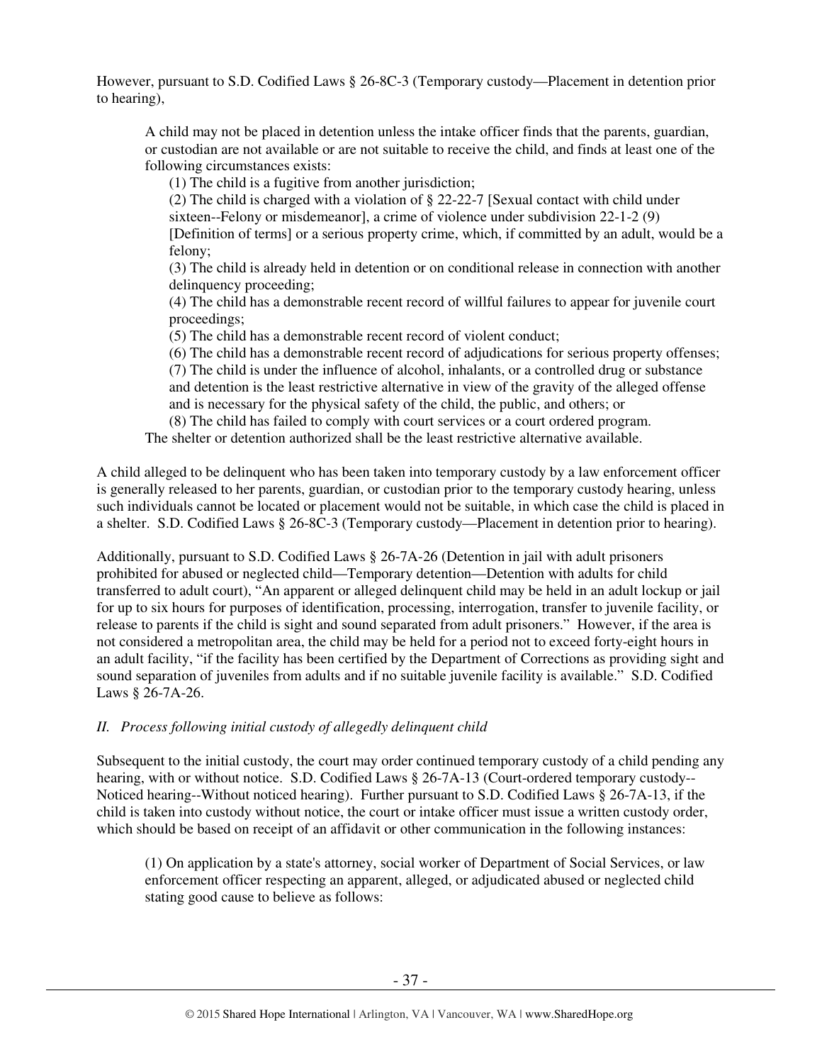However, pursuant to S.D. Codified Laws § 26-8C-3 (Temporary custody—Placement in detention prior to hearing),

> A child may not be placed in detention unless the intake officer finds that the parents, guardian, or custodian are not available or are not suitable to receive the child, and finds at least one of the following circumstances exists:
>
> (1) The child is a fugitive from another jurisdiction;
>
> (2) The child is charged with a violation of § 22-22-7 [Sexual contact with child under sixteen--Felony or misdemeanor], a crime of violence under subdivision 22-1-2 (9) [Definition of terms] or a serious property crime, which, if committed by an adult, would be a felony;
>
> (3) The child is already held in detention or on conditional release in connection with another delinquency proceeding;
>
> (4) The child has a demonstrable recent record of willful failures to appear for juvenile court proceedings;
>
> (5) The child has a demonstrable recent record of violent conduct;
>
> (6) The child has a demonstrable recent record of adjudications for serious property offenses;
>
> (7) The child is under the influence of alcohol, inhalants, or a controlled drug or substance and detention is the least restrictive alternative in view of the gravity of the alleged offense and is necessary for the physical safety of the child, the public, and others; or
>
> (8) The child has failed to comply with court services or a court ordered program.
>
> The shelter or detention authorized shall be the least restrictive alternative available.

A child alleged to be delinquent who has been taken into temporary custody by a law enforcement officer is generally released to her parents, guardian, or custodian prior to the temporary custody hearing, unless such individuals cannot be located or placement would not be suitable, in which case the child is placed in a shelter. S.D. Codified Laws § 26-8C-3 (Temporary custody—Placement in detention prior to hearing).

Additionally, pursuant to S.D. Codified Laws § 26-7A-26 (Detention in jail with adult prisoners prohibited for abused or neglected child—Temporary detention—Detention with adults for child transferred to adult court), "An apparent or alleged delinquent child may be held in an adult lockup or jail for up to six hours for purposes of identification, processing, interrogation, transfer to juvenile facility, or release to parents if the child is sight and sound separated from adult prisoners." However, if the area is not considered a metropolitan area, the child may be held for a period not to exceed forty-eight hours in an adult facility, "if the facility has been certified by the Department of Corrections as providing sight and sound separation of juveniles from adults and if no suitable juvenile facility is available." S.D. Codified Laws § 26-7A-26.

### *II. Process following initial custody of allegedly delinquent child*

Subsequent to the initial custody, the court may order continued temporary custody of a child pending any hearing, with or without notice. S.D. Codified Laws § 26-7A-13 (Court-ordered temporary custody--Noticed hearing--Without noticed hearing). Further pursuant to S.D. Codified Laws § 26-7A-13, if the child is taken into custody without notice, the court or intake officer must issue a written custody order, which should be based on receipt of an affidavit or other communication in the following instances:

> (1) On application by a state's attorney, social worker of Department of Social Services, or law enforcement officer respecting an apparent, alleged, or adjudicated abused or neglected child stating good cause to believe as follows: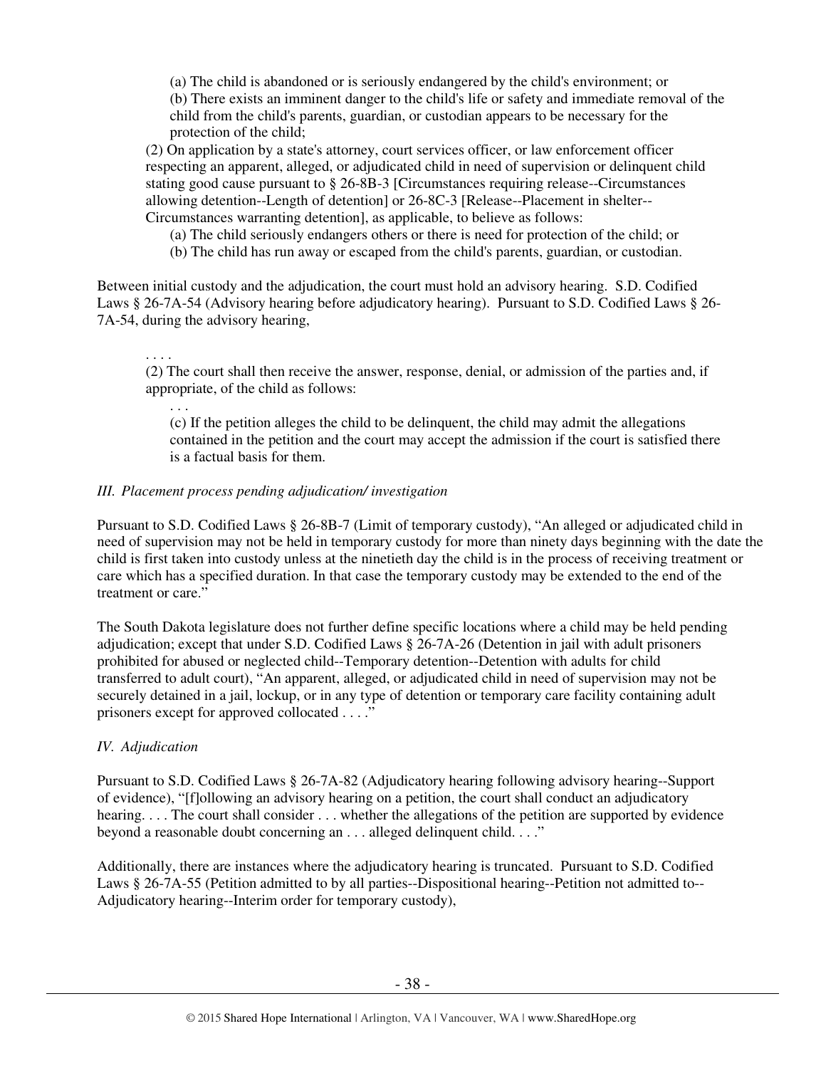(a) The child is abandoned or is seriously endangered by the child's environment; or

(b) There exists an imminent danger to the child's life or safety and immediate removal of the child from the child's parents, guardian, or custodian appears to be necessary for the protection of the child;

(2) On application by a state's attorney, court services officer, or law enforcement officer respecting an apparent, alleged, or adjudicated child in need of supervision or delinquent child stating good cause pursuant to § 26-8B-3 [Circumstances requiring release--Circumstances allowing detention--Length of detention] or 26-8C-3 [Release--Placement in shelter--Circumstances warranting detention], as applicable, to believe as follows:

(a) The child seriously endangers others or there is need for protection of the child; or

(b) The child has run away or escaped from the child's parents, guardian, or custodian.

Between initial custody and the adjudication, the court must hold an advisory hearing. S.D. Codified Laws § 26-7A-54 (Advisory hearing before adjudicatory hearing). Pursuant to S.D. Codified Laws § 26-7A-54, during the advisory hearing,

> . . . .
>
> (2) The court shall then receive the answer, response, denial, or admission of the parties and, if appropriate, of the child as follows:
>
> . . .
>
> (c) If the petition alleges the child to be delinquent, the child may admit the allegations contained in the petition and the court may accept the admission if the court is satisfied there is a factual basis for them.

*III. Placement process pending adjudication/ investigation*

Pursuant to S.D. Codified Laws § 26-8B-7 (Limit of temporary custody), "An alleged or adjudicated child in need of supervision may not be held in temporary custody for more than ninety days beginning with the date the child is first taken into custody unless at the ninetieth day the child is in the process of receiving treatment or care which has a specified duration. In that case the temporary custody may be extended to the end of the treatment or care."

The South Dakota legislature does not further define specific locations where a child may be held pending adjudication; except that under S.D. Codified Laws § 26-7A-26 (Detention in jail with adult prisoners prohibited for abused or neglected child--Temporary detention--Detention with adults for child transferred to adult court), "An apparent, alleged, or adjudicated child in need of supervision may not be securely detained in a jail, lockup, or in any type of detention or temporary care facility containing adult prisoners except for approved collocated . . . ."

*IV. Adjudication*

Pursuant to S.D. Codified Laws § 26-7A-82 (Adjudicatory hearing following advisory hearing--Support of evidence), "[f]ollowing an advisory hearing on a petition, the court shall conduct an adjudicatory hearing. . . . The court shall consider . . . whether the allegations of the petition are supported by evidence beyond a reasonable doubt concerning an . . . alleged delinquent child. . . ."

Additionally, there are instances where the adjudicatory hearing is truncated. Pursuant to S.D. Codified Laws § 26-7A-55 (Petition admitted to by all parties--Dispositional hearing--Petition not admitted to--Adjudicatory hearing--Interim order for temporary custody),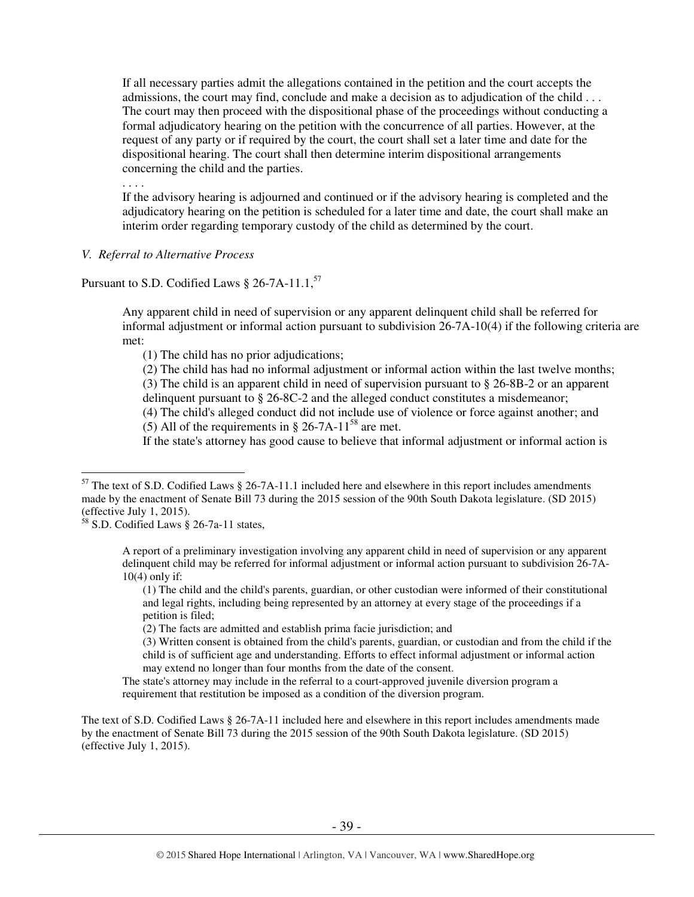> If all necessary parties admit the allegations contained in the petition and the court accepts the admissions, the court may find, conclude and make a decision as to adjudication of the child . . . The court may then proceed with the dispositional phase of the proceedings without conducting a formal adjudicatory hearing on the petition with the concurrence of all parties. However, at the request of any party or if required by the court, the court shall set a later time and date for the dispositional hearing. The court shall then determine interim dispositional arrangements concerning the child and the parties.
>
> . . . .
>
> If the advisory hearing is adjourned and continued or if the advisory hearing is completed and the adjudicatory hearing on the petition is scheduled for a later time and date, the court shall make an interim order regarding temporary custody of the child as determined by the court.

*V. Referral to Alternative Process*

Pursuant to S.D. Codified Laws § 26-7A-11.1,[57]

> Any apparent child in need of supervision or any apparent delinquent child shall be referred for informal adjustment or informal action pursuant to subdivision 26-7A-10(4) if the following criteria are met:
>
> (1) The child has no prior adjudications;
>
> (2) The child has had no informal adjustment or informal action within the last twelve months;
>
> (3) The child is an apparent child in need of supervision pursuant to § 26-8B-2 or an apparent delinquent pursuant to § 26-8C-2 and the alleged conduct constitutes a misdemeanor;
>
> (4) The child's alleged conduct did not include use of violence or force against another; and
>
> (5) All of the requirements in § 26-7A-11[58] are met.
>
> If the state's attorney has good cause to believe that informal adjustment or informal action is

---

[57] The text of S.D. Codified Laws § 26-7A-11.1 included here and elsewhere in this report includes amendments made by the enactment of Senate Bill 73 during the 2015 session of the 90th South Dakota legislature. (SD 2015) (effective July 1, 2015).

[58] S.D. Codified Laws § 26-7a-11 states,

> A report of a preliminary investigation involving any apparent child in need of supervision or any apparent delinquent child may be referred for informal adjustment or informal action pursuant to subdivision 26-7A-10(4) only if:
>
> (1) The child and the child's parents, guardian, or other custodian were informed of their constitutional and legal rights, including being represented by an attorney at every stage of the proceedings if a petition is filed;
>
> (2) The facts are admitted and establish prima facie jurisdiction; and
>
> (3) Written consent is obtained from the child's parents, guardian, or custodian and from the child if the child is of sufficient age and understanding. Efforts to effect informal adjustment or informal action may extend no longer than four months from the date of the consent.
>
> The state's attorney may include in the referral to a court-approved juvenile diversion program a requirement that restitution be imposed as a condition of the diversion program.

The text of S.D. Codified Laws § 26-7A-11 included here and elsewhere in this report includes amendments made by the enactment of Senate Bill 73 during the 2015 session of the 90th South Dakota legislature. (SD 2015) (effective July 1, 2015).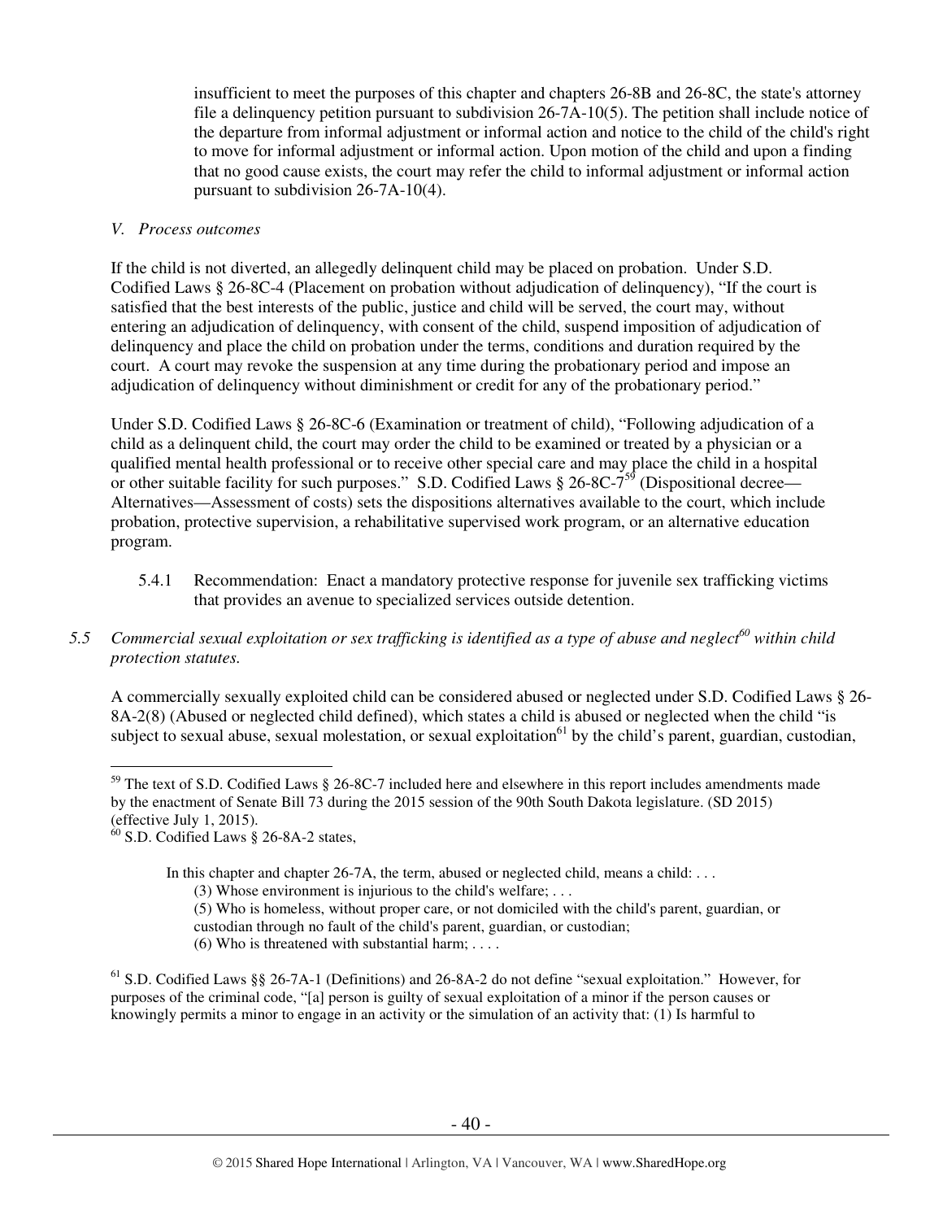insufficient to meet the purposes of this chapter and chapters 26-8B and 26-8C, the state's attorney file a delinquency petition pursuant to subdivision 26-7A-10(5). The petition shall include notice of the departure from informal adjustment or informal action and notice to the child of the child's right to move for informal adjustment or informal action. Upon motion of the child and upon a finding that no good cause exists, the court may refer the child to informal adjustment or informal action pursuant to subdivision 26-7A-10(4).

*V. Process outcomes*

If the child is not diverted, an allegedly delinquent child may be placed on probation. Under S.D. Codified Laws § 26-8C-4 (Placement on probation without adjudication of delinquency), "If the court is satisfied that the best interests of the public, justice and child will be served, the court may, without entering an adjudication of delinquency, with consent of the child, suspend imposition of adjudication of delinquency and place the child on probation under the terms, conditions and duration required by the court. A court may revoke the suspension at any time during the probationary period and impose an adjudication of delinquency without diminishment or credit for any of the probationary period."

Under S.D. Codified Laws § 26-8C-6 (Examination or treatment of child), "Following adjudication of a child as a delinquent child, the court may order the child to be examined or treated by a physician or a qualified mental health professional or to receive other special care and may place the child in a hospital or other suitable facility for such purposes." S.D. Codified Laws § 26-8C-7[59] (Dispositional decree—Alternatives—Assessment of costs) sets the dispositions alternatives available to the court, which include probation, protective supervision, a rehabilitative supervised work program, or an alternative education program.

5.4.1 Recommendation: Enact a mandatory protective response for juvenile sex trafficking victims that provides an avenue to specialized services outside detention.

*5.5 Commercial sexual exploitation or sex trafficking is identified as a type of abuse and neglect[60] within child protection statutes.*

A commercially sexually exploited child can be considered abused or neglected under S.D. Codified Laws § 26-8A-2(8) (Abused or neglected child defined), which states a child is abused or neglected when the child "is subject to sexual abuse, sexual molestation, or sexual exploitation[61] by the child's parent, guardian, custodian,

---

[59] The text of S.D. Codified Laws § 26-8C-7 included here and elsewhere in this report includes amendments made by the enactment of Senate Bill 73 during the 2015 session of the 90th South Dakota legislature. (SD 2015) (effective July 1, 2015).

[60] S.D. Codified Laws § 26-8A-2 states,

> In this chapter and chapter 26-7A, the term, abused or neglected child, means a child: . . .
> (3) Whose environment is injurious to the child's welfare; . . .
> (5) Who is homeless, without proper care, or not domiciled with the child's parent, guardian, or custodian through no fault of the child's parent, guardian, or custodian;
> (6) Who is threatened with substantial harm; . . . .

[61] S.D. Codified Laws §§ 26-7A-1 (Definitions) and 26-8A-2 do not define "sexual exploitation." However, for purposes of the criminal code, "[a] person is guilty of sexual exploitation of a minor if the person causes or knowingly permits a minor to engage in an activity or the simulation of an activity that: (1) Is harmful to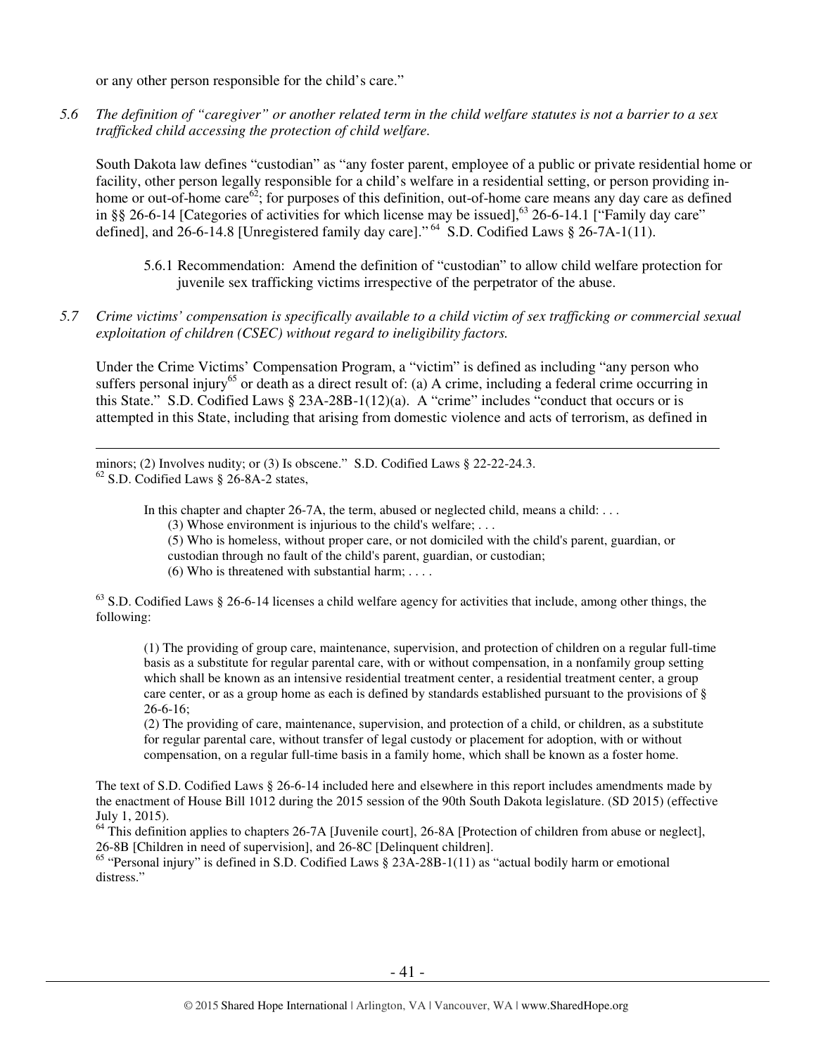or any other person responsible for the child's care."

*5.6 The definition of "caregiver" or another related term in the child welfare statutes is not a barrier to a sex trafficked child accessing the protection of child welfare.*

South Dakota law defines "custodian" as "any foster parent, employee of a public or private residential home or facility, other person legally responsible for a child's welfare in a residential setting, or person providing in-home or out-of-home care[62]; for purposes of this definition, out-of-home care means any day care as defined in §§ 26-6-14 [Categories of activities for which license may be issued],[63] 26-6-14.1 ["Family day care" defined], and 26-6-14.8 [Unregistered family day care]."[64] S.D. Codified Laws § 26-7A-1(11).

> 5.6.1 Recommendation: Amend the definition of "custodian" to allow child welfare protection for juvenile sex trafficking victims irrespective of the perpetrator of the abuse.

*5.7 Crime victims' compensation is specifically available to a child victim of sex trafficking or commercial sexual exploitation of children (CSEC) without regard to ineligibility factors.*

Under the Crime Victims' Compensation Program, a "victim" is defined as including "any person who suffers personal injury[65] or death as a direct result of: (a) A crime, including a federal crime occurring in this State." S.D. Codified Laws § 23A-28B-1(12)(a). A "crime" includes "conduct that occurs or is attempted in this State, including that arising from domestic violence and acts of terrorism, as defined in

---

minors; (2) Involves nudity; or (3) Is obscene." S.D. Codified Laws § 22-22-24.3.

[62] S.D. Codified Laws § 26-8A-2 states,

> In this chapter and chapter 26-7A, the term, abused or neglected child, means a child: . . .
> (3) Whose environment is injurious to the child's welfare; . . .
> (5) Who is homeless, without proper care, or not domiciled with the child's parent, guardian, or custodian through no fault of the child's parent, guardian, or custodian;
> (6) Who is threatened with substantial harm; . . . .

[63] S.D. Codified Laws § 26-6-14 licenses a child welfare agency for activities that include, among other things, the following:

> (1) The providing of group care, maintenance, supervision, and protection of children on a regular full-time basis as a substitute for regular parental care, with or without compensation, in a nonfamily group setting which shall be known as an intensive residential treatment center, a residential treatment center, a group care center, or as a group home as each is defined by standards established pursuant to the provisions of § 26-6-16;
> (2) The providing of care, maintenance, supervision, and protection of a child, or children, as a substitute for regular parental care, without transfer of legal custody or placement for adoption, with or without compensation, on a regular full-time basis in a family home, which shall be known as a foster home.

The text of S.D. Codified Laws § 26-6-14 included here and elsewhere in this report includes amendments made by the enactment of House Bill 1012 during the 2015 session of the 90th South Dakota legislature. (SD 2015) (effective July 1, 2015).

[64] This definition applies to chapters 26-7A [Juvenile court], 26-8A [Protection of children from abuse or neglect], 26-8B [Children in need of supervision], and 26-8C [Delinquent children].

[65] "Personal injury" is defined in S.D. Codified Laws § 23A-28B-1(11) as "actual bodily harm or emotional distress."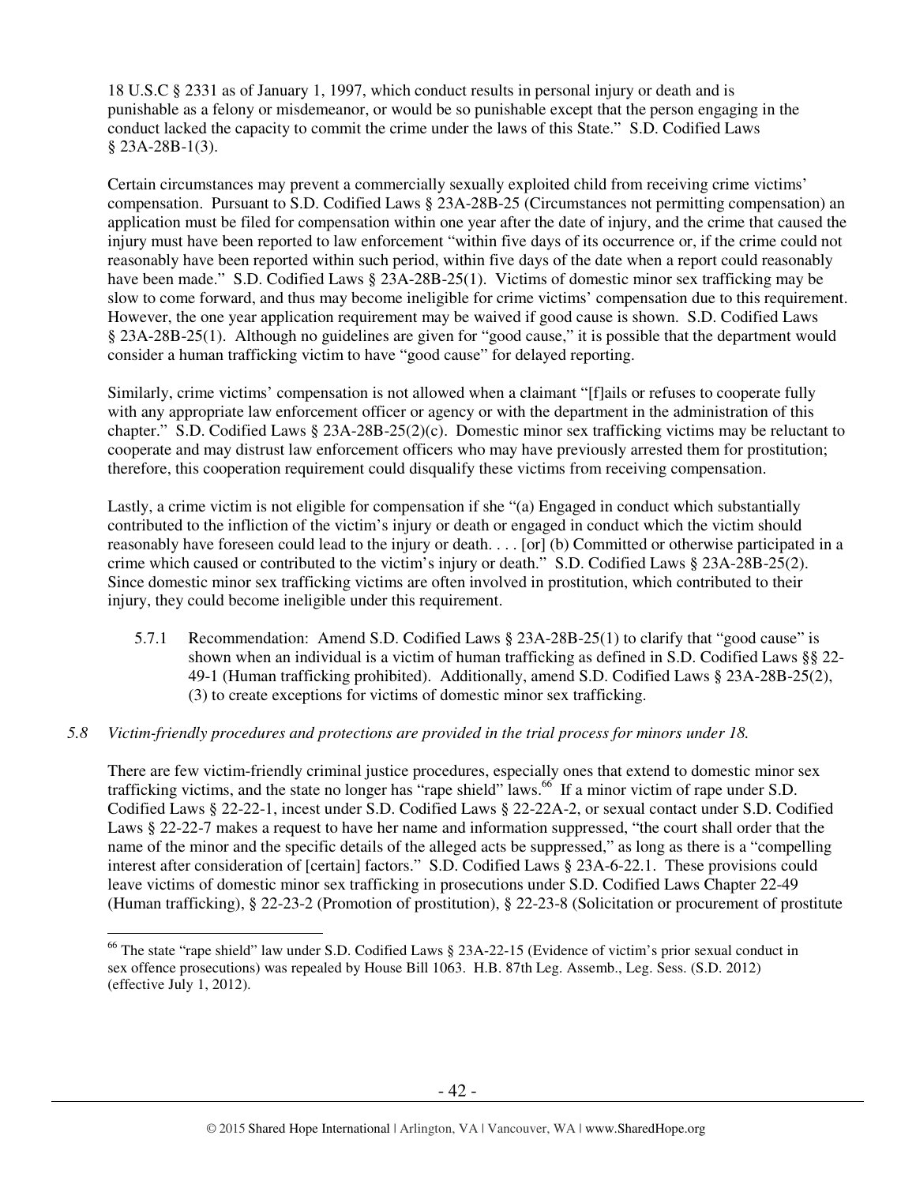18 U.S.C § 2331 as of January 1, 1997, which conduct results in personal injury or death and is punishable as a felony or misdemeanor, or would be so punishable except that the person engaging in the conduct lacked the capacity to commit the crime under the laws of this State." S.D. Codified Laws § 23A-28B-1(3).

Certain circumstances may prevent a commercially sexually exploited child from receiving crime victims' compensation. Pursuant to S.D. Codified Laws § 23A-28B-25 (Circumstances not permitting compensation) an application must be filed for compensation within one year after the date of injury, and the crime that caused the injury must have been reported to law enforcement "within five days of its occurrence or, if the crime could not reasonably have been reported within such period, within five days of the date when a report could reasonably have been made." S.D. Codified Laws § 23A-28B-25(1). Victims of domestic minor sex trafficking may be slow to come forward, and thus may become ineligible for crime victims' compensation due to this requirement. However, the one year application requirement may be waived if good cause is shown. S.D. Codified Laws § 23A-28B-25(1). Although no guidelines are given for "good cause," it is possible that the department would consider a human trafficking victim to have "good cause" for delayed reporting.

Similarly, crime victims' compensation is not allowed when a claimant "[f]ails or refuses to cooperate fully with any appropriate law enforcement officer or agency or with the department in the administration of this chapter." S.D. Codified Laws § 23A-28B-25(2)(c). Domestic minor sex trafficking victims may be reluctant to cooperate and may distrust law enforcement officers who may have previously arrested them for prostitution; therefore, this cooperation requirement could disqualify these victims from receiving compensation.

Lastly, a crime victim is not eligible for compensation if she "(a) Engaged in conduct which substantially contributed to the infliction of the victim's injury or death or engaged in conduct which the victim should reasonably have foreseen could lead to the injury or death. . . . [or] (b) Committed or otherwise participated in a crime which caused or contributed to the victim's injury or death." S.D. Codified Laws § 23A-28B-25(2). Since domestic minor sex trafficking victims are often involved in prostitution, which contributed to their injury, they could become ineligible under this requirement.

5.7.1 Recommendation: Amend S.D. Codified Laws § 23A-28B-25(1) to clarify that "good cause" is shown when an individual is a victim of human trafficking as defined in S.D. Codified Laws §§ 22-49-1 (Human trafficking prohibited). Additionally, amend S.D. Codified Laws § 23A-28B-25(2), (3) to create exceptions for victims of domestic minor sex trafficking.

*5.8 Victim-friendly procedures and protections are provided in the trial process for minors under 18.*

There are few victim-friendly criminal justice procedures, especially ones that extend to domestic minor sex trafficking victims, and the state no longer has "rape shield" laws.[66] If a minor victim of rape under S.D. Codified Laws § 22-22-1, incest under S.D. Codified Laws § 22-22A-2, or sexual contact under S.D. Codified Laws § 22-22-7 makes a request to have her name and information suppressed, "the court shall order that the name of the minor and the specific details of the alleged acts be suppressed," as long as there is a "compelling interest after consideration of [certain] factors." S.D. Codified Laws § 23A-6-22.1. These provisions could leave victims of domestic minor sex trafficking in prosecutions under S.D. Codified Laws Chapter 22-49 (Human trafficking), § 22-23-2 (Promotion of prostitution), § 22-23-8 (Solicitation or procurement of prostitute

[66] The state "rape shield" law under S.D. Codified Laws § 23A-22-15 (Evidence of victim's prior sexual conduct in sex offence prosecutions) was repealed by House Bill 1063. H.B. 87th Leg. Assemb., Leg. Sess. (S.D. 2012) (effective July 1, 2012).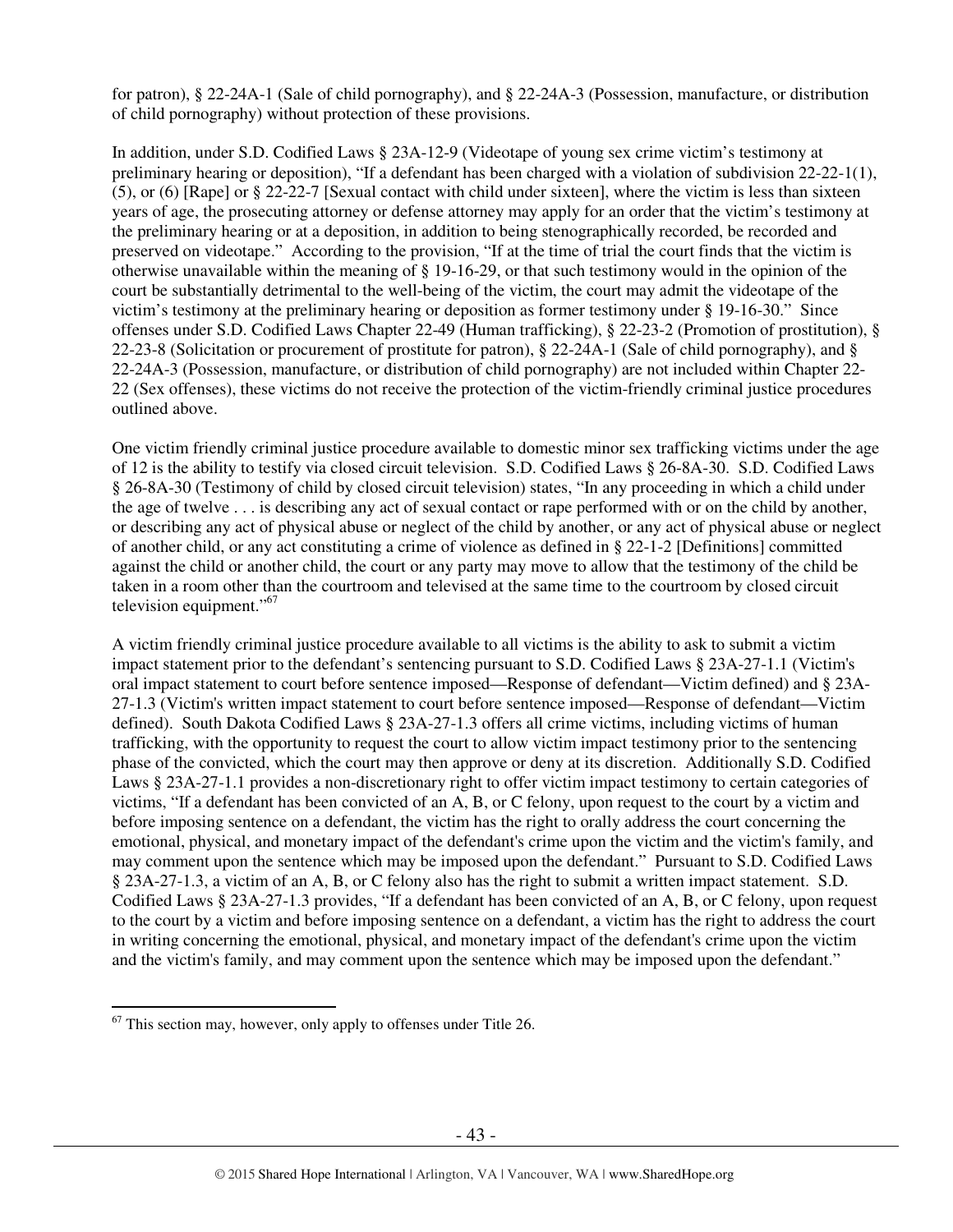for patron), § 22-24A-1 (Sale of child pornography), and § 22-24A-3 (Possession, manufacture, or distribution of child pornography) without protection of these provisions.

In addition, under S.D. Codified Laws § 23A-12-9 (Videotape of young sex crime victim's testimony at preliminary hearing or deposition), "If a defendant has been charged with a violation of subdivision 22-22-1(1), (5), or (6) [Rape] or § 22-22-7 [Sexual contact with child under sixteen], where the victim is less than sixteen years of age, the prosecuting attorney or defense attorney may apply for an order that the victim's testimony at the preliminary hearing or at a deposition, in addition to being stenographically recorded, be recorded and preserved on videotape." According to the provision, "If at the time of trial the court finds that the victim is otherwise unavailable within the meaning of § 19-16-29, or that such testimony would in the opinion of the court be substantially detrimental to the well-being of the victim, the court may admit the videotape of the victim's testimony at the preliminary hearing or deposition as former testimony under § 19-16-30." Since offenses under S.D. Codified Laws Chapter 22-49 (Human trafficking), § 22-23-2 (Promotion of prostitution), § 22-23-8 (Solicitation or procurement of prostitute for patron), § 22-24A-1 (Sale of child pornography), and § 22-24A-3 (Possession, manufacture, or distribution of child pornography) are not included within Chapter 22-22 (Sex offenses), these victims do not receive the protection of the victim-friendly criminal justice procedures outlined above.

One victim friendly criminal justice procedure available to domestic minor sex trafficking victims under the age of 12 is the ability to testify via closed circuit television. S.D. Codified Laws § 26-8A-30. S.D. Codified Laws § 26-8A-30 (Testimony of child by closed circuit television) states, "In any proceeding in which a child under the age of twelve . . . is describing any act of sexual contact or rape performed with or on the child by another, or describing any act of physical abuse or neglect of the child by another, or any act of physical abuse or neglect of another child, or any act constituting a crime of violence as defined in § 22-1-2 [Definitions] committed against the child or another child, the court or any party may move to allow that the testimony of the child be taken in a room other than the courtroom and televised at the same time to the courtroom by closed circuit television equipment."[67]

A victim friendly criminal justice procedure available to all victims is the ability to ask to submit a victim impact statement prior to the defendant's sentencing pursuant to S.D. Codified Laws § 23A-27-1.1 (Victim's oral impact statement to court before sentence imposed—Response of defendant—Victim defined) and § 23A-27-1.3 (Victim's written impact statement to court before sentence imposed—Response of defendant—Victim defined). South Dakota Codified Laws § 23A-27-1.3 offers all crime victims, including victims of human trafficking, with the opportunity to request the court to allow victim impact testimony prior to the sentencing phase of the convicted, which the court may then approve or deny at its discretion. Additionally S.D. Codified Laws § 23A-27-1.1 provides a non-discretionary right to offer victim impact testimony to certain categories of victims, "If a defendant has been convicted of an A, B, or C felony, upon request to the court by a victim and before imposing sentence on a defendant, the victim has the right to orally address the court concerning the emotional, physical, and monetary impact of the defendant's crime upon the victim and the victim's family, and may comment upon the sentence which may be imposed upon the defendant." Pursuant to S.D. Codified Laws § 23A-27-1.3, a victim of an A, B, or C felony also has the right to submit a written impact statement. S.D. Codified Laws § 23A-27-1.3 provides, "If a defendant has been convicted of an A, B, or C felony, upon request to the court by a victim and before imposing sentence on a defendant, a victim has the right to address the court in writing concerning the emotional, physical, and monetary impact of the defendant's crime upon the victim and the victim's family, and may comment upon the sentence which may be imposed upon the defendant."

[67] This section may, however, only apply to offenses under Title 26.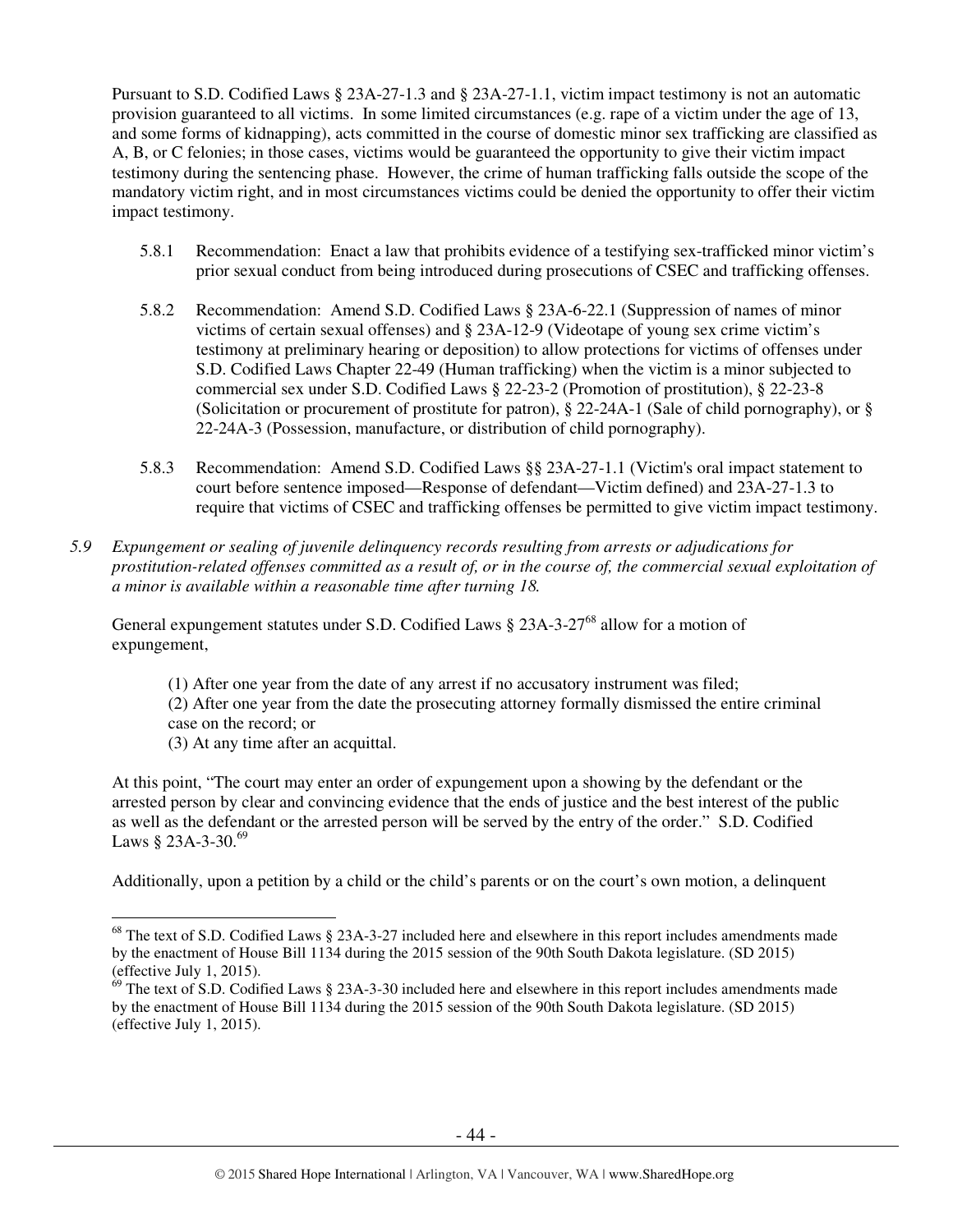Pursuant to S.D. Codified Laws § 23A-27-1.3 and § 23A-27-1.1, victim impact testimony is not an automatic provision guaranteed to all victims. In some limited circumstances (e.g. rape of a victim under the age of 13, and some forms of kidnapping), acts committed in the course of domestic minor sex trafficking are classified as A, B, or C felonies; in those cases, victims would be guaranteed the opportunity to give their victim impact testimony during the sentencing phase. However, the crime of human trafficking falls outside the scope of the mandatory victim right, and in most circumstances victims could be denied the opportunity to offer their victim impact testimony.

5.8.1 Recommendation: Enact a law that prohibits evidence of a testifying sex-trafficked minor victim's prior sexual conduct from being introduced during prosecutions of CSEC and trafficking offenses.

5.8.2 Recommendation: Amend S.D. Codified Laws § 23A-6-22.1 (Suppression of names of minor victims of certain sexual offenses) and § 23A-12-9 (Videotape of young sex crime victim's testimony at preliminary hearing or deposition) to allow protections for victims of offenses under S.D. Codified Laws Chapter 22-49 (Human trafficking) when the victim is a minor subjected to commercial sex under S.D. Codified Laws § 22-23-2 (Promotion of prostitution), § 22-23-8 (Solicitation or procurement of prostitute for patron), § 22-24A-1 (Sale of child pornography), or § 22-24A-3 (Possession, manufacture, or distribution of child pornography).

5.8.3 Recommendation: Amend S.D. Codified Laws §§ 23A-27-1.1 (Victim's oral impact statement to court before sentence imposed—Response of defendant—Victim defined) and 23A-27-1.3 to require that victims of CSEC and trafficking offenses be permitted to give victim impact testimony.

*5.9 Expungement or sealing of juvenile delinquency records resulting from arrests or adjudications for prostitution-related offenses committed as a result of, or in the course of, the commercial sexual exploitation of a minor is available within a reasonable time after turning 18.*

General expungement statutes under S.D. Codified Laws § 23A-3-27[68] allow for a motion of expungement,

> (1) After one year from the date of any arrest if no accusatory instrument was filed;
> (2) After one year from the date the prosecuting attorney formally dismissed the entire criminal case on the record; or
> (3) At any time after an acquittal.

At this point, "The court may enter an order of expungement upon a showing by the defendant or the arrested person by clear and convincing evidence that the ends of justice and the best interest of the public as well as the defendant or the arrested person will be served by the entry of the order." S.D. Codified Laws § 23A-3-30.[69]

Additionally, upon a petition by a child or the child's parents or on the court's own motion, a delinquent

---

[68] The text of S.D. Codified Laws § 23A-3-27 included here and elsewhere in this report includes amendments made by the enactment of House Bill 1134 during the 2015 session of the 90th South Dakota legislature. (SD 2015) (effective July 1, 2015).

[69] The text of S.D. Codified Laws § 23A-3-30 included here and elsewhere in this report includes amendments made by the enactment of House Bill 1134 during the 2015 session of the 90th South Dakota legislature. (SD 2015) (effective July 1, 2015).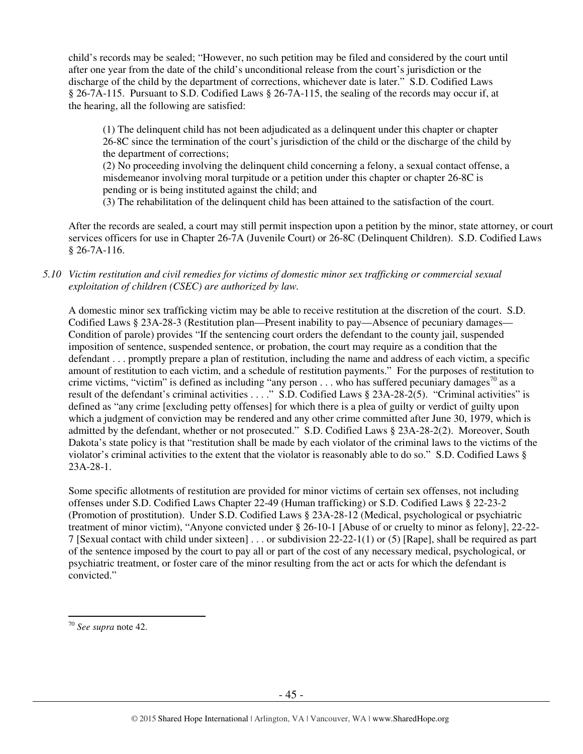child's records may be sealed; "However, no such petition may be filed and considered by the court until after one year from the date of the child's unconditional release from the court's jurisdiction or the discharge of the child by the department of corrections, whichever date is later." S.D. Codified Laws § 26-7A-115. Pursuant to S.D. Codified Laws § 26-7A-115, the sealing of the records may occur if, at the hearing, all the following are satisfied:

> (1) The delinquent child has not been adjudicated as a delinquent under this chapter or chapter 26-8C since the termination of the court's jurisdiction of the child or the discharge of the child by the department of corrections;
> (2) No proceeding involving the delinquent child concerning a felony, a sexual contact offense, a misdemeanor involving moral turpitude or a petition under this chapter or chapter 26-8C is pending or is being instituted against the child; and
> (3) The rehabilitation of the delinquent child has been attained to the satisfaction of the court.

After the records are sealed, a court may still permit inspection upon a petition by the minor, state attorney, or court services officers for use in Chapter 26-7A (Juvenile Court) or 26-8C (Delinquent Children). S.D. Codified Laws § 26-7A-116.

*5.10 Victim restitution and civil remedies for victims of domestic minor sex trafficking or commercial sexual exploitation of children (CSEC) are authorized by law.*

A domestic minor sex trafficking victim may be able to receive restitution at the discretion of the court. S.D. Codified Laws § 23A-28-3 (Restitution plan—Present inability to pay—Absence of pecuniary damages—Condition of parole) provides "If the sentencing court orders the defendant to the county jail, suspended imposition of sentence, suspended sentence, or probation, the court may require as a condition that the defendant . . . promptly prepare a plan of restitution, including the name and address of each victim, a specific amount of restitution to each victim, and a schedule of restitution payments." For the purposes of restitution to crime victims, "victim" is defined as including "any person . . . who has suffered pecuniary damages[70] as a result of the defendant's criminal activities . . . ." S.D. Codified Laws § 23A-28-2(5). "Criminal activities" is defined as "any crime [excluding petty offenses] for which there is a plea of guilty or verdict of guilty upon which a judgment of conviction may be rendered and any other crime committed after June 30, 1979, which is admitted by the defendant, whether or not prosecuted." S.D. Codified Laws § 23A-28-2(2). Moreover, South Dakota's state policy is that "restitution shall be made by each violator of the criminal laws to the victims of the violator's criminal activities to the extent that the violator is reasonably able to do so." S.D. Codified Laws § 23A-28-1.

Some specific allotments of restitution are provided for minor victims of certain sex offenses, not including offenses under S.D. Codified Laws Chapter 22-49 (Human trafficking) or S.D. Codified Laws § 22-23-2 (Promotion of prostitution). Under S.D. Codified Laws § 23A-28-12 (Medical, psychological or psychiatric treatment of minor victim), "Anyone convicted under § 26-10-1 [Abuse of or cruelty to minor as felony], 22-22-7 [Sexual contact with child under sixteen] . . . or subdivision 22-22-1(1) or (5) [Rape], shall be required as part of the sentence imposed by the court to pay all or part of the cost of any necessary medical, psychological, or psychiatric treatment, or foster care of the minor resulting from the act or acts for which the defendant is convicted."

---

[70] *See supra* note 42.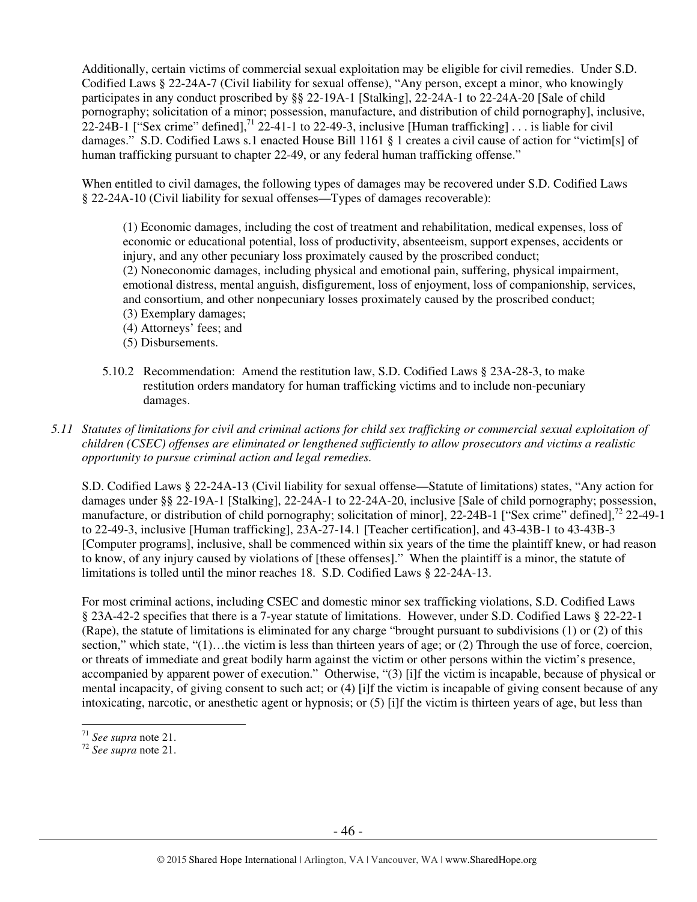Additionally, certain victims of commercial sexual exploitation may be eligible for civil remedies. Under S.D. Codified Laws § 22-24A-7 (Civil liability for sexual offense), "Any person, except a minor, who knowingly participates in any conduct proscribed by §§ 22-19A-1 [Stalking], 22-24A-1 to 22-24A-20 [Sale of child pornography; solicitation of a minor; possession, manufacture, and distribution of child pornography], inclusive, 22-24B-1 ["Sex crime" defined],[71] 22-41-1 to 22-49-3, inclusive [Human trafficking] . . . is liable for civil damages." S.D. Codified Laws s.1 enacted House Bill 1161 § 1 creates a civil cause of action for "victim[s] of human trafficking pursuant to chapter 22-49, or any federal human trafficking offense."

When entitled to civil damages, the following types of damages may be recovered under S.D. Codified Laws § 22-24A-10 (Civil liability for sexual offenses—Types of damages recoverable):

> (1) Economic damages, including the cost of treatment and rehabilitation, medical expenses, loss of economic or educational potential, loss of productivity, absenteeism, support expenses, accidents or injury, and any other pecuniary loss proximately caused by the proscribed conduct;
> (2) Noneconomic damages, including physical and emotional pain, suffering, physical impairment, emotional distress, mental anguish, disfigurement, loss of enjoyment, loss of companionship, services, and consortium, and other nonpecuniary losses proximately caused by the proscribed conduct;
> (3) Exemplary damages;
> (4) Attorneys' fees; and
> (5) Disbursements.

5.10.2 Recommendation: Amend the restitution law, S.D. Codified Laws § 23A-28-3, to make restitution orders mandatory for human trafficking victims and to include non-pecuniary damages.

*5.11 Statutes of limitations for civil and criminal actions for child sex trafficking or commercial sexual exploitation of children (CSEC) offenses are eliminated or lengthened sufficiently to allow prosecutors and victims a realistic opportunity to pursue criminal action and legal remedies.*

S.D. Codified Laws § 22-24A-13 (Civil liability for sexual offense—Statute of limitations) states, "Any action for damages under §§ 22-19A-1 [Stalking], 22-24A-1 to 22-24A-20, inclusive [Sale of child pornography; possession, manufacture, or distribution of child pornography; solicitation of minor], 22-24B-1 ["Sex crime" defined],[72] 22-49-1 to 22-49-3, inclusive [Human trafficking], 23A-27-14.1 [Teacher certification], and 43-43B-1 to 43-43B-3 [Computer programs], inclusive, shall be commenced within six years of the time the plaintiff knew, or had reason to know, of any injury caused by violations of [these offenses]." When the plaintiff is a minor, the statute of limitations is tolled until the minor reaches 18. S.D. Codified Laws § 22-24A-13.

For most criminal actions, including CSEC and domestic minor sex trafficking violations, S.D. Codified Laws § 23A-42-2 specifies that there is a 7-year statute of limitations. However, under S.D. Codified Laws § 22-22-1 (Rape), the statute of limitations is eliminated for any charge "brought pursuant to subdivisions (1) or (2) of this section," which state, "(1)…the victim is less than thirteen years of age; or (2) Through the use of force, coercion, or threats of immediate and great bodily harm against the victim or other persons within the victim's presence, accompanied by apparent power of execution." Otherwise, "(3) [i]f the victim is incapable, because of physical or mental incapacity, of giving consent to such act; or (4) [i]f the victim is incapable of giving consent because of any intoxicating, narcotic, or anesthetic agent or hypnosis; or (5) [i]f the victim is thirteen years of age, but less than

---

[71] *See supra* note 21.
[72] *See supra* note 21.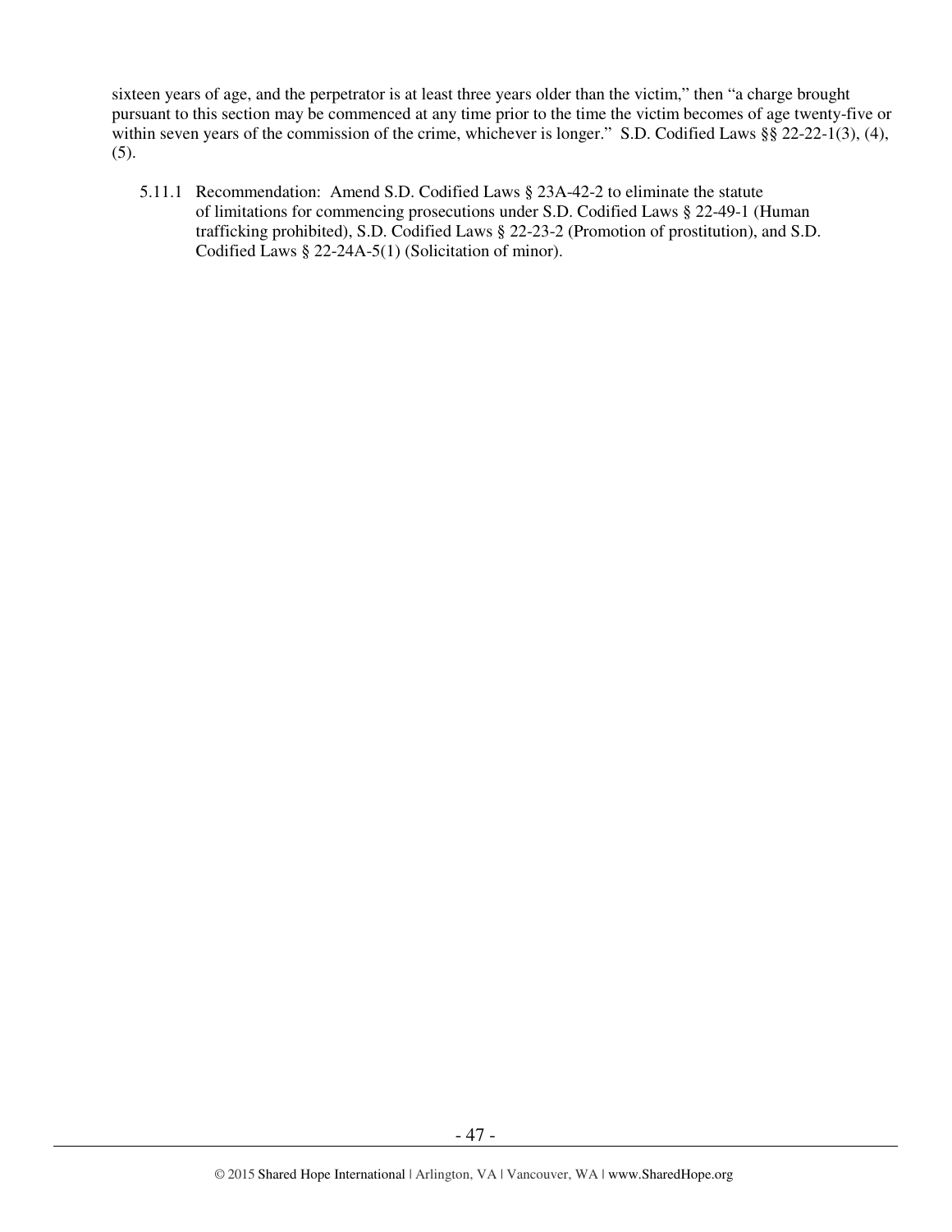sixteen years of age, and the perpetrator is at least three years older than the victim," then "a charge brought pursuant to this section may be commenced at any time prior to the time the victim becomes of age twenty-five or within seven years of the commission of the crime, whichever is longer." S.D. Codified Laws §§ 22-22-1(3), (4), (5).

5.11.1 Recommendation: Amend S.D. Codified Laws § 23A-42-2 to eliminate the statute of limitations for commencing prosecutions under S.D. Codified Laws § 22-49-1 (Human trafficking prohibited), S.D. Codified Laws § 22-23-2 (Promotion of prostitution), and S.D. Codified Laws § 22-24A-5(1) (Solicitation of minor).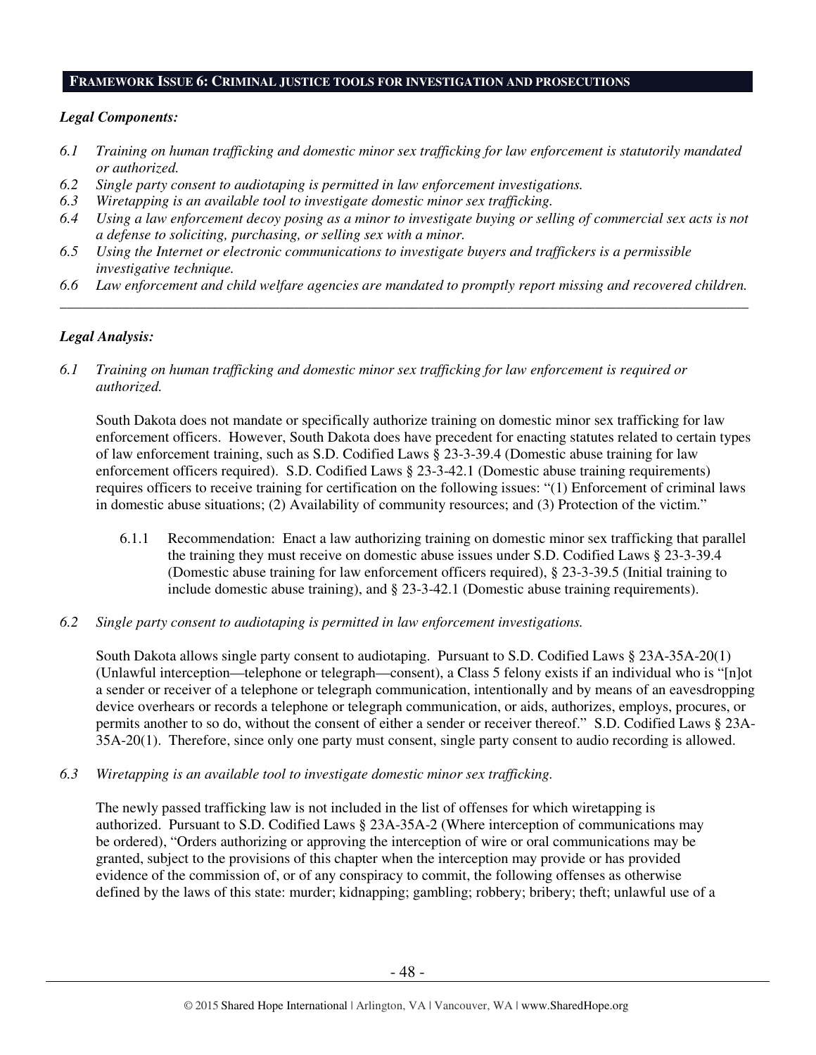## FRAMEWORK ISSUE 6: CRIMINAL JUSTICE TOOLS FOR INVESTIGATION AND PROSECUTIONS

### *Legal Components:*

*6.1 Training on human trafficking and domestic minor sex trafficking for law enforcement is statutorily mandated or authorized.*

*6.2 Single party consent to audiotaping is permitted in law enforcement investigations.*

*6.3 Wiretapping is an available tool to investigate domestic minor sex trafficking.*

*6.4 Using a law enforcement decoy posing as a minor to investigate buying or selling of commercial sex acts is not a defense to soliciting, purchasing, or selling sex with a minor.*

*6.5 Using the Internet or electronic communications to investigate buyers and traffickers is a permissible investigative technique.*

*6.6 Law enforcement and child welfare agencies are mandated to promptly report missing and recovered children.*

---

### *Legal Analysis:*

*6.1 Training on human trafficking and domestic minor sex trafficking for law enforcement is required or authorized.*

South Dakota does not mandate or specifically authorize training on domestic minor sex trafficking for law enforcement officers. However, South Dakota does have precedent for enacting statutes related to certain types of law enforcement training, such as S.D. Codified Laws § 23-3-39.4 (Domestic abuse training for law enforcement officers required). S.D. Codified Laws § 23-3-42.1 (Domestic abuse training requirements) requires officers to receive training for certification on the following issues: "(1) Enforcement of criminal laws in domestic abuse situations; (2) Availability of community resources; and (3) Protection of the victim."

6.1.1 Recommendation: Enact a law authorizing training on domestic minor sex trafficking that parallel the training they must receive on domestic abuse issues under S.D. Codified Laws § 23-3-39.4 (Domestic abuse training for law enforcement officers required), § 23-3-39.5 (Initial training to include domestic abuse training), and § 23-3-42.1 (Domestic abuse training requirements).

*6.2 Single party consent to audiotaping is permitted in law enforcement investigations.*

South Dakota allows single party consent to audiotaping. Pursuant to S.D. Codified Laws § 23A-35A-20(1) (Unlawful interception—telephone or telegraph—consent), a Class 5 felony exists if an individual who is "[n]ot a sender or receiver of a telephone or telegraph communication, intentionally and by means of an eavesdropping device overhears or records a telephone or telegraph communication, or aids, authorizes, employs, procures, or permits another to so do, without the consent of either a sender or receiver thereof." S.D. Codified Laws § 23A-35A-20(1). Therefore, since only one party must consent, single party consent to audio recording is allowed.

*6.3 Wiretapping is an available tool to investigate domestic minor sex trafficking.*

The newly passed trafficking law is not included in the list of offenses for which wiretapping is authorized. Pursuant to S.D. Codified Laws § 23A-35A-2 (Where interception of communications may be ordered), "Orders authorizing or approving the interception of wire or oral communications may be granted, subject to the provisions of this chapter when the interception may provide or has provided evidence of the commission of, or of any conspiracy to commit, the following offenses as otherwise defined by the laws of this state: murder; kidnapping; gambling; robbery; bribery; theft; unlawful use of a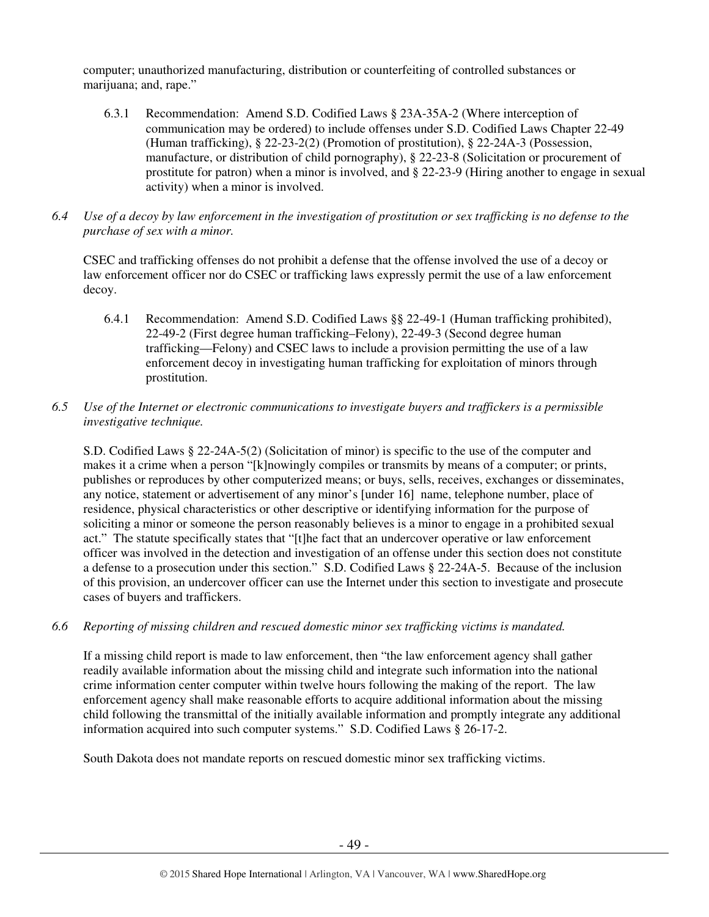computer; unauthorized manufacturing, distribution or counterfeiting of controlled substances or marijuana; and, rape."

6.3.1 Recommendation: Amend S.D. Codified Laws § 23A-35A-2 (Where interception of communication may be ordered) to include offenses under S.D. Codified Laws Chapter 22-49 (Human trafficking), § 22-23-2(2) (Promotion of prostitution), § 22-24A-3 (Possession, manufacture, or distribution of child pornography), § 22-23-8 (Solicitation or procurement of prostitute for patron) when a minor is involved, and § 22-23-9 (Hiring another to engage in sexual activity) when a minor is involved.

*6.4 Use of a decoy by law enforcement in the investigation of prostitution or sex trafficking is no defense to the purchase of sex with a minor.*

CSEC and trafficking offenses do not prohibit a defense that the offense involved the use of a decoy or law enforcement officer nor do CSEC or trafficking laws expressly permit the use of a law enforcement decoy.

6.4.1 Recommendation: Amend S.D. Codified Laws §§ 22-49-1 (Human trafficking prohibited), 22-49-2 (First degree human trafficking–Felony), 22-49-3 (Second degree human trafficking—Felony) and CSEC laws to include a provision permitting the use of a law enforcement decoy in investigating human trafficking for exploitation of minors through prostitution.

*6.5 Use of the Internet or electronic communications to investigate buyers and traffickers is a permissible investigative technique.*

S.D. Codified Laws § 22-24A-5(2) (Solicitation of minor) is specific to the use of the computer and makes it a crime when a person "[k]nowingly compiles or transmits by means of a computer; or prints, publishes or reproduces by other computerized means; or buys, sells, receives, exchanges or disseminates, any notice, statement or advertisement of any minor's [under 16] name, telephone number, place of residence, physical characteristics or other descriptive or identifying information for the purpose of soliciting a minor or someone the person reasonably believes is a minor to engage in a prohibited sexual act." The statute specifically states that "[t]he fact that an undercover operative or law enforcement officer was involved in the detection and investigation of an offense under this section does not constitute a defense to a prosecution under this section." S.D. Codified Laws § 22-24A-5. Because of the inclusion of this provision, an undercover officer can use the Internet under this section to investigate and prosecute cases of buyers and traffickers.

*6.6 Reporting of missing children and rescued domestic minor sex trafficking victims is mandated.*

If a missing child report is made to law enforcement, then "the law enforcement agency shall gather readily available information about the missing child and integrate such information into the national crime information center computer within twelve hours following the making of the report. The law enforcement agency shall make reasonable efforts to acquire additional information about the missing child following the transmittal of the initially available information and promptly integrate any additional information acquired into such computer systems." S.D. Codified Laws § 26-17-2.

South Dakota does not mandate reports on rescued domestic minor sex trafficking victims.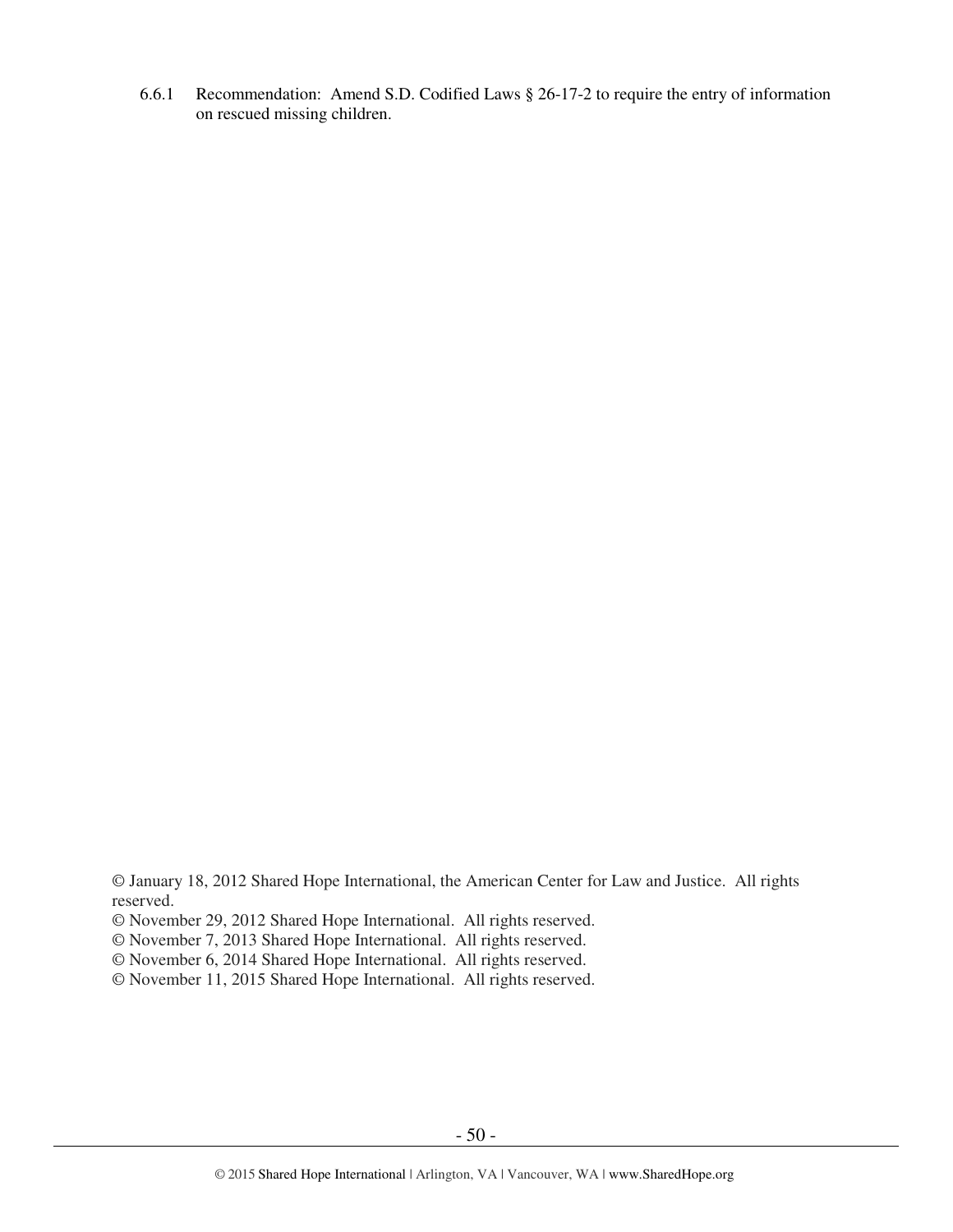6.6.1 Recommendation: Amend S.D. Codified Laws § 26-17-2 to require the entry of information on rescued missing children.

© January 18, 2012 Shared Hope International, the American Center for Law and Justice. All rights reserved.
© November 29, 2012 Shared Hope International. All rights reserved.
© November 7, 2013 Shared Hope International. All rights reserved.
© November 6, 2014 Shared Hope International. All rights reserved.
© November 11, 2015 Shared Hope International. All rights reserved.